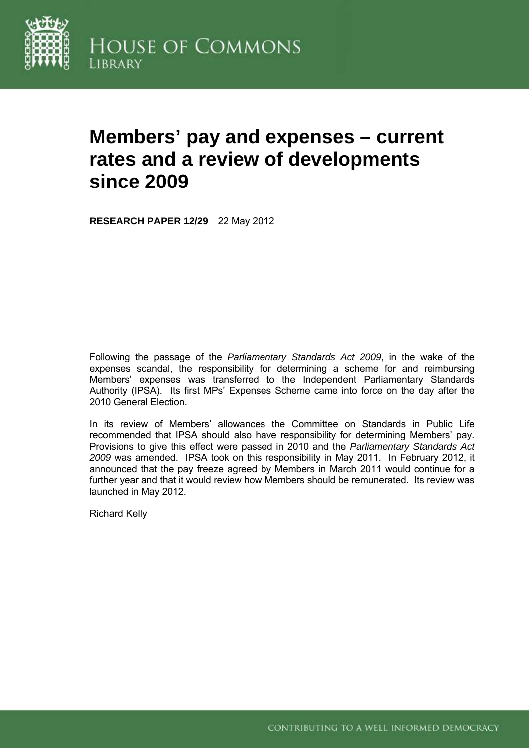HOUSE OF COMMONS LIBRARY

# Members' pay and expenses – current rates and a review of developments since 2009

**RESEARCH PAPER 12/29** 22 May 2012

Following the passage of the *Parliamentary Standards Act 2009*, in the wake of the expenses scandal, the responsibility for determining a scheme for and reimbursing Members' expenses was transferred to the Independent Parliamentary Standards Authority (IPSA). Its first MPs' Expenses Scheme came into force on the day after the 2010 General Election.

In its review of Members' allowances the Committee on Standards in Public Life recommended that IPSA should also have responsibility for determining Members' pay. Provisions to give this effect were passed in 2010 and the *Parliamentary Standards Act 2009* was amended. IPSA took on this responsibility in May 2011. In February 2012, it announced that the pay freeze agreed by Members in March 2011 would continue for a further year and that it would review how Members should be remunerated. Its review was launched in May 2012.

Richard Kelly

CONTRIBUTING TO A WELL INFORMED DEMOCRACY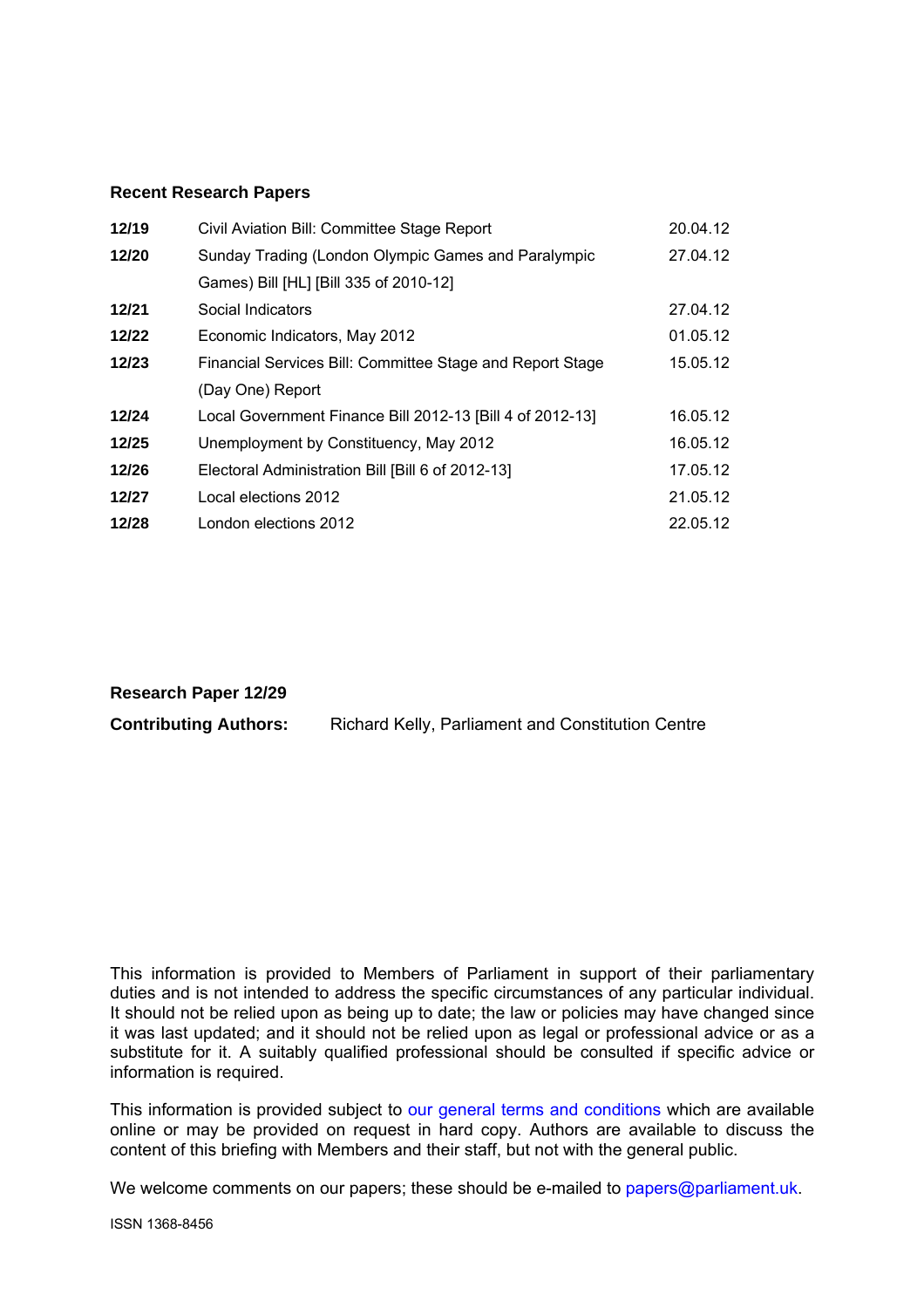## Recent Research Papers

| | | |
|---|---|---|
| **12/19** | Civil Aviation Bill: Committee Stage Report | 20.04.12 |
| **12/20** | Sunday Trading (London Olympic Games and Paralympic Games) Bill [HL] [Bill 335 of 2010-12] | 27.04.12 |
| **12/21** | Social Indicators | 27.04.12 |
| **12/22** | Economic Indicators, May 2012 | 01.05.12 |
| **12/23** | Financial Services Bill: Committee Stage and Report Stage (Day One) Report | 15.05.12 |
| **12/24** | Local Government Finance Bill 2012-13 [Bill 4 of 2012-13] | 16.05.12 |
| **12/25** | Unemployment by Constituency, May 2012 | 16.05.12 |
| **12/26** | Electoral Administration Bill [Bill 6 of 2012-13] | 17.05.12 |
| **12/27** | Local elections 2012 | 21.05.12 |
| **12/28** | London elections 2012 | 22.05.12 |

**Research Paper 12/29**

**Contributing Authors:** Richard Kelly, Parliament and Constitution Centre

This information is provided to Members of Parliament in support of their parliamentary duties and is not intended to address the specific circumstances of any particular individual. It should not be relied upon as being up to date; the law or policies may have changed since it was last updated; and it should not be relied upon as legal or professional advice or as a substitute for it. A suitably qualified professional should be consulted if specific advice or information is required.

This information is provided subject to our general terms and conditions which are available online or may be provided on request in hard copy. Authors are available to discuss the content of this briefing with Members and their staff, but not with the general public.

We welcome comments on our papers; these should be e-mailed to papers@parliament.uk.

ISSN 1368-8456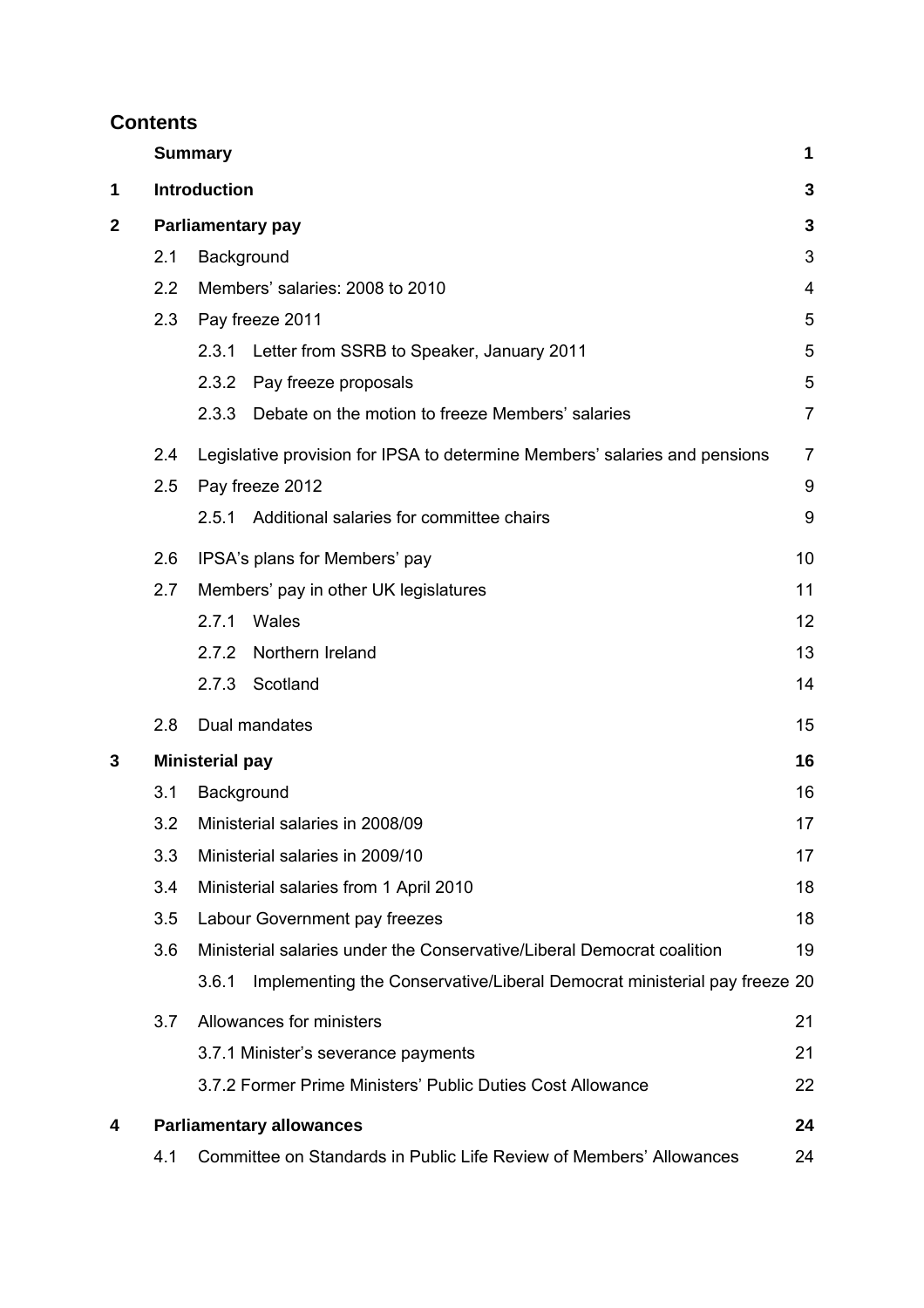## Contents

| | | Page |
|---|---|---|
| | **Summary** | **1** |
| **1** | **Introduction** | **3** |
| **2** | **Parliamentary pay** | **3** |
| 2.1 | Background | 3 |
| 2.2 | Members' salaries: 2008 to 2010 | 4 |
| 2.3 | Pay freeze 2011 | 5 |
| 2.3.1 | Letter from SSRB to Speaker, January 2011 | 5 |
| 2.3.2 | Pay freeze proposals | 5 |
| 2.3.3 | Debate on the motion to freeze Members' salaries | 7 |
| 2.4 | Legislative provision for IPSA to determine Members' salaries and pensions | 7 |
| 2.5 | Pay freeze 2012 | 9 |
| 2.5.1 | Additional salaries for committee chairs | 9 |
| 2.6 | IPSA's plans for Members' pay | 10 |
| 2.7 | Members' pay in other UK legislatures | 11 |
| 2.7.1 | Wales | 12 |
| 2.7.2 | Northern Ireland | 13 |
| 2.7.3 | Scotland | 14 |
| 2.8 | Dual mandates | 15 |
| **3** | **Ministerial pay** | **16** |
| 3.1 | Background | 16 |
| 3.2 | Ministerial salaries in 2008/09 | 17 |
| 3.3 | Ministerial salaries in 2009/10 | 17 |
| 3.4 | Ministerial salaries from 1 April 2010 | 18 |
| 3.5 | Labour Government pay freezes | 18 |
| 3.6 | Ministerial salaries under the Conservative/Liberal Democrat coalition | 19 |
| 3.6.1 | Implementing the Conservative/Liberal Democrat ministerial pay freeze | 20 |
| 3.7 | Allowances for ministers | 21 |
| 3.7.1 | Minister's severance payments | 21 |
| 3.7.2 | Former Prime Ministers' Public Duties Cost Allowance | 22 |
| **4** | **Parliamentary allowances** | **24** |
| 4.1 | Committee on Standards in Public Life Review of Members' Allowances | 24 |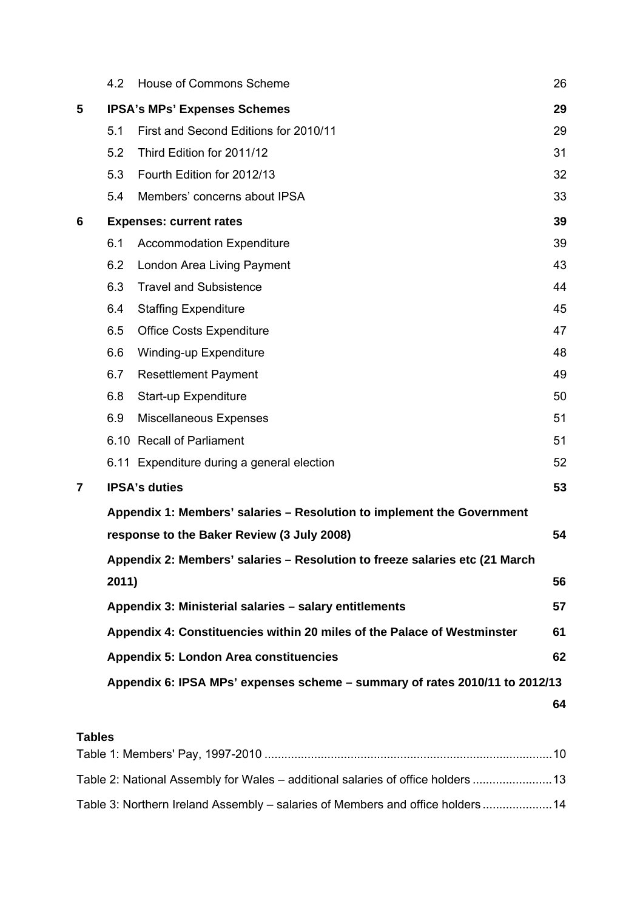4.2 House of Commons Scheme 26

**5 IPSA's MPs' Expenses Schemes 29**

5.1 First and Second Editions for 2010/11 29

5.2 Third Edition for 2011/12 31

5.3 Fourth Edition for 2012/13 32

5.4 Members' concerns about IPSA 33

**6 Expenses: current rates 39**

6.1 Accommodation Expenditure 39

6.2 London Area Living Payment 43

6.3 Travel and Subsistence 44

6.4 Staffing Expenditure 45

6.5 Office Costs Expenditure 47

6.6 Winding-up Expenditure 48

6.7 Resettlement Payment 49

6.8 Start-up Expenditure 50

6.9 Miscellaneous Expenses 51

6.10 Recall of Parliament 51

6.11 Expenditure during a general election 52

**7 IPSA's duties 53**

**Appendix 1: Members' salaries – Resolution to implement the Government response to the Baker Review (3 July 2008) 54**

**Appendix 2: Members' salaries – Resolution to freeze salaries etc (21 March 2011) 56**

**Appendix 3: Ministerial salaries – salary entitlements 57**

**Appendix 4: Constituencies within 20 miles of the Palace of Westminster 61**

**Appendix 5: London Area constituencies 62**

**Appendix 6: IPSA MPs' expenses scheme – summary of rates 2010/11 to 2012/13 64**

**Tables**

Table 1: Members' Pay, 1997-2010 ........................................ 10

Table 2: National Assembly for Wales – additional salaries of office holders ........................ 13

Table 3: Northern Ireland Assembly – salaries of Members and office holders ..................... 14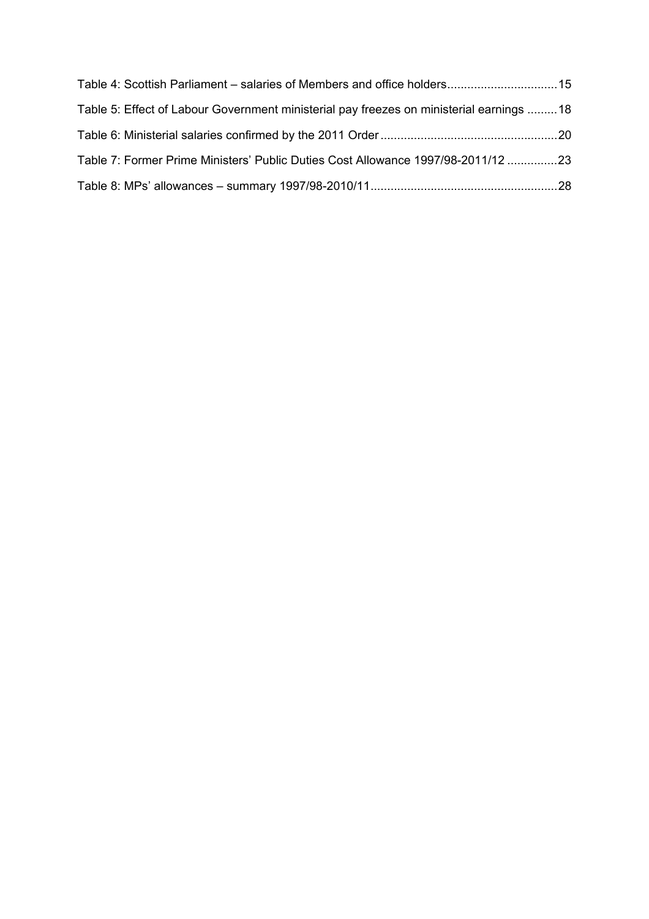Table 4: Scottish Parliament – salaries of Members and office holders................................15

Table 5: Effect of Labour Government ministerial pay freezes on ministerial earnings .........18

Table 6: Ministerial salaries confirmed by the 2011 Order....................................................20

Table 7: Former Prime Ministers' Public Duties Cost Allowance 1997/98-2011/12 ...............23

Table 8: MPs' allowances – summary 1997/98-2010/11.......................................................28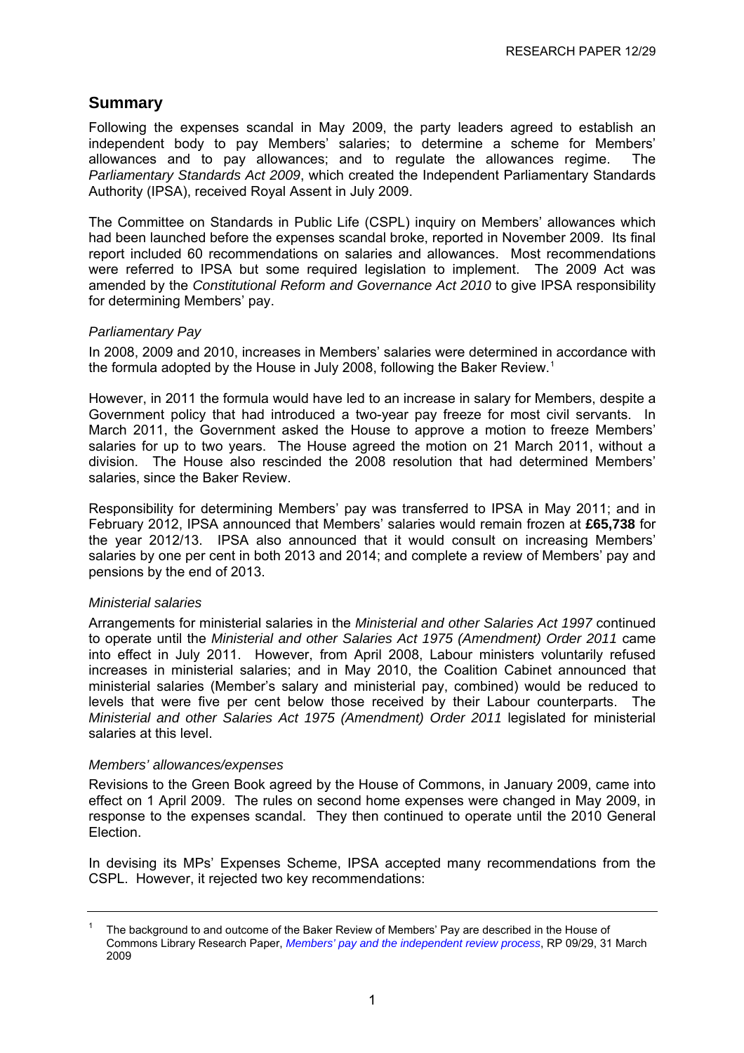## Summary

Following the expenses scandal in May 2009, the party leaders agreed to establish an independent body to pay Members' salaries; to determine a scheme for Members' allowances and to pay allowances; and to regulate the allowances regime. The *Parliamentary Standards Act 2009*, which created the Independent Parliamentary Standards Authority (IPSA), received Royal Assent in July 2009.

The Committee on Standards in Public Life (CSPL) inquiry on Members' allowances which had been launched before the expenses scandal broke, reported in November 2009. Its final report included 60 recommendations on salaries and allowances. Most recommendations were referred to IPSA but some required legislation to implement. The 2009 Act was amended by the *Constitutional Reform and Governance Act 2010* to give IPSA responsibility for determining Members' pay.

*Parliamentary Pay*

In 2008, 2009 and 2010, increases in Members' salaries were determined in accordance with the formula adopted by the House in July 2008, following the Baker Review.[1]

However, in 2011 the formula would have led to an increase in salary for Members, despite a Government policy that had introduced a two-year pay freeze for most civil servants. In March 2011, the Government asked the House to approve a motion to freeze Members' salaries for up to two years. The House agreed the motion on 21 March 2011, without a division. The House also rescinded the 2008 resolution that had determined Members' salaries, since the Baker Review.

Responsibility for determining Members' pay was transferred to IPSA in May 2011; and in February 2012, IPSA announced that Members' salaries would remain frozen at **£65,738** for the year 2012/13. IPSA also announced that it would consult on increasing Members' salaries by one per cent in both 2013 and 2014; and complete a review of Members' pay and pensions by the end of 2013.

*Ministerial salaries*

Arrangements for ministerial salaries in the *Ministerial and other Salaries Act 1997* continued to operate until the *Ministerial and other Salaries Act 1975 (Amendment) Order 2011* came into effect in July 2011. However, from April 2008, Labour ministers voluntarily refused increases in ministerial salaries; and in May 2010, the Coalition Cabinet announced that ministerial salaries (Member's salary and ministerial pay, combined) would be reduced to levels that were five per cent below those received by their Labour counterparts. The *Ministerial and other Salaries Act 1975 (Amendment) Order 2011* legislated for ministerial salaries at this level.

*Members' allowances/expenses*

Revisions to the Green Book agreed by the House of Commons, in January 2009, came into effect on 1 April 2009. The rules on second home expenses were changed in May 2009, in response to the expenses scandal. They then continued to operate until the 2010 General Election.

In devising its MPs' Expenses Scheme, IPSA accepted many recommendations from the CSPL. However, it rejected two key recommendations:

---

[1] The background to and outcome of the Baker Review of Members' Pay are described in the House of Commons Library Research Paper, *Members' pay and the independent review process*, RP 09/29, 31 March 2009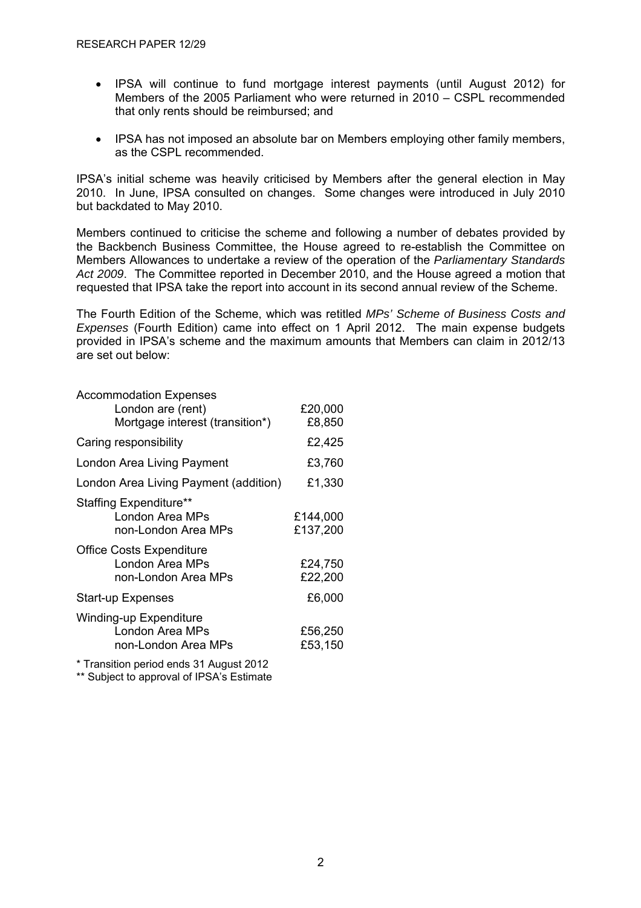- IPSA will continue to fund mortgage interest payments (until August 2012) for Members of the 2005 Parliament who were returned in 2010 – CSPL recommended that only rents should be reimbursed; and

- IPSA has not imposed an absolute bar on Members employing other family members, as the CSPL recommended.

IPSA's initial scheme was heavily criticised by Members after the general election in May 2010. In June, IPSA consulted on changes. Some changes were introduced in July 2010 but backdated to May 2010.

Members continued to criticise the scheme and following a number of debates provided by the Backbench Business Committee, the House agreed to re-establish the Committee on Members Allowances to undertake a review of the operation of the *Parliamentary Standards Act 2009*. The Committee reported in December 2010, and the House agreed a motion that requested that IPSA take the report into account in its second annual review of the Scheme.

The Fourth Edition of the Scheme, which was retitled *MPs' Scheme of Business Costs and Expenses* (Fourth Edition) came into effect on 1 April 2012. The main expense budgets provided in IPSA's scheme and the maximum amounts that Members can claim in 2012/13 are set out below:

| | |
|---|---|
| **Accommodation Expenses** | |
| London are (rent) | £20,000 |
| Mortgage interest (transition*) | £8,850 |
| Caring responsibility | £2,425 |
| London Area Living Payment | £3,760 |
| London Area Living Payment (addition) | £1,330 |
| **Staffing Expenditure**** | |
| London Area MPs | £144,000 |
| non-London Area MPs | £137,200 |
| **Office Costs Expenditure** | |
| London Area MPs | £24,750 |
| non-London Area MPs | £22,200 |
| Start-up Expenses | £6,000 |
| **Winding-up Expenditure** | |
| London Area MPs | £56,250 |
| non-London Area MPs | £53,150 |

\* Transition period ends 31 August 2012

\*\* Subject to approval of IPSA's Estimate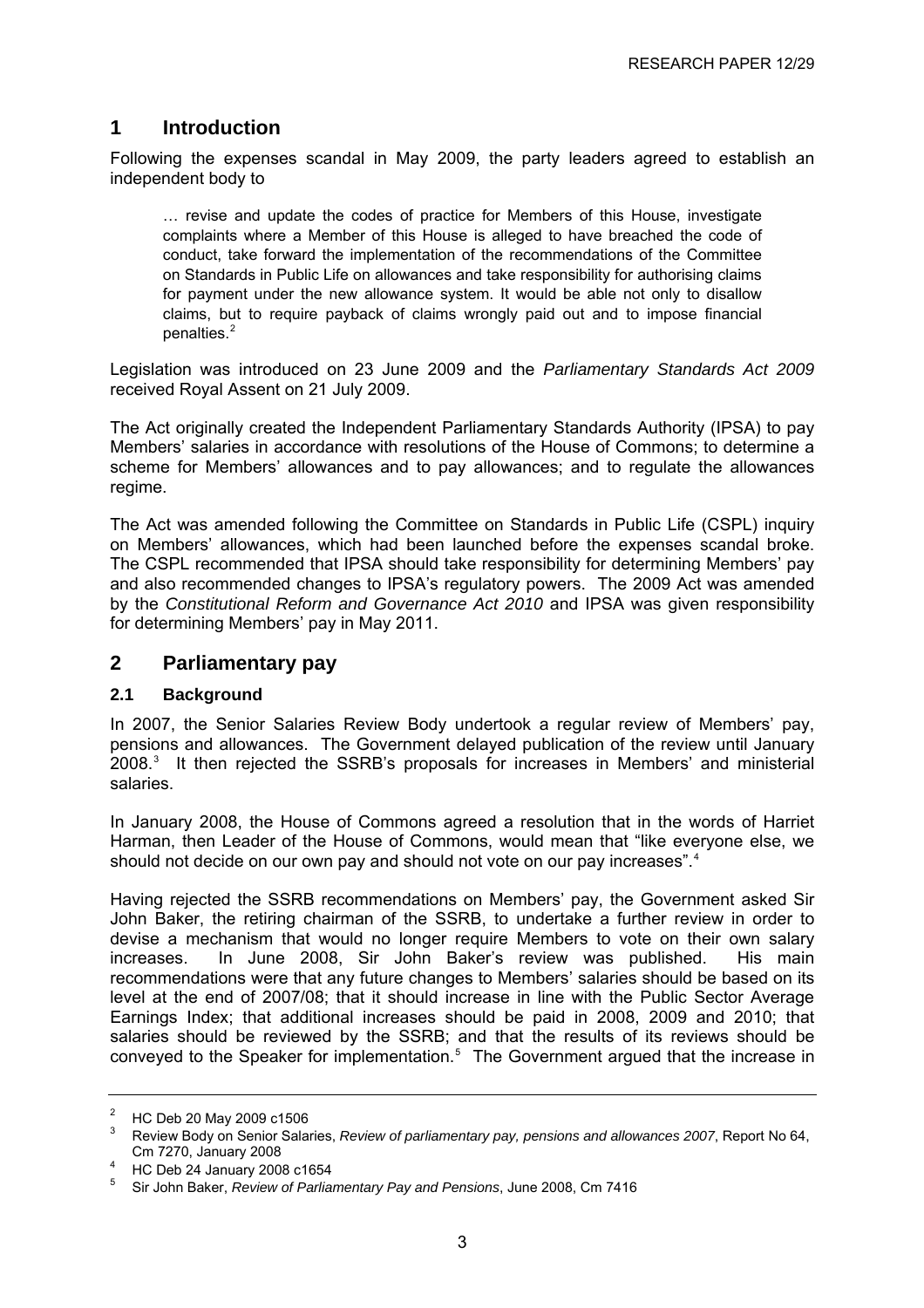# 1 Introduction

Following the expenses scandal in May 2009, the party leaders agreed to establish an independent body to

> … revise and update the codes of practice for Members of this House, investigate complaints where a Member of this House is alleged to have breached the code of conduct, take forward the implementation of the recommendations of the Committee on Standards in Public Life on allowances and take responsibility for authorising claims for payment under the new allowance system. It would be able not only to disallow claims, but to require payback of claims wrongly paid out and to impose financial penalties.[2]

Legislation was introduced on 23 June 2009 and the *Parliamentary Standards Act 2009* received Royal Assent on 21 July 2009.

The Act originally created the Independent Parliamentary Standards Authority (IPSA) to pay Members' salaries in accordance with resolutions of the House of Commons; to determine a scheme for Members' allowances and to pay allowances; and to regulate the allowances regime.

The Act was amended following the Committee on Standards in Public Life (CSPL) inquiry on Members' allowances, which had been launched before the expenses scandal broke. The CSPL recommended that IPSA should take responsibility for determining Members' pay and also recommended changes to IPSA's regulatory powers. The 2009 Act was amended by the *Constitutional Reform and Governance Act 2010* and IPSA was given responsibility for determining Members' pay in May 2011.

# 2 Parliamentary pay

## 2.1 Background

In 2007, the Senior Salaries Review Body undertook a regular review of Members' pay, pensions and allowances. The Government delayed publication of the review until January 2008.[3] It then rejected the SSRB's proposals for increases in Members' and ministerial salaries.

In January 2008, the House of Commons agreed a resolution that in the words of Harriet Harman, then Leader of the House of Commons, would mean that "like everyone else, we should not decide on our own pay and should not vote on our pay increases".[4]

Having rejected the SSRB recommendations on Members' pay, the Government asked Sir John Baker, the retiring chairman of the SSRB, to undertake a further review in order to devise a mechanism that would no longer require Members to vote on their own salary increases. In June 2008, Sir John Baker's review was published. His main recommendations were that any future changes to Members' salaries should be based on its level at the end of 2007/08; that it should increase in line with the Public Sector Average Earnings Index; that additional increases should be paid in 2008, 2009 and 2010; that salaries should be reviewed by the SSRB; and that the results of its reviews should be conveyed to the Speaker for implementation.[5] The Government argued that the increase in

---

[2] HC Deb 20 May 2009 c1506

[3] Review Body on Senior Salaries, *Review of parliamentary pay, pensions and allowances 2007*, Report No 64, Cm 7270, January 2008

[4] HC Deb 24 January 2008 c1654

[5] Sir John Baker, *Review of Parliamentary Pay and Pensions*, June 2008, Cm 7416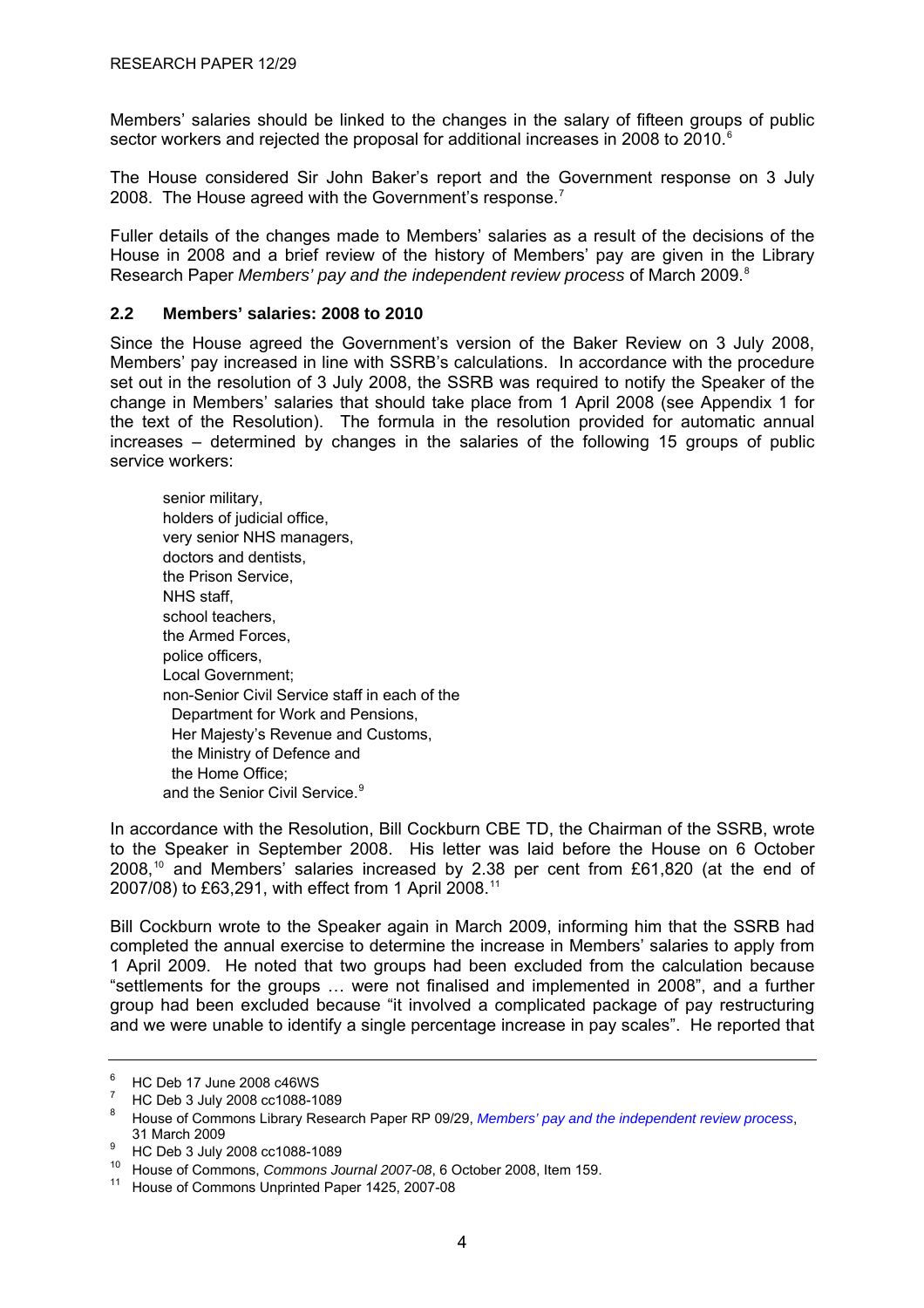Members' salaries should be linked to the changes in the salary of fifteen groups of public sector workers and rejected the proposal for additional increases in 2008 to 2010.[6]

The House considered Sir John Baker's report and the Government response on 3 July 2008. The House agreed with the Government's response.[7]

Fuller details of the changes made to Members' salaries as a result of the decisions of the House in 2008 and a brief review of the history of Members' pay are given in the Library Research Paper *Members' pay and the independent review process* of March 2009.[8]

## 2.2 Members' salaries: 2008 to 2010

Since the House agreed the Government's version of the Baker Review on 3 July 2008, Members' pay increased in line with SSRB's calculations. In accordance with the procedure set out in the resolution of 3 July 2008, the SSRB was required to notify the Speaker of the change in Members' salaries that should take place from 1 April 2008 (see Appendix 1 for the text of the Resolution). The formula in the resolution provided for automatic annual increases – determined by changes in the salaries of the following 15 groups of public service workers:

> senior military,
> holders of judicial office,
> very senior NHS managers,
> doctors and dentists,
> the Prison Service,
> NHS staff,
> school teachers,
> the Armed Forces,
> police officers,
> Local Government;
> non-Senior Civil Service staff in each of the
> Department for Work and Pensions,
> Her Majesty's Revenue and Customs,
> the Ministry of Defence and
> the Home Office;
> and the Senior Civil Service.[9]

In accordance with the Resolution, Bill Cockburn CBE TD, the Chairman of the SSRB, wrote to the Speaker in September 2008. His letter was laid before the House on 6 October 2008,[10] and Members' salaries increased by 2.38 per cent from £61,820 (at the end of 2007/08) to £63,291, with effect from 1 April 2008.[11]

Bill Cockburn wrote to the Speaker again in March 2009, informing him that the SSRB had completed the annual exercise to determine the increase in Members' salaries to apply from 1 April 2009. He noted that two groups had been excluded from the calculation because "settlements for the groups … were not finalised and implemented in 2008", and a further group had been excluded because "it involved a complicated package of pay restructuring and we were unable to identify a single percentage increase in pay scales". He reported that

---

[6] HC Deb 17 June 2008 c46WS

[7] HC Deb 3 July 2008 cc1088-1089

[8] House of Commons Library Research Paper RP 09/29, *Members' pay and the independent review process*, 31 March 2009

[9] HC Deb 3 July 2008 cc1088-1089

[10] House of Commons, *Commons Journal 2007-08*, 6 October 2008, Item 159.

[11] House of Commons Unprinted Paper 1425, 2007-08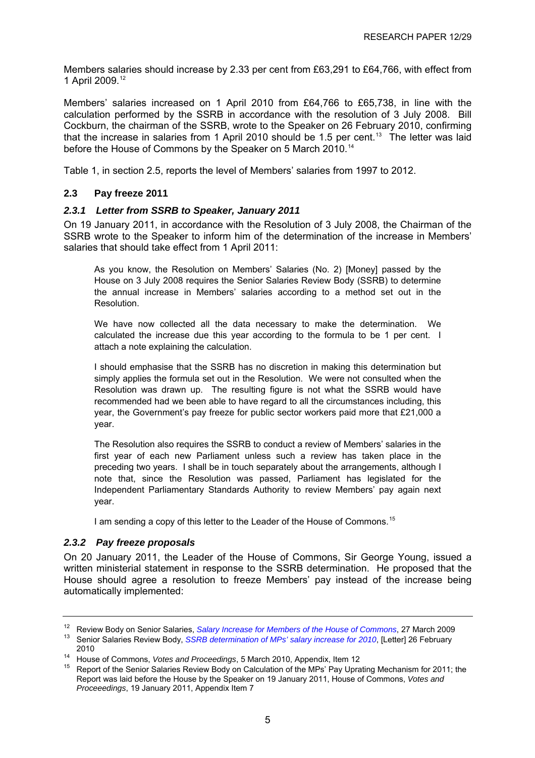Members salaries should increase by 2.33 per cent from £63,291 to £64,766, with effect from 1 April 2009.[12]

Members' salaries increased on 1 April 2010 from £64,766 to £65,738, in line with the calculation performed by the SSRB in accordance with the resolution of 3 July 2008. Bill Cockburn, the chairman of the SSRB, wrote to the Speaker on 26 February 2010, confirming that the increase in salaries from 1 April 2010 should be 1.5 per cent.[13] The letter was laid before the House of Commons by the Speaker on 5 March 2010.[14]

Table 1, in section 2.5, reports the level of Members' salaries from 1997 to 2012.

### 2.3 Pay freeze 2011

#### *2.3.1 Letter from SSRB to Speaker, January 2011*

On 19 January 2011, in accordance with the Resolution of 3 July 2008, the Chairman of the SSRB wrote to the Speaker to inform him of the determination of the increase in Members' salaries that should take effect from 1 April 2011:

> As you know, the Resolution on Members' Salaries (No. 2) [Money] passed by the House on 3 July 2008 requires the Senior Salaries Review Body (SSRB) to determine the annual increase in Members' salaries according to a method set out in the Resolution.
>
> We have now collected all the data necessary to make the determination. We calculated the increase due this year according to the formula to be 1 per cent. I attach a note explaining the calculation.
>
> I should emphasise that the SSRB has no discretion in making this determination but simply applies the formula set out in the Resolution. We were not consulted when the Resolution was drawn up. The resulting figure is not what the SSRB would have recommended had we been able to have regard to all the circumstances including, this year, the Government's pay freeze for public sector workers paid more that £21,000 a year.
>
> The Resolution also requires the SSRB to conduct a review of Members' salaries in the first year of each new Parliament unless such a review has taken place in the preceding two years. I shall be in touch separately about the arrangements, although I note that, since the Resolution was passed, Parliament has legislated for the Independent Parliamentary Standards Authority to review Members' pay again next year.
>
> I am sending a copy of this letter to the Leader of the House of Commons.[15]

#### *2.3.2 Pay freeze proposals*

On 20 January 2011, the Leader of the House of Commons, Sir George Young, issued a written ministerial statement in response to the SSRB determination. He proposed that the House should agree a resolution to freeze Members' pay instead of the increase being automatically implemented:

---

[12] Review Body on Senior Salaries, *Salary Increase for Members of the House of Commons*, 27 March 2009

[13] Senior Salaries Review Body, *SSRB determination of MPs' salary increase for 2010*, [Letter] 26 February 2010

[14] House of Commons, *Votes and Proceedings*, 5 March 2010, Appendix, Item 12

[15] Report of the Senior Salaries Review Body on Calculation of the MPs' Pay Uprating Mechanism for 2011; the Report was laid before the House by the Speaker on 19 January 2011, House of Commons, *Votes and Proceeedings*, 19 January 2011, Appendix Item 7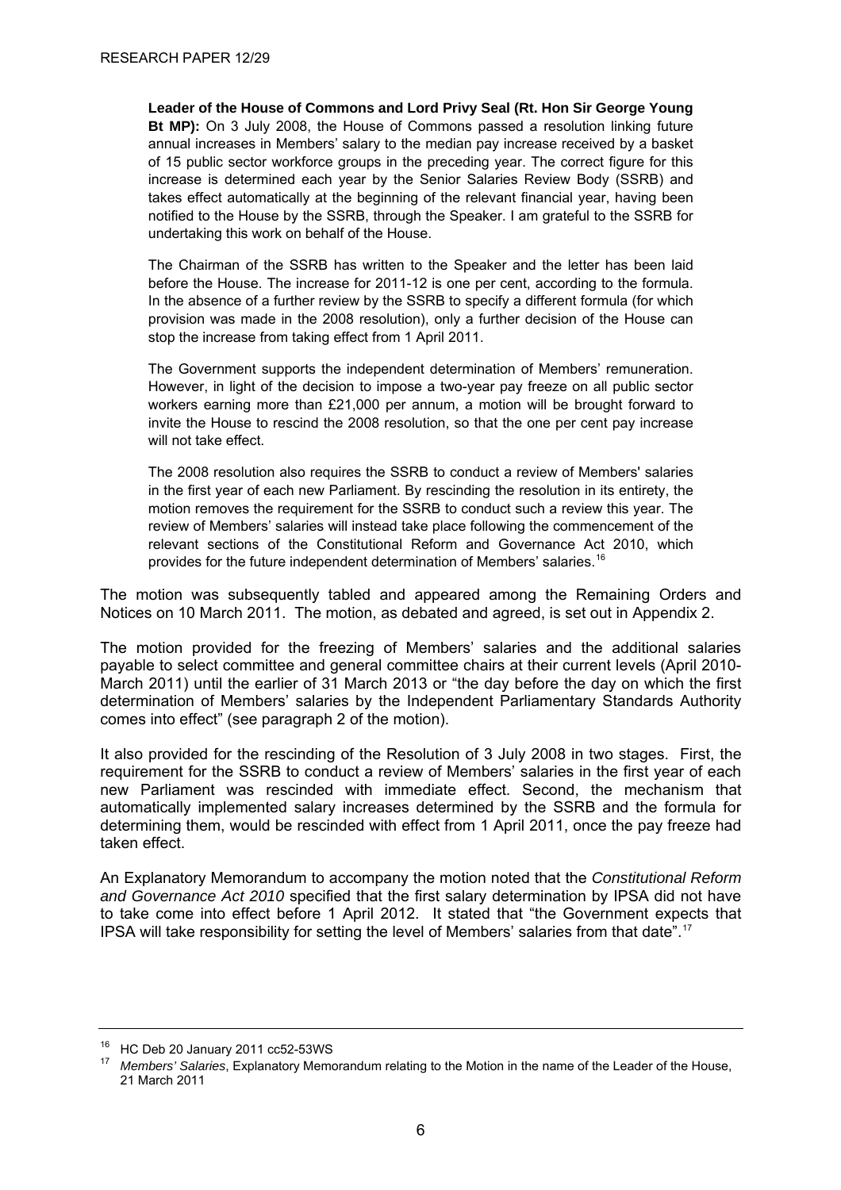> **Leader of the House of Commons and Lord Privy Seal (Rt. Hon Sir George Young Bt MP):** On 3 July 2008, the House of Commons passed a resolution linking future annual increases in Members' salary to the median pay increase received by a basket of 15 public sector workforce groups in the preceding year. The correct figure for this increase is determined each year by the Senior Salaries Review Body (SSRB) and takes effect automatically at the beginning of the relevant financial year, having been notified to the House by the SSRB, through the Speaker. I am grateful to the SSRB for undertaking this work on behalf of the House.
>
> The Chairman of the SSRB has written to the Speaker and the letter has been laid before the House. The increase for 2011-12 is one per cent, according to the formula. In the absence of a further review by the SSRB to specify a different formula (for which provision was made in the 2008 resolution), only a further decision of the House can stop the increase from taking effect from 1 April 2011.
>
> The Government supports the independent determination of Members' remuneration. However, in light of the decision to impose a two-year pay freeze on all public sector workers earning more than £21,000 per annum, a motion will be brought forward to invite the House to rescind the 2008 resolution, so that the one per cent pay increase will not take effect.
>
> The 2008 resolution also requires the SSRB to conduct a review of Members' salaries in the first year of each new Parliament. By rescinding the resolution in its entirety, the motion removes the requirement for the SSRB to conduct such a review this year. The review of Members' salaries will instead take place following the commencement of the relevant sections of the Constitutional Reform and Governance Act 2010, which provides for the future independent determination of Members' salaries.[16]

The motion was subsequently tabled and appeared among the Remaining Orders and Notices on 10 March 2011. The motion, as debated and agreed, is set out in Appendix 2.

The motion provided for the freezing of Members' salaries and the additional salaries payable to select committee and general committee chairs at their current levels (April 2010-March 2011) until the earlier of 31 March 2013 or "the day before the day on which the first determination of Members' salaries by the Independent Parliamentary Standards Authority comes into effect" (see paragraph 2 of the motion).

It also provided for the rescinding of the Resolution of 3 July 2008 in two stages. First, the requirement for the SSRB to conduct a review of Members' salaries in the first year of each new Parliament was rescinded with immediate effect. Second, the mechanism that automatically implemented salary increases determined by the SSRB and the formula for determining them, would be rescinded with effect from 1 April 2011, once the pay freeze had taken effect.

An Explanatory Memorandum to accompany the motion noted that the *Constitutional Reform and Governance Act 2010* specified that the first salary determination by IPSA did not have to take come into effect before 1 April 2012. It stated that "the Government expects that IPSA will take responsibility for setting the level of Members' salaries from that date".[17]

---

[16] HC Deb 20 January 2011 cc52-53WS

[17] *Members' Salaries*, Explanatory Memorandum relating to the Motion in the name of the Leader of the House, 21 March 2011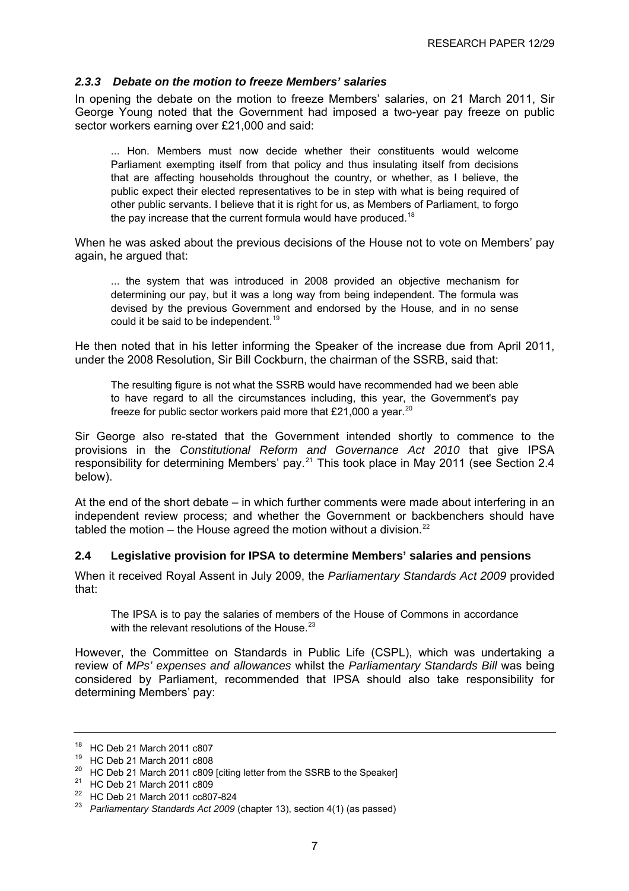### *2.3.3 Debate on the motion to freeze Members' salaries*

In opening the debate on the motion to freeze Members' salaries, on 21 March 2011, Sir George Young noted that the Government had imposed a two-year pay freeze on public sector workers earning over £21,000 and said:

> ... Hon. Members must now decide whether their constituents would welcome Parliament exempting itself from that policy and thus insulating itself from decisions that are affecting households throughout the country, or whether, as I believe, the public expect their elected representatives to be in step with what is being required of other public servants. I believe that it is right for us, as Members of Parliament, to forgo the pay increase that the current formula would have produced.[18]

When he was asked about the previous decisions of the House not to vote on Members' pay again, he argued that:

> ... the system that was introduced in 2008 provided an objective mechanism for determining our pay, but it was a long way from being independent. The formula was devised by the previous Government and endorsed by the House, and in no sense could it be said to be independent.[19]

He then noted that in his letter informing the Speaker of the increase due from April 2011, under the 2008 Resolution, Sir Bill Cockburn, the chairman of the SSRB, said that:

> The resulting figure is not what the SSRB would have recommended had we been able to have regard to all the circumstances including, this year, the Government's pay freeze for public sector workers paid more that £21,000 a year.[20]

Sir George also re-stated that the Government intended shortly to commence to the provisions in the *Constitutional Reform and Governance Act 2010* that give IPSA responsibility for determining Members' pay.[21] This took place in May 2011 (see Section 2.4 below).

At the end of the short debate – in which further comments were made about interfering in an independent review process; and whether the Government or backbenchers should have tabled the motion – the House agreed the motion without a division.[22]

### 2.4 Legislative provision for IPSA to determine Members' salaries and pensions

When it received Royal Assent in July 2009, the *Parliamentary Standards Act 2009* provided that:

> The IPSA is to pay the salaries of members of the House of Commons in accordance with the relevant resolutions of the House.[23]

However, the Committee on Standards in Public Life (CSPL), which was undertaking a review of *MPs' expenses and allowances* whilst the *Parliamentary Standards Bill* was being considered by Parliament, recommended that IPSA should also take responsibility for determining Members' pay:

---

[18] HC Deb 21 March 2011 c807

[19] HC Deb 21 March 2011 c808

[20] HC Deb 21 March 2011 c809 [citing letter from the SSRB to the Speaker]

[21] HC Deb 21 March 2011 c809

[22] HC Deb 21 March 2011 cc807-824

[23] *Parliamentary Standards Act 2009* (chapter 13), section 4(1) (as passed)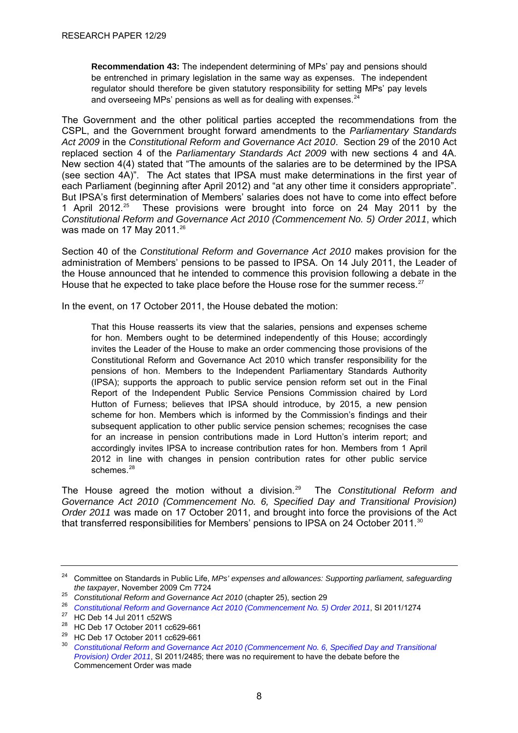> **Recommendation 43:** The independent determining of MPs' pay and pensions should be entrenched in primary legislation in the same way as expenses. The independent regulator should therefore be given statutory responsibility for setting MPs' pay levels and overseeing MPs' pensions as well as for dealing with expenses.[24]

The Government and the other political parties accepted the recommendations from the CSPL, and the Government brought forward amendments to the *Parliamentary Standards Act 2009* in the *Constitutional Reform and Governance Act 2010*. Section 29 of the 2010 Act replaced section 4 of the *Parliamentary Standards Act 2009* with new sections 4 and 4A. New section 4(4) stated that "The amounts of the salaries are to be determined by the IPSA (see section 4A)". The Act states that IPSA must make determinations in the first year of each Parliament (beginning after April 2012) and "at any other time it considers appropriate". But IPSA's first determination of Members' salaries does not have to come into effect before 1 April 2012.[25] These provisions were brought into force on 24 May 2011 by the *Constitutional Reform and Governance Act 2010 (Commencement No. 5) Order 2011*, which was made on 17 May 2011.[26]

Section 40 of the *Constitutional Reform and Governance Act 2010* makes provision for the administration of Members' pensions to be passed to IPSA. On 14 July 2011, the Leader of the House announced that he intended to commence this provision following a debate in the House that he expected to take place before the House rose for the summer recess.[27]

In the event, on 17 October 2011, the House debated the motion:

> That this House reasserts its view that the salaries, pensions and expenses scheme for hon. Members ought to be determined independently of this House; accordingly invites the Leader of the House to make an order commencing those provisions of the Constitutional Reform and Governance Act 2010 which transfer responsibility for the pensions of hon. Members to the Independent Parliamentary Standards Authority (IPSA); supports the approach to public service pension reform set out in the Final Report of the Independent Public Service Pensions Commission chaired by Lord Hutton of Furness; believes that IPSA should introduce, by 2015, a new pension scheme for hon. Members which is informed by the Commission's findings and their subsequent application to other public service pension schemes; recognises the case for an increase in pension contributions made in Lord Hutton's interim report; and accordingly invites IPSA to increase contribution rates for hon. Members from 1 April 2012 in line with changes in pension contribution rates for other public service schemes.[28]

The House agreed the motion without a division.[29] The *Constitutional Reform and Governance Act 2010 (Commencement No. 6, Specified Day and Transitional Provision) Order 2011* was made on 17 October 2011, and brought into force the provisions of the Act that transferred responsibilities for Members' pensions to IPSA on 24 October 2011.[30]

---

[24] Committee on Standards in Public Life, *MPs' expenses and allowances: Supporting parliament, safeguarding the taxpayer*, November 2009 Cm 7724

[25] *Constitutional Reform and Governance Act 2010* (chapter 25), section 29

[26] *Constitutional Reform and Governance Act 2010 (Commencement No. 5) Order 2011*, SI 2011/1274

[27] HC Deb 14 Jul 2011 c52WS

[28] HC Deb 17 October 2011 cc629-661

[29] HC Deb 17 October 2011 cc629-661

[30] *Constitutional Reform and Governance Act 2010 (Commencement No. 6, Specified Day and Transitional Provision) Order 2011*, SI 2011/2485; there was no requirement to have the debate before the Commencement Order was made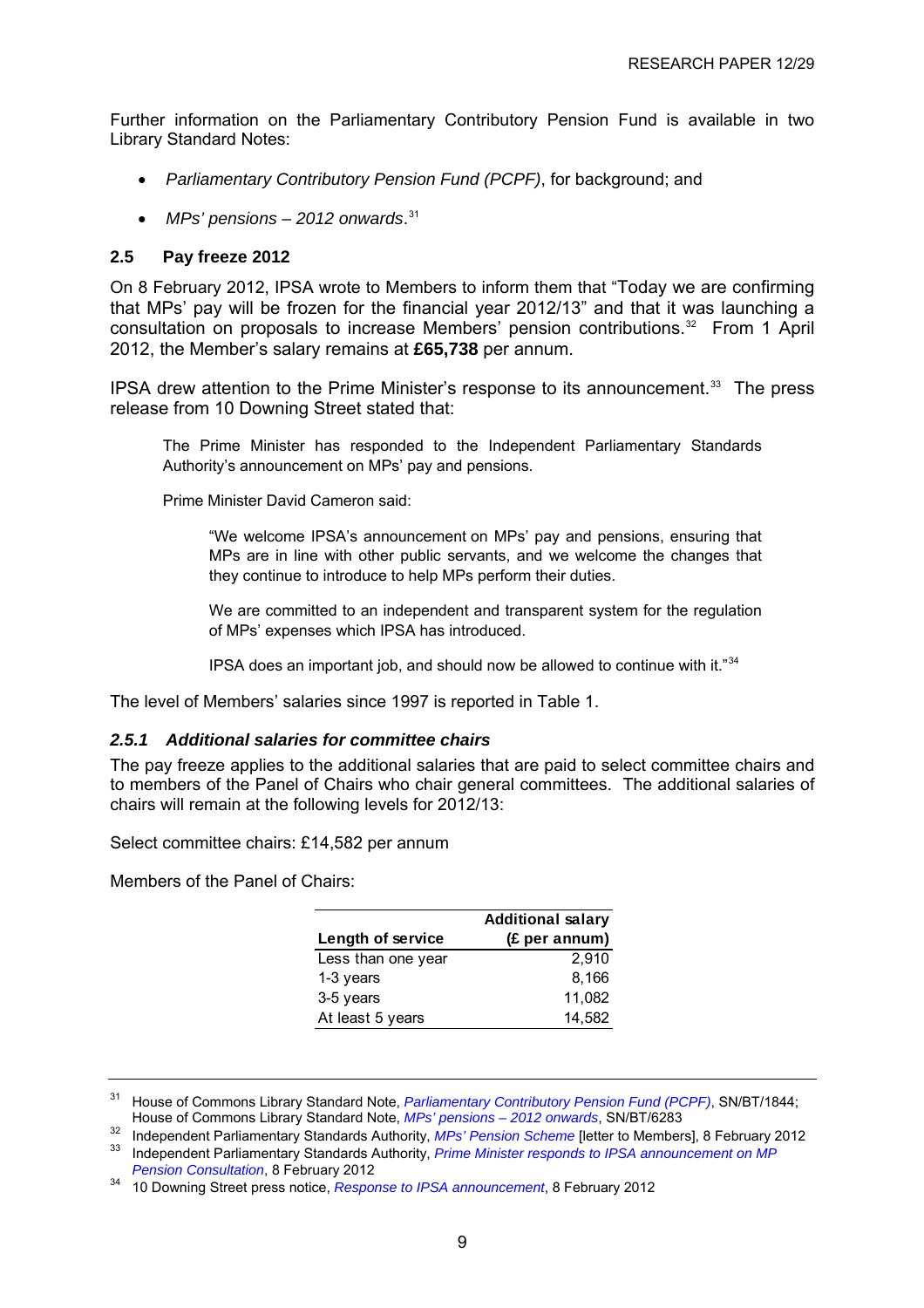Further information on the Parliamentary Contributory Pension Fund is available in two Library Standard Notes:

- *Parliamentary Contributory Pension Fund (PCPF)*, for background; and
- *MPs' pensions – 2012 onwards*.[31]

## 2.5 Pay freeze 2012

On 8 February 2012, IPSA wrote to Members to inform them that "Today we are confirming that MPs' pay will be frozen for the financial year 2012/13" and that it was launching a consultation on proposals to increase Members' pension contributions.[32] From 1 April 2012, the Member's salary remains at **£65,738** per annum.

IPSA drew attention to the Prime Minister's response to its announcement.[33] The press release from 10 Downing Street stated that:

> The Prime Minister has responded to the Independent Parliamentary Standards Authority's announcement on MPs' pay and pensions.
>
> Prime Minister David Cameron said:
>
> > "We welcome IPSA's announcement on MPs' pay and pensions, ensuring that MPs are in line with other public servants, and we welcome the changes that they continue to introduce to help MPs perform their duties.
> >
> > We are committed to an independent and transparent system for the regulation of MPs' expenses which IPSA has introduced.
> >
> > IPSA does an important job, and should now be allowed to continue with it."[34]

The level of Members' salaries since 1997 is reported in Table 1.

### *2.5.1 Additional salaries for committee chairs*

The pay freeze applies to the additional salaries that are paid to select committee chairs and to members of the Panel of Chairs who chair general committees. The additional salaries of chairs will remain at the following levels for 2012/13:

Select committee chairs: £14,582 per annum

Members of the Panel of Chairs:

| Length of service | Additional salary (£ per annum) |
|---|---:|
| Less than one year | 2,910 |
| 1-3 years | 8,166 |
| 3-5 years | 11,082 |
| At least 5 years | 14,582 |

---

[31] House of Commons Library Standard Note, *Parliamentary Contributory Pension Fund (PCPF)*, SN/BT/1844; House of Commons Library Standard Note, *MPs' pensions – 2012 onwards*, SN/BT/6283

[32] Independent Parliamentary Standards Authority, *MPs' Pension Scheme* [letter to Members], 8 February 2012

[33] Independent Parliamentary Standards Authority, *Prime Minister responds to IPSA announcement on MP Pension Consultation*, 8 February 2012

[34] 10 Downing Street press notice, *Response to IPSA announcement*, 8 February 2012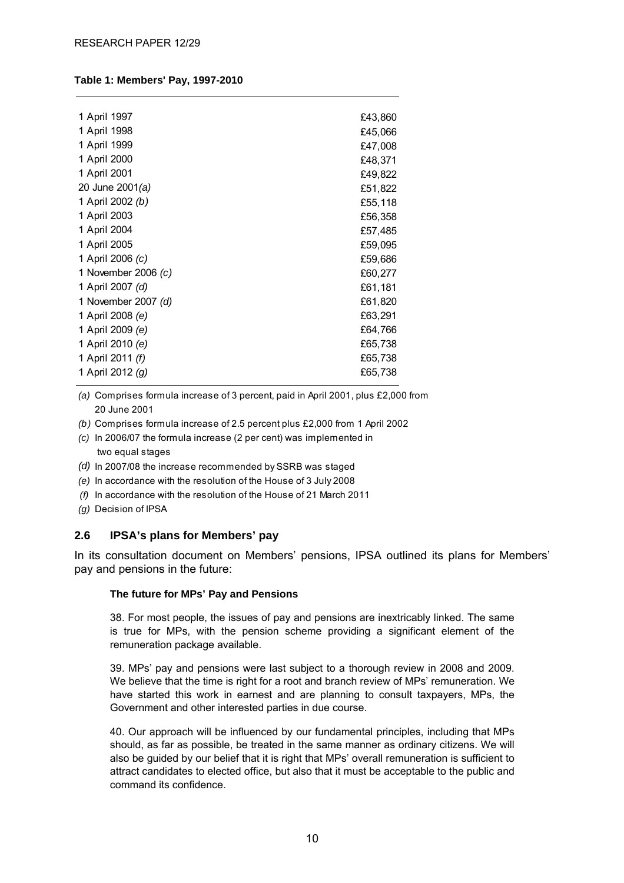**Table 1: Members' Pay, 1997-2010**

| | |
|---|---|
| 1 April 1997 | £43,860 |
| 1 April 1998 | £45,066 |
| 1 April 1999 | £47,008 |
| 1 April 2000 | £48,371 |
| 1 April 2001 | £49,822 |
| 20 June 2001*(a)* | £51,822 |
| 1 April 2002 *(b)* | £55,118 |
| 1 April 2003 | £56,358 |
| 1 April 2004 | £57,485 |
| 1 April 2005 | £59,095 |
| 1 April 2006 *(c)* | £59,686 |
| 1 November 2006 *(c)* | £60,277 |
| 1 April 2007 *(d)* | £61,181 |
| 1 November 2007 *(d)* | £61,820 |
| 1 April 2008 *(e)* | £63,291 |
| 1 April 2009 *(e)* | £64,766 |
| 1 April 2010 *(e)* | £65,738 |
| 1 April 2011 *(f)* | £65,738 |
| 1 April 2012 *(g)* | £65,738 |

*(a)* Comprises formula increase of 3 percent, paid in April 2001, plus £2,000 from 20 June 2001

*(b)* Comprises formula increase of 2.5 percent plus £2,000 from 1 April 2002

*(c)* In 2006/07 the formula increase (2 per cent) was implemented in two equal stages

*(d)* In 2007/08 the increase recommended by SSRB was staged

*(e)* In accordance with the resolution of the House of 3 July 2008

*(f)* In accordance with the resolution of the House of 21 March 2011

*(g)* Decision of IPSA

## 2.6 IPSA's plans for Members' pay

In its consultation document on Members' pensions, IPSA outlined its plans for Members' pay and pensions in the future:

> **The future for MPs' Pay and Pensions**
>
> 38. For most people, the issues of pay and pensions are inextricably linked. The same is true for MPs, with the pension scheme providing a significant element of the remuneration package available.
>
> 39. MPs' pay and pensions were last subject to a thorough review in 2008 and 2009. We believe that the time is right for a root and branch review of MPs' remuneration. We have started this work in earnest and are planning to consult taxpayers, MPs, the Government and other interested parties in due course.
>
> 40. Our approach will be influenced by our fundamental principles, including that MPs should, as far as possible, be treated in the same manner as ordinary citizens. We will also be guided by our belief that it is right that MPs' overall remuneration is sufficient to attract candidates to elected office, but also that it must be acceptable to the public and command its confidence.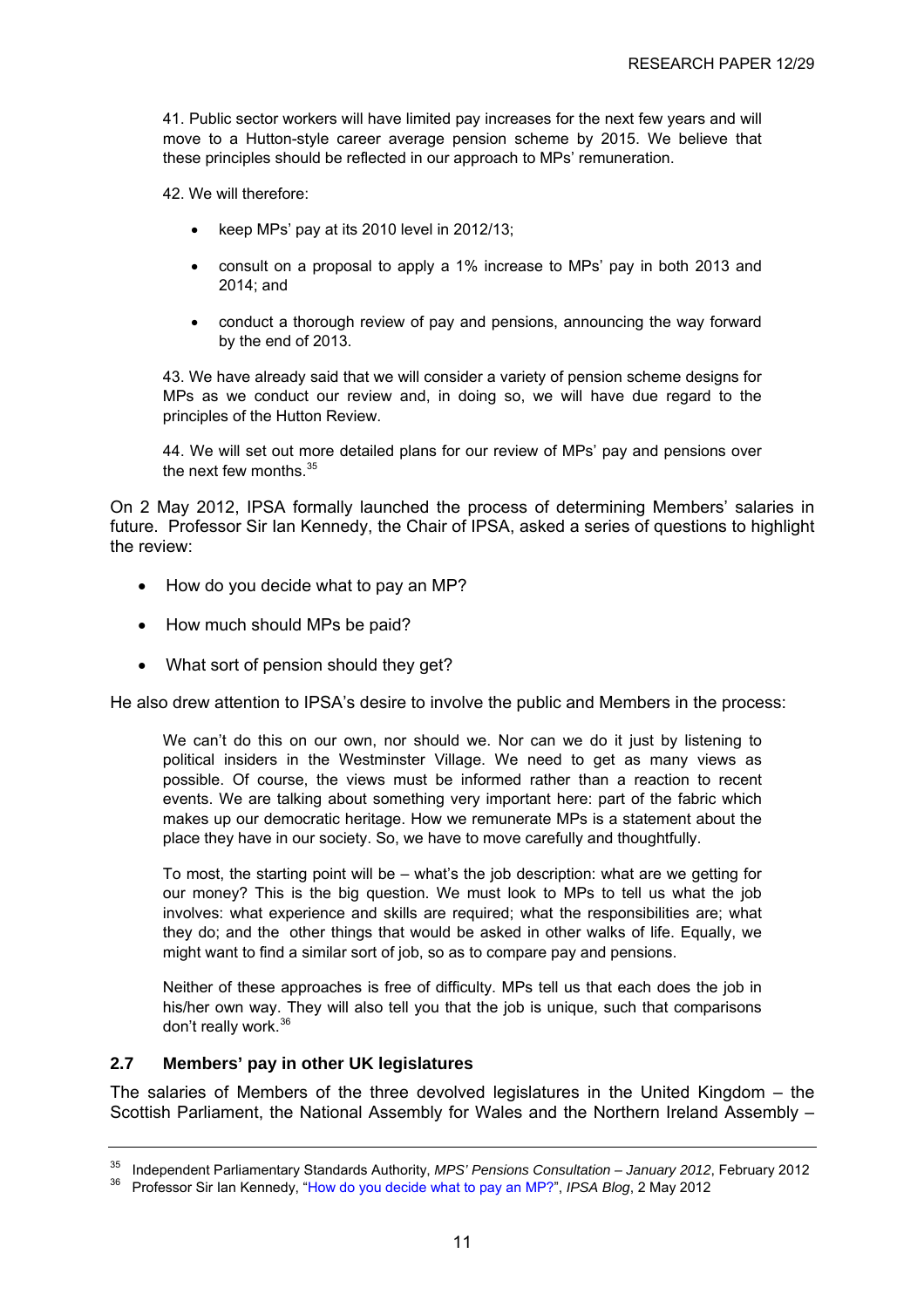> 41. Public sector workers will have limited pay increases for the next few years and will move to a Hutton-style career average pension scheme by 2015. We believe that these principles should be reflected in our approach to MPs' remuneration.
>
> 42. We will therefore:
>
> - keep MPs' pay at its 2010 level in 2012/13;
> - consult on a proposal to apply a 1% increase to MPs' pay in both 2013 and 2014; and
> - conduct a thorough review of pay and pensions, announcing the way forward by the end of 2013.
>
> 43. We have already said that we will consider a variety of pension scheme designs for MPs as we conduct our review and, in doing so, we will have due regard to the principles of the Hutton Review.
>
> 44. We will set out more detailed plans for our review of MPs' pay and pensions over the next few months.[35]

On 2 May 2012, IPSA formally launched the process of determining Members' salaries in future. Professor Sir Ian Kennedy, the Chair of IPSA, asked a series of questions to highlight the review:

- How do you decide what to pay an MP?
- How much should MPs be paid?
- What sort of pension should they get?

He also drew attention to IPSA's desire to involve the public and Members in the process:

> We can't do this on our own, nor should we. Nor can we do it just by listening to political insiders in the Westminster Village. We need to get as many views as possible. Of course, the views must be informed rather than a reaction to recent events. We are talking about something very important here: part of the fabric which makes up our democratic heritage. How we remunerate MPs is a statement about the place they have in our society. So, we have to move carefully and thoughtfully.
>
> To most, the starting point will be – what's the job description: what are we getting for our money? This is the big question. We must look to MPs to tell us what the job involves: what experience and skills are required; what the responsibilities are; what they do; and the other things that would be asked in other walks of life. Equally, we might want to find a similar sort of job, so as to compare pay and pensions.
>
> Neither of these approaches is free of difficulty. MPs tell us that each does the job in his/her own way. They will also tell you that the job is unique, such that comparisons don't really work.[36]

## 2.7 Members' pay in other UK legislatures

The salaries of Members of the three devolved legislatures in the United Kingdom – the Scottish Parliament, the National Assembly for Wales and the Northern Ireland Assembly –

---

[35] Independent Parliamentary Standards Authority, *MPS' Pensions Consultation – January 2012*, February 2012

[36] Professor Sir Ian Kennedy, "How do you decide what to pay an MP?", *IPSA Blog*, 2 May 2012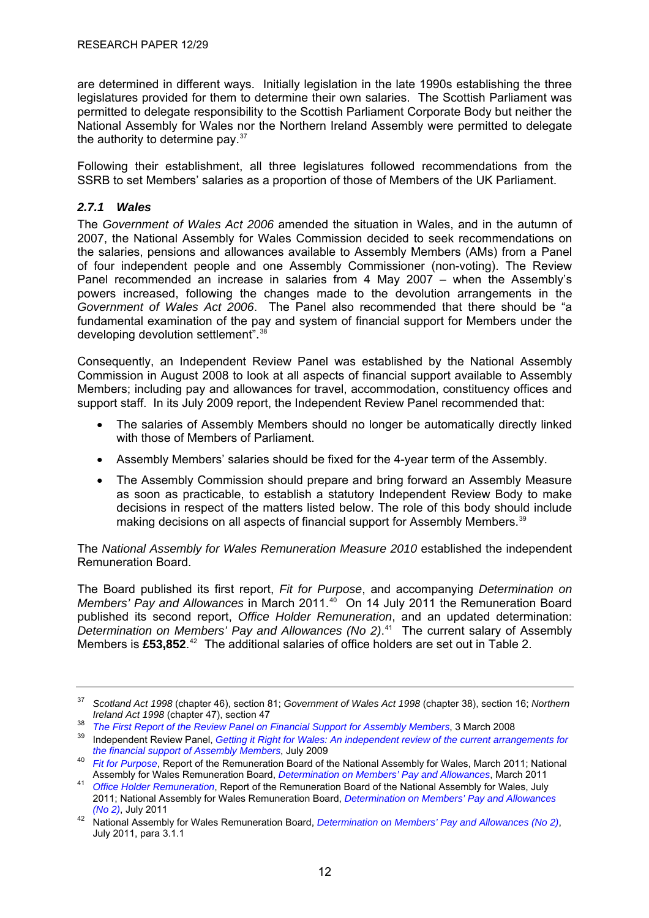are determined in different ways. Initially legislation in the late 1990s establishing the three legislatures provided for them to determine their own salaries. The Scottish Parliament was permitted to delegate responsibility to the Scottish Parliament Corporate Body but neither the National Assembly for Wales nor the Northern Ireland Assembly were permitted to delegate the authority to determine pay.[37]

Following their establishment, all three legislatures followed recommendations from the SSRB to set Members' salaries as a proportion of those of Members of the UK Parliament.

### *2.7.1 Wales*

The *Government of Wales Act 2006* amended the situation in Wales, and in the autumn of 2007, the National Assembly for Wales Commission decided to seek recommendations on the salaries, pensions and allowances available to Assembly Members (AMs) from a Panel of four independent people and one Assembly Commissioner (non-voting). The Review Panel recommended an increase in salaries from 4 May 2007 – when the Assembly's powers increased, following the changes made to the devolution arrangements in the *Government of Wales Act 2006*. The Panel also recommended that there should be "a fundamental examination of the pay and system of financial support for Members under the developing devolution settlement".[38]

Consequently, an Independent Review Panel was established by the National Assembly Commission in August 2008 to look at all aspects of financial support available to Assembly Members; including pay and allowances for travel, accommodation, constituency offices and support staff. In its July 2009 report, the Independent Review Panel recommended that:

- The salaries of Assembly Members should no longer be automatically directly linked with those of Members of Parliament.
- Assembly Members' salaries should be fixed for the 4-year term of the Assembly.
- The Assembly Commission should prepare and bring forward an Assembly Measure as soon as practicable, to establish a statutory Independent Review Body to make decisions in respect of the matters listed below. The role of this body should include making decisions on all aspects of financial support for Assembly Members.[39]

The *National Assembly for Wales Remuneration Measure 2010* established the independent Remuneration Board.

The Board published its first report, *Fit for Purpose*, and accompanying *Determination on Members' Pay and Allowances* in March 2011.[40] On 14 July 2011 the Remuneration Board published its second report, *Office Holder Remuneration*, and an updated determination: *Determination on Members' Pay and Allowances (No 2)*.[41] The current salary of Assembly Members is **£53,852**.[42] The additional salaries of office holders are set out in Table 2.

---

[37] *Scotland Act 1998* (chapter 46), section 81; *Government of Wales Act 1998* (chapter 38), section 16; *Northern Ireland Act 1998* (chapter 47), section 47

[38] *The First Report of the Review Panel on Financial Support for Assembly Members*, 3 March 2008

[39] Independent Review Panel, *Getting it Right for Wales: An independent review of the current arrangements for the financial support of Assembly Members*, July 2009

[40] *Fit for Purpose*, Report of the Remuneration Board of the National Assembly for Wales, March 2011; National Assembly for Wales Remuneration Board, *Determination on Members' Pay and Allowances*, March 2011

[41] *Office Holder Remuneration*, Report of the Remuneration Board of the National Assembly for Wales, July 2011; National Assembly for Wales Remuneration Board, *Determination on Members' Pay and Allowances (No 2)*, July 2011

[42] National Assembly for Wales Remuneration Board, *Determination on Members' Pay and Allowances (No 2)*, July 2011, para 3.1.1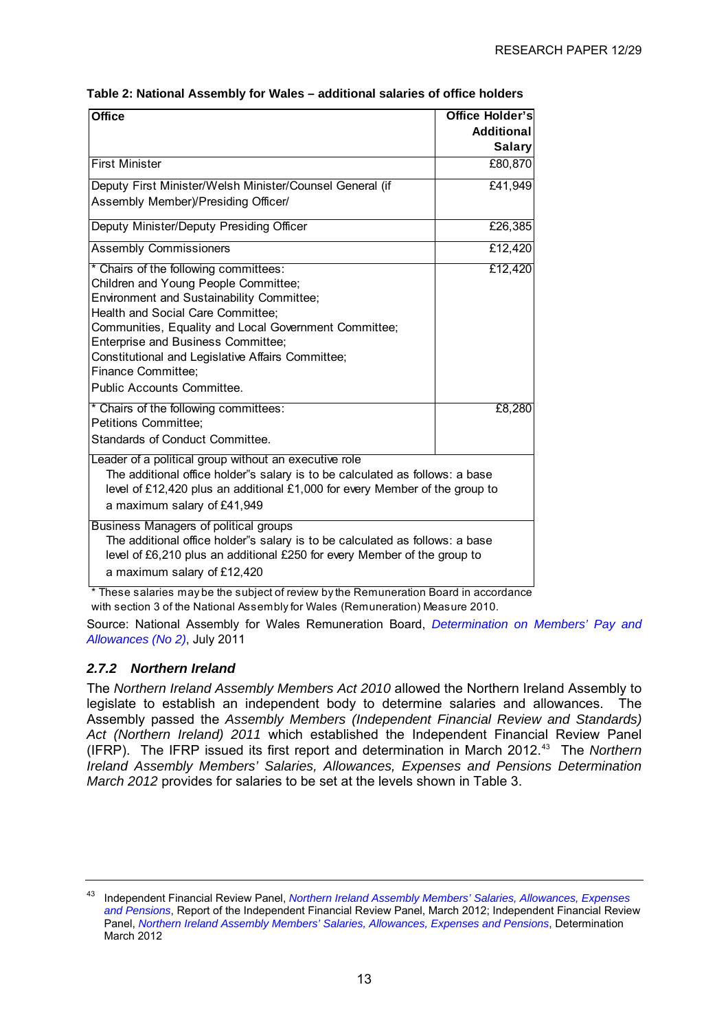**Table 2: National Assembly for Wales – additional salaries of office holders**

| Office | Office Holder's Additional Salary |
|---|---|
| First Minister | £80,870 |
| Deputy First Minister/Welsh Minister/Counsel General (if Assembly Member)/Presiding Officer/ | £41,949 |
| Deputy Minister/Deputy Presiding Officer | £26,385 |
| Assembly Commissioners | £12,420 |
| * Chairs of the following committees: Children and Young People Committee; Environment and Sustainability Committee; Health and Social Care Committee; Communities, Equality and Local Government Committee; Enterprise and Business Committee; Constitutional and Legislative Affairs Committee; Finance Committee; Public Accounts Committee. | £12,420 |
| * Chairs of the following committees: Petitions Committee; Standards of Conduct Committee. | £8,280 |
| Leader of a political group without an executive role. The additional office holder"s salary is to be calculated as follows: a base level of £12,420 plus an additional £1,000 for every Member of the group to a maximum salary of £41,949 | |
| Business Managers of political groups. The additional office holder"s salary is to be calculated as follows: a base level of £6,210 plus an additional £250 for every Member of the group to a maximum salary of £12,420 | |

* These salaries may be the subject of review by the Remuneration Board in accordance with section 3 of the National Assembly for Wales (Remuneration) Measure 2010.

Source: National Assembly for Wales Remuneration Board, *Determination on Members' Pay and Allowances (No 2)*, July 2011

### *2.7.2 Northern Ireland*

The *Northern Ireland Assembly Members Act 2010* allowed the Northern Ireland Assembly to legislate to establish an independent body to determine salaries and allowances. The Assembly passed the *Assembly Members (Independent Financial Review and Standards) Act (Northern Ireland) 2011* which established the Independent Financial Review Panel (IFRP). The IFRP issued its first report and determination in March 2012.[43] The *Northern Ireland Assembly Members' Salaries, Allowances, Expenses and Pensions Determination March 2012* provides for salaries to be set at the levels shown in Table 3.

---

[43] Independent Financial Review Panel, *Northern Ireland Assembly Members' Salaries, Allowances, Expenses and Pensions*, Report of the Independent Financial Review Panel, March 2012; Independent Financial Review Panel, *Northern Ireland Assembly Members' Salaries, Allowances, Expenses and Pensions*, Determination March 2012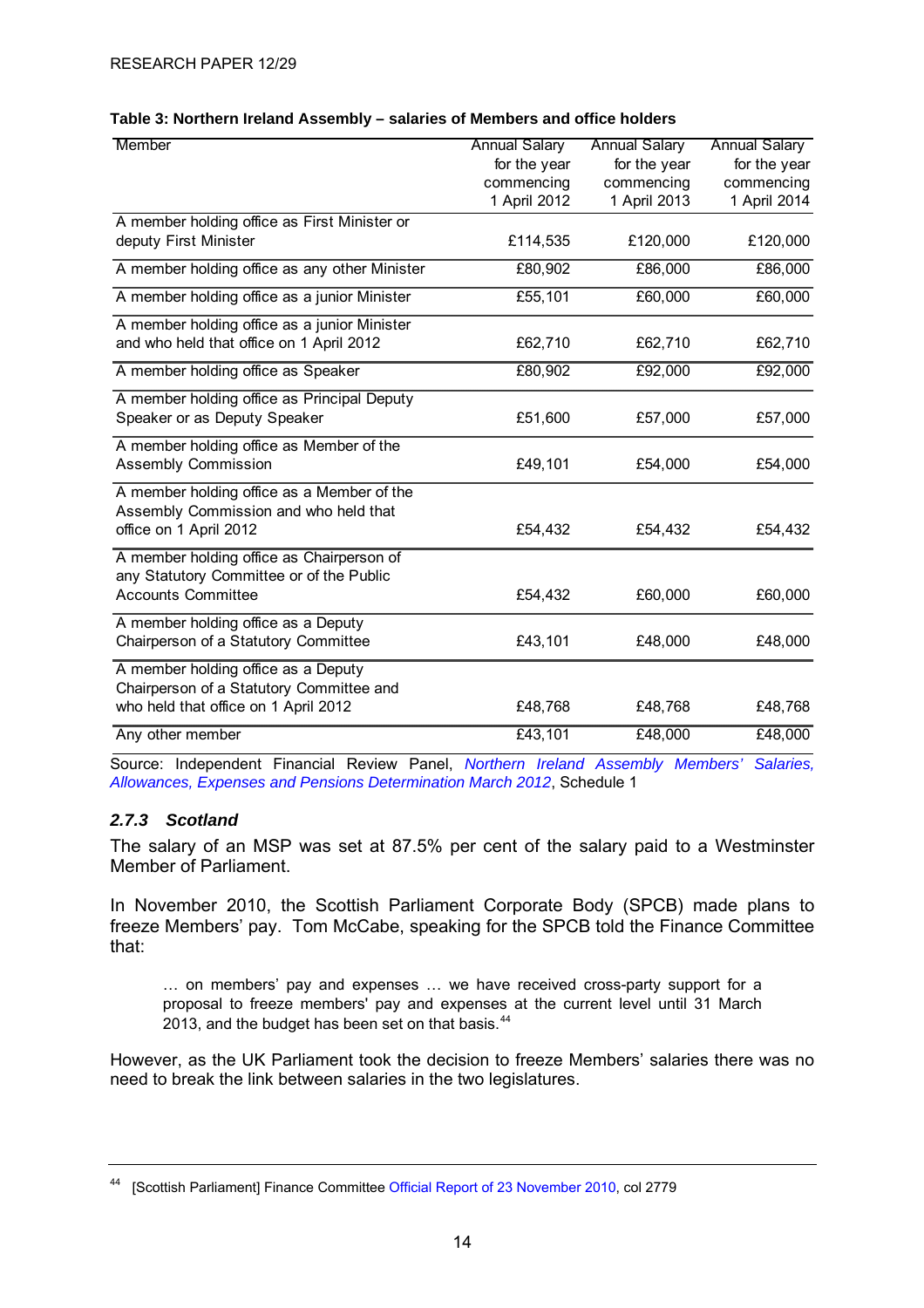**Table 3: Northern Ireland Assembly – salaries of Members and office holders**

| Member | Annual Salary for the year commencing 1 April 2012 | Annual Salary for the year commencing 1 April 2013 | Annual Salary for the year commencing 1 April 2014 |
|---|---|---|---|
| A member holding office as First Minister or deputy First Minister | £114,535 | £120,000 | £120,000 |
| A member holding office as any other Minister | £80,902 | £86,000 | £86,000 |
| A member holding office as a junior Minister | £55,101 | £60,000 | £60,000 |
| A member holding office as a junior Minister and who held that office on 1 April 2012 | £62,710 | £62,710 | £62,710 |
| A member holding office as Speaker | £80,902 | £92,000 | £92,000 |
| A member holding office as Principal Deputy Speaker or as Deputy Speaker | £51,600 | £57,000 | £57,000 |
| A member holding office as Member of the Assembly Commission | £49,101 | £54,000 | £54,000 |
| A member holding office as a Member of the Assembly Commission and who held that office on 1 April 2012 | £54,432 | £54,432 | £54,432 |
| A member holding office as Chairperson of any Statutory Committee or of the Public Accounts Committee | £54,432 | £60,000 | £60,000 |
| A member holding office as a Deputy Chairperson of a Statutory Committee | £43,101 | £48,000 | £48,000 |
| A member holding office as a Deputy Chairperson of a Statutory Committee and who held that office on 1 April 2012 | £48,768 | £48,768 | £48,768 |
| Any other member | £43,101 | £48,000 | £48,000 |

Source: Independent Financial Review Panel, *Northern Ireland Assembly Members' Salaries, Allowances, Expenses and Pensions Determination March 2012*, Schedule 1

### *2.7.3 Scotland*

The salary of an MSP was set at 87.5% per cent of the salary paid to a Westminster Member of Parliament.

In November 2010, the Scottish Parliament Corporate Body (SPCB) made plans to freeze Members' pay. Tom McCabe, speaking for the SPCB told the Finance Committee that:

> … on members' pay and expenses … we have received cross-party support for a proposal to freeze members' pay and expenses at the current level until 31 March 2013, and the budget has been set on that basis.[44]

However, as the UK Parliament took the decision to freeze Members' salaries there was no need to break the link between salaries in the two legislatures.

[44] [Scottish Parliament] Finance Committee Official Report of 23 November 2010, col 2779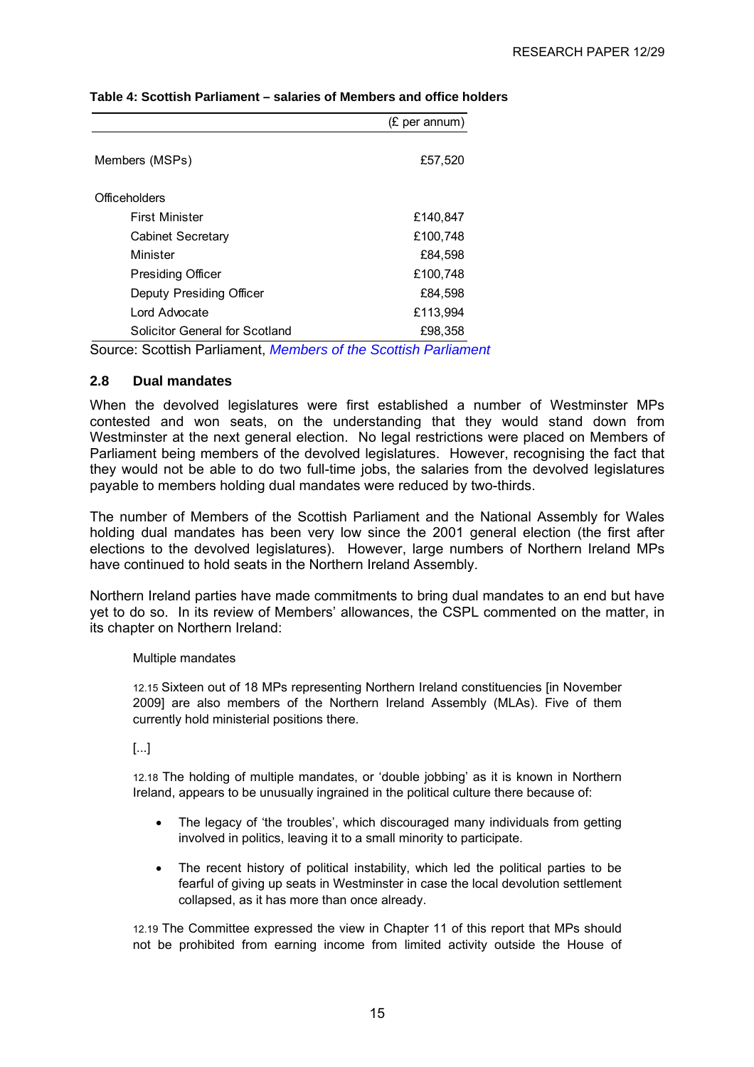**Table 4: Scottish Parliament – salaries of Members and office holders**

| | (£ per annum) |
|---|---|
| Members (MSPs) | £57,520 |
| Officeholders | |
| First Minister | £140,847 |
| Cabinet Secretary | £100,748 |
| Minister | £84,598 |
| Presiding Officer | £100,748 |
| Deputy Presiding Officer | £84,598 |
| Lord Advocate | £113,994 |
| Solicitor General for Scotland | £98,358 |

Source: Scottish Parliament, *Members of the Scottish Parliament*

## 2.8 Dual mandates

When the devolved legislatures were first established a number of Westminster MPs contested and won seats, on the understanding that they would stand down from Westminster at the next general election. No legal restrictions were placed on Members of Parliament being members of the devolved legislatures. However, recognising the fact that they would not be able to do two full-time jobs, the salaries from the devolved legislatures payable to members holding dual mandates were reduced by two-thirds.

The number of Members of the Scottish Parliament and the National Assembly for Wales holding dual mandates has been very low since the 2001 general election (the first after elections to the devolved legislatures). However, large numbers of Northern Ireland MPs have continued to hold seats in the Northern Ireland Assembly.

Northern Ireland parties have made commitments to bring dual mandates to an end but have yet to do so. In its review of Members' allowances, the CSPL commented on the matter, in its chapter on Northern Ireland:

> Multiple mandates
>
> 12.15 Sixteen out of 18 MPs representing Northern Ireland constituencies [in November 2009] are also members of the Northern Ireland Assembly (MLAs). Five of them currently hold ministerial positions there.
>
> [...]
>
> 12.18 The holding of multiple mandates, or 'double jobbing' as it is known in Northern Ireland, appears to be unusually ingrained in the political culture there because of:
>
> - The legacy of 'the troubles', which discouraged many individuals from getting involved in politics, leaving it to a small minority to participate.
> - The recent history of political instability, which led the political parties to be fearful of giving up seats in Westminster in case the local devolution settlement collapsed, as it has more than once already.
>
> 12.19 The Committee expressed the view in Chapter 11 of this report that MPs should not be prohibited from earning income from limited activity outside the House of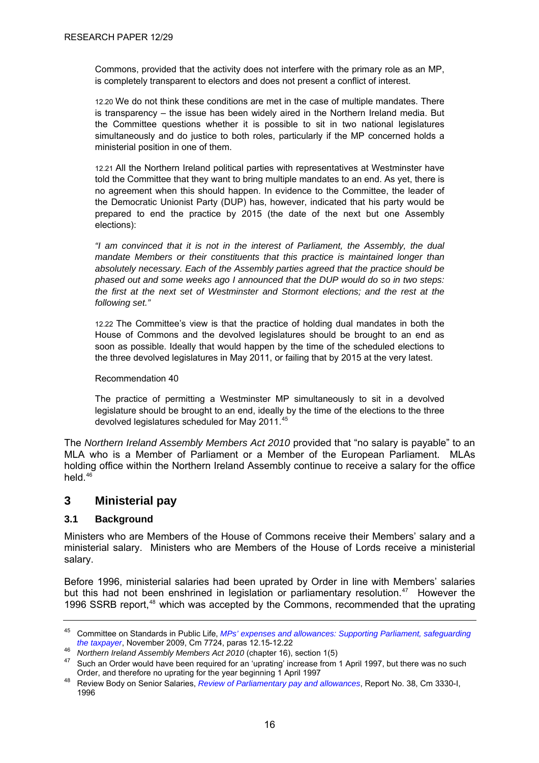Commons, provided that the activity does not interfere with the primary role as an MP, is completely transparent to electors and does not present a conflict of interest.

> 12.20 We do not think these conditions are met in the case of multiple mandates. There is transparency – the issue has been widely aired in the Northern Ireland media. But the Committee questions whether it is possible to sit in two national legislatures simultaneously and do justice to both roles, particularly if the MP concerned holds a ministerial position in one of them.
>
> 12.21 All the Northern Ireland political parties with representatives at Westminster have told the Committee that they want to bring multiple mandates to an end. As yet, there is no agreement when this should happen. In evidence to the Committee, the leader of the Democratic Unionist Party (DUP) has, however, indicated that his party would be prepared to end the practice by 2015 (the date of the next but one Assembly elections):
>
> *"I am convinced that it is not in the interest of Parliament, the Assembly, the dual mandate Members or their constituents that this practice is maintained longer than absolutely necessary. Each of the Assembly parties agreed that the practice should be phased out and some weeks ago I announced that the DUP would do so in two steps: the first at the next set of Westminster and Stormont elections; and the rest at the following set."*
>
> 12.22 The Committee's view is that the practice of holding dual mandates in both the House of Commons and the devolved legislatures should be brought to an end as soon as possible. Ideally that would happen by the time of the scheduled elections to the three devolved legislatures in May 2011, or failing that by 2015 at the very latest.
>
> Recommendation 40
>
> The practice of permitting a Westminster MP simultaneously to sit in a devolved legislature should be brought to an end, ideally by the time of the elections to the three devolved legislatures scheduled for May 2011.[45]

The *Northern Ireland Assembly Members Act 2010* provided that "no salary is payable" to an MLA who is a Member of Parliament or a Member of the European Parliament. MLAs holding office within the Northern Ireland Assembly continue to receive a salary for the office held.[46]

## 3 Ministerial pay

### 3.1 Background

Ministers who are Members of the House of Commons receive their Members' salary and a ministerial salary. Ministers who are Members of the House of Lords receive a ministerial salary.

Before 1996, ministerial salaries had been uprated by Order in line with Members' salaries but this had not been enshrined in legislation or parliamentary resolution.[47] However the 1996 SSRB report,[48] which was accepted by the Commons, recommended that the uprating

---

[45] Committee on Standards in Public Life, *MPs' expenses and allowances: Supporting Parliament, safeguarding the taxpayer*, November 2009, Cm 7724, paras 12.15-12.22

[46] *Northern Ireland Assembly Members Act 2010* (chapter 16), section 1(5)

[47] Such an Order would have been required for an 'uprating' increase from 1 April 1997, but there was no such Order, and therefore no uprating for the year beginning 1 April 1997

[48] Review Body on Senior Salaries, *Review of Parliamentary pay and allowances*, Report No. 38, Cm 3330-I, 1996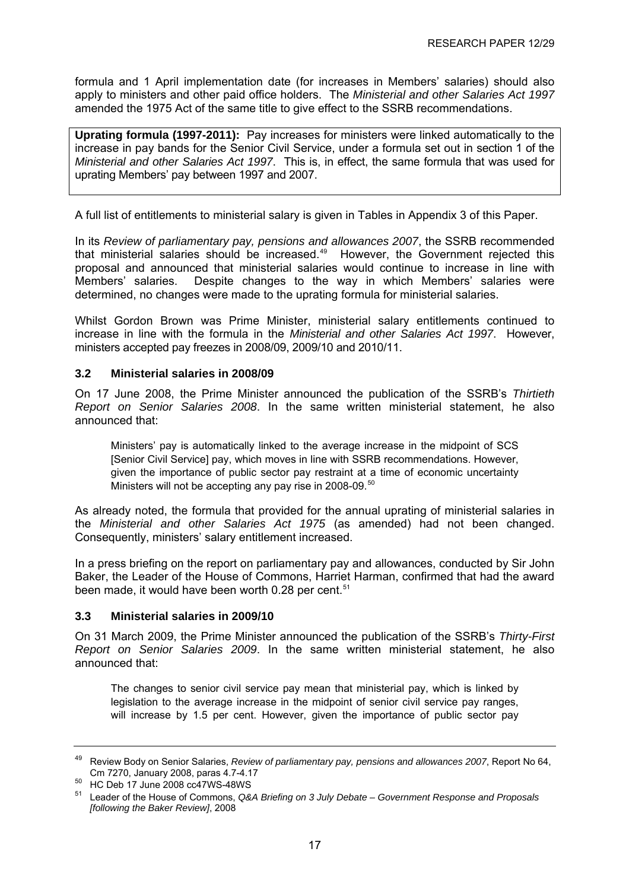formula and 1 April implementation date (for increases in Members' salaries) should also apply to ministers and other paid office holders. The *Ministerial and other Salaries Act 1997* amended the 1975 Act of the same title to give effect to the SSRB recommendations.

**Uprating formula (1997-2011):** Pay increases for ministers were linked automatically to the increase in pay bands for the Senior Civil Service, under a formula set out in section 1 of the *Ministerial and other Salaries Act 1997*. This is, in effect, the same formula that was used for uprating Members' pay between 1997 and 2007.

A full list of entitlements to ministerial salary is given in Tables in Appendix 3 of this Paper.

In its *Review of parliamentary pay, pensions and allowances 2007*, the SSRB recommended that ministerial salaries should be increased.[49] However, the Government rejected this proposal and announced that ministerial salaries would continue to increase in line with Members' salaries. Despite changes to the way in which Members' salaries were determined, no changes were made to the uprating formula for ministerial salaries.

Whilst Gordon Brown was Prime Minister, ministerial salary entitlements continued to increase in line with the formula in the *Ministerial and other Salaries Act 1997*. However, ministers accepted pay freezes in 2008/09, 2009/10 and 2010/11.

### 3.2 Ministerial salaries in 2008/09

On 17 June 2008, the Prime Minister announced the publication of the SSRB's *Thirtieth Report on Senior Salaries 2008*. In the same written ministerial statement, he also announced that:

> Ministers' pay is automatically linked to the average increase in the midpoint of SCS [Senior Civil Service] pay, which moves in line with SSRB recommendations. However, given the importance of public sector pay restraint at a time of economic uncertainty Ministers will not be accepting any pay rise in 2008-09.[50]

As already noted, the formula that provided for the annual uprating of ministerial salaries in the *Ministerial and other Salaries Act 1975* (as amended) had not been changed. Consequently, ministers' salary entitlement increased.

In a press briefing on the report on parliamentary pay and allowances, conducted by Sir John Baker, the Leader of the House of Commons, Harriet Harman, confirmed that had the award been made, it would have been worth 0.28 per cent.[51]

### 3.3 Ministerial salaries in 2009/10

On 31 March 2009, the Prime Minister announced the publication of the SSRB's *Thirty-First Report on Senior Salaries 2009*. In the same written ministerial statement, he also announced that:

> The changes to senior civil service pay mean that ministerial pay, which is linked by legislation to the average increase in the midpoint of senior civil service pay ranges, will increase by 1.5 per cent. However, given the importance of public sector pay

---

[49] Review Body on Senior Salaries, *Review of parliamentary pay, pensions and allowances 2007*, Report No 64, Cm 7270, January 2008, paras 4.7-4.17

[50] HC Deb 17 June 2008 cc47WS-48WS

[51] Leader of the House of Commons, *Q&A Briefing on 3 July Debate – Government Response and Proposals [following the Baker Review]*, 2008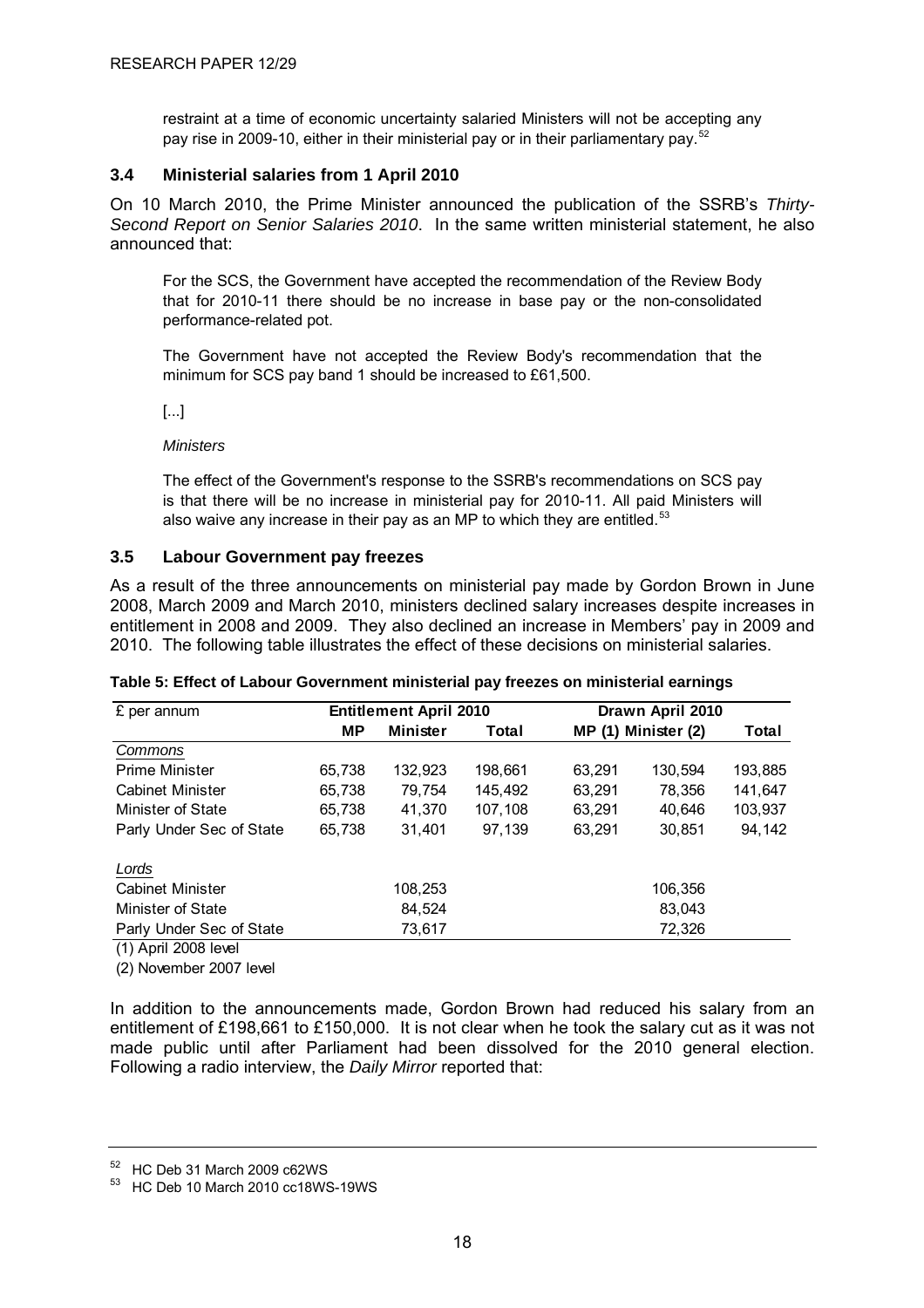restraint at a time of economic uncertainty salaried Ministers will not be accepting any pay rise in 2009-10, either in their ministerial pay or in their parliamentary pay.[52]

### 3.4 Ministerial salaries from 1 April 2010

On 10 March 2010, the Prime Minister announced the publication of the SSRB's *Thirty-Second Report on Senior Salaries 2010*. In the same written ministerial statement, he also announced that:

> For the SCS, the Government have accepted the recommendation of the Review Body that for 2010-11 there should be no increase in base pay or the non-consolidated performance-related pot.
>
> The Government have not accepted the Review Body's recommendation that the minimum for SCS pay band 1 should be increased to £61,500.
>
> [...]
>
> *Ministers*
>
> The effect of the Government's response to the SSRB's recommendations on SCS pay is that there will be no increase in ministerial pay for 2010-11. All paid Ministers will also waive any increase in their pay as an MP to which they are entitled.[53]

### 3.5 Labour Government pay freezes

As a result of the three announcements on ministerial pay made by Gordon Brown in June 2008, March 2009 and March 2010, ministers declined salary increases despite increases in entitlement in 2008 and 2009. They also declined an increase in Members' pay in 2009 and 2010. The following table illustrates the effect of these decisions on ministerial salaries.

**Table 5: Effect of Labour Government ministerial pay freezes on ministerial earnings**

| £ per annum | Entitlement April 2010 | | | Drawn April 2010 | | |
|---|---|---|---|---|---|---|
| | MP | Minister | Total | MP (1) | Minister (2) | Total |
| *Commons* | | | | | | |
| Prime Minister | 65,738 | 132,923 | 198,661 | 63,291 | 130,594 | 193,885 |
| Cabinet Minister | 65,738 | 79,754 | 145,492 | 63,291 | 78,356 | 141,647 |
| Minister of State | 65,738 | 41,370 | 107,108 | 63,291 | 40,646 | 103,937 |
| Parly Under Sec of State | 65,738 | 31,401 | 97,139 | 63,291 | 30,851 | 94,142 |
| *Lords* | | | | | | |
| Cabinet Minister | | 108,253 | | | 106,356 | |
| Minister of State | | 84,524 | | | 83,043 | |
| Parly Under Sec of State | | 73,617 | | | 72,326 | |

(1) April 2008 level

(2) November 2007 level

In addition to the announcements made, Gordon Brown had reduced his salary from an entitlement of £198,661 to £150,000. It is not clear when he took the salary cut as it was not made public until after Parliament had been dissolved for the 2010 general election. Following a radio interview, the *Daily Mirror* reported that:

---

[52] HC Deb 31 March 2009 c62WS

[53] HC Deb 10 March 2010 cc18WS-19WS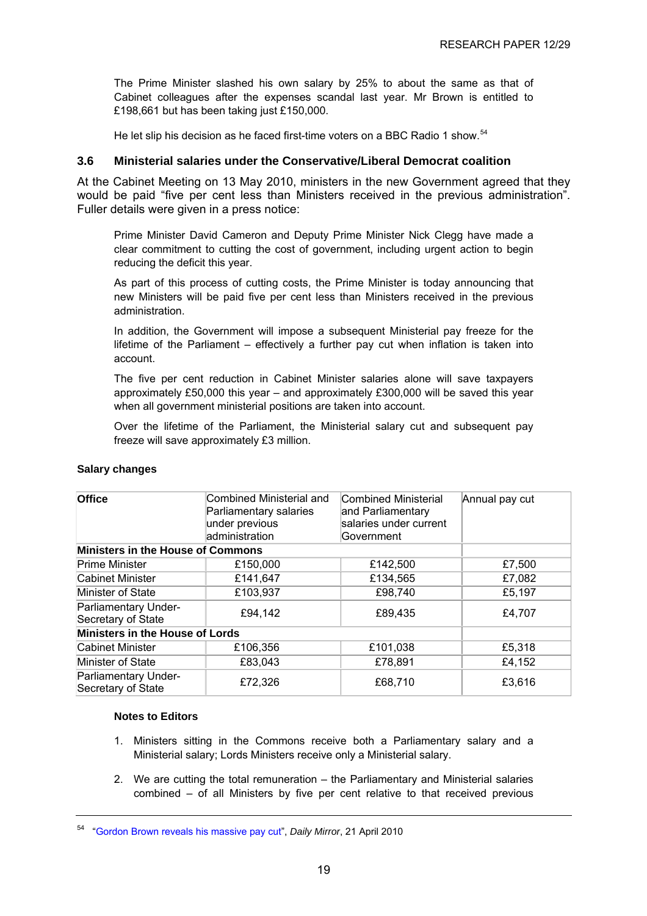> The Prime Minister slashed his own salary by 25% to about the same as that of Cabinet colleagues after the expenses scandal last year. Mr Brown is entitled to £198,661 but has been taking just £150,000.
>
> He let slip his decision as he faced first-time voters on a BBC Radio 1 show.[54]

### 3.6 Ministerial salaries under the Conservative/Liberal Democrat coalition

At the Cabinet Meeting on 13 May 2010, ministers in the new Government agreed that they would be paid "five per cent less than Ministers received in the previous administration". Fuller details were given in a press notice:

> Prime Minister David Cameron and Deputy Prime Minister Nick Clegg have made a clear commitment to cutting the cost of government, including urgent action to begin reducing the deficit this year.
>
> As part of this process of cutting costs, the Prime Minister is today announcing that new Ministers will be paid five per cent less than Ministers received in the previous administration.
>
> In addition, the Government will impose a subsequent Ministerial pay freeze for the lifetime of the Parliament – effectively a further pay cut when inflation is taken into account.
>
> The five per cent reduction in Cabinet Minister salaries alone will save taxpayers approximately £50,000 this year – and approximately £300,000 will be saved this year when all government ministerial positions are taken into account.
>
> Over the lifetime of the Parliament, the Ministerial salary cut and subsequent pay freeze will save approximately £3 million.

**Salary changes**

| Office | Combined Ministerial and Parliamentary salaries under previous administration | Combined Ministerial and Parliamentary salaries under current Government | Annual pay cut |
|---|---|---|---|
| **Ministers in the House of Commons** | | | |
| Prime Minister | £150,000 | £142,500 | £7,500 |
| Cabinet Minister | £141,647 | £134,565 | £7,082 |
| Minister of State | £103,937 | £98,740 | £5,197 |
| Parliamentary Under-Secretary of State | £94,142 | £89,435 | £4,707 |
| **Ministers in the House of Lords** | | | |
| Cabinet Minister | £106,356 | £101,038 | £5,318 |
| Minister of State | £83,043 | £78,891 | £4,152 |
| Parliamentary Under-Secretary of State | £72,326 | £68,710 | £3,616 |

**Notes to Editors**

1. Ministers sitting in the Commons receive both a Parliamentary salary and a Ministerial salary; Lords Ministers receive only a Ministerial salary.
2. We are cutting the total remuneration – the Parliamentary and Ministerial salaries combined – of all Ministers by five per cent relative to that received previous

[54] "Gordon Brown reveals his massive pay cut", *Daily Mirror*, 21 April 2010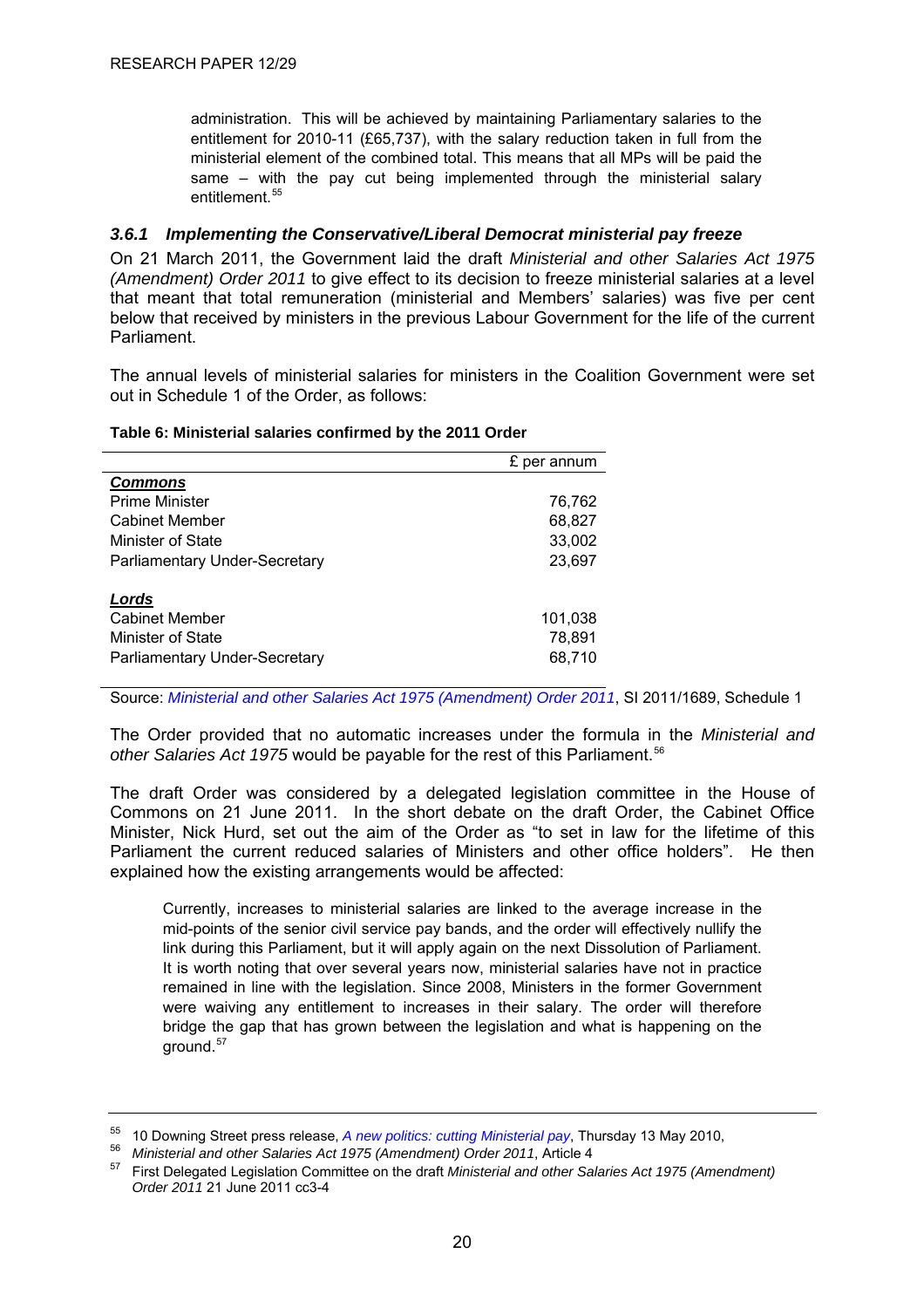administration. This will be achieved by maintaining Parliamentary salaries to the entitlement for 2010-11 (£65,737), with the salary reduction taken in full from the ministerial element of the combined total. This means that all MPs will be paid the same – with the pay cut being implemented through the ministerial salary entitlement.[55]

### *3.6.1 Implementing the Conservative/Liberal Democrat ministerial pay freeze*

On 21 March 2011, the Government laid the draft *Ministerial and other Salaries Act 1975 (Amendment) Order 2011* to give effect to its decision to freeze ministerial salaries at a level that meant that total remuneration (ministerial and Members' salaries) was five per cent below that received by ministers in the previous Labour Government for the life of the current Parliament.

The annual levels of ministerial salaries for ministers in the Coalition Government were set out in Schedule 1 of the Order, as follows:

**Table 6: Ministerial salaries confirmed by the 2011 Order**

| | £ per annum |
|---|---|
| ***Commons*** | |
| Prime Minister | 76,762 |
| Cabinet Member | 68,827 |
| Minister of State | 33,002 |
| Parliamentary Under-Secretary | 23,697 |
| ***Lords*** | |
| Cabinet Member | 101,038 |
| Minister of State | 78,891 |
| Parliamentary Under-Secretary | 68,710 |

Source: *Ministerial and other Salaries Act 1975 (Amendment) Order 2011*, SI 2011/1689, Schedule 1

The Order provided that no automatic increases under the formula in the *Ministerial and other Salaries Act 1975* would be payable for the rest of this Parliament.[56]

The draft Order was considered by a delegated legislation committee in the House of Commons on 21 June 2011. In the short debate on the draft Order, the Cabinet Office Minister, Nick Hurd, set out the aim of the Order as "to set in law for the lifetime of this Parliament the current reduced salaries of Ministers and other office holders". He then explained how the existing arrangements would be affected:

> Currently, increases to ministerial salaries are linked to the average increase in the mid-points of the senior civil service pay bands, and the order will effectively nullify the link during this Parliament, but it will apply again on the next Dissolution of Parliament. It is worth noting that over several years now, ministerial salaries have not in practice remained in line with the legislation. Since 2008, Ministers in the former Government were waiving any entitlement to increases in their salary. The order will therefore bridge the gap that has grown between the legislation and what is happening on the ground.[57]

---

[55] 10 Downing Street press release, *A new politics: cutting Ministerial pay*, Thursday 13 May 2010,

[56] *Ministerial and other Salaries Act 1975 (Amendment) Order 2011*, Article 4

[57] First Delegated Legislation Committee on the draft *Ministerial and other Salaries Act 1975 (Amendment) Order 2011* 21 June 2011 cc3-4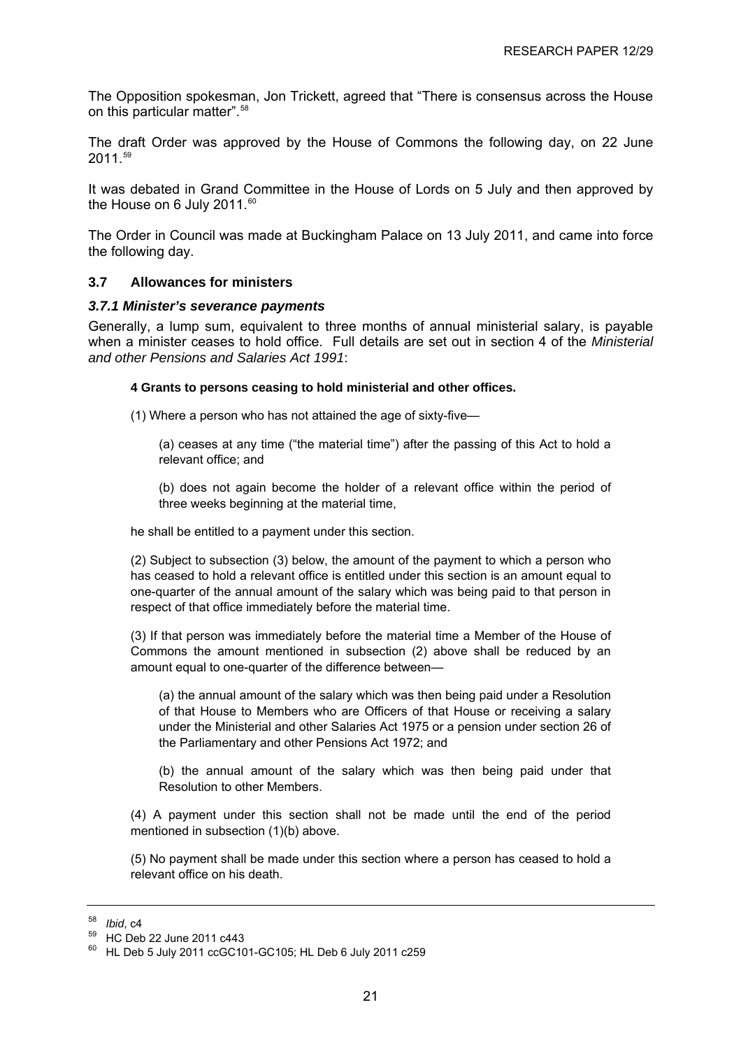The Opposition spokesman, Jon Trickett, agreed that "There is consensus across the House on this particular matter".[58]

The draft Order was approved by the House of Commons the following day, on 22 June 2011.[59]

It was debated in Grand Committee in the House of Lords on 5 July and then approved by the House on 6 July 2011.[60]

The Order in Council was made at Buckingham Palace on 13 July 2011, and came into force the following day.

## 3.7 Allowances for ministers

### *3.7.1 Minister's severance payments*

Generally, a lump sum, equivalent to three months of annual ministerial salary, is payable when a minister ceases to hold office. Full details are set out in section 4 of the *Ministerial and other Pensions and Salaries Act 1991*:

> **4 Grants to persons ceasing to hold ministerial and other offices.**
>
> (1) Where a person who has not attained the age of sixty-five—
>
> (a) ceases at any time ("the material time") after the passing of this Act to hold a relevant office; and
>
> (b) does not again become the holder of a relevant office within the period of three weeks beginning at the material time,
>
> he shall be entitled to a payment under this section.
>
> (2) Subject to subsection (3) below, the amount of the payment to which a person who has ceased to hold a relevant office is entitled under this section is an amount equal to one-quarter of the annual amount of the salary which was being paid to that person in respect of that office immediately before the material time.
>
> (3) If that person was immediately before the material time a Member of the House of Commons the amount mentioned in subsection (2) above shall be reduced by an amount equal to one-quarter of the difference between—
>
> (a) the annual amount of the salary which was then being paid under a Resolution of that House to Members who are Officers of that House or receiving a salary under the Ministerial and other Salaries Act 1975 or a pension under section 26 of the Parliamentary and other Pensions Act 1972; and
>
> (b) the annual amount of the salary which was then being paid under that Resolution to other Members.
>
> (4) A payment under this section shall not be made until the end of the period mentioned in subsection (1)(b) above.
>
> (5) No payment shall be made under this section where a person has ceased to hold a relevant office on his death.

---

[58] *Ibid*, c4

[59] HC Deb 22 June 2011 c443

[60] HL Deb 5 July 2011 ccGC101-GC105; HL Deb 6 July 2011 c259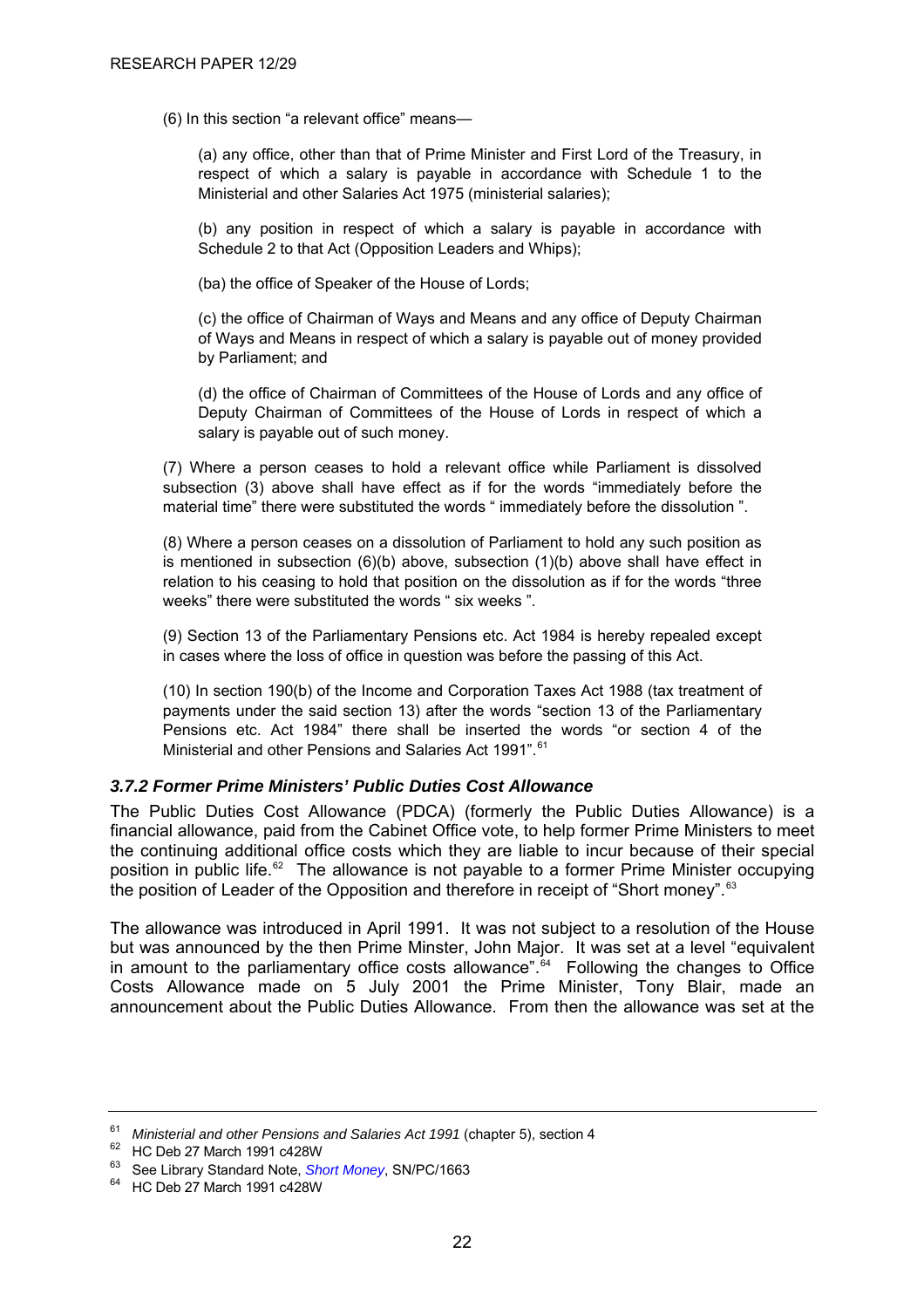(6) In this section "a relevant office" means—

(a) any office, other than that of Prime Minister and First Lord of the Treasury, in respect of which a salary is payable in accordance with Schedule 1 to the Ministerial and other Salaries Act 1975 (ministerial salaries);

(b) any position in respect of which a salary is payable in accordance with Schedule 2 to that Act (Opposition Leaders and Whips);

(ba) the office of Speaker of the House of Lords;

(c) the office of Chairman of Ways and Means and any office of Deputy Chairman of Ways and Means in respect of which a salary is payable out of money provided by Parliament; and

(d) the office of Chairman of Committees of the House of Lords and any office of Deputy Chairman of Committees of the House of Lords in respect of which a salary is payable out of such money.

(7) Where a person ceases to hold a relevant office while Parliament is dissolved subsection (3) above shall have effect as if for the words "immediately before the material time" there were substituted the words " immediately before the dissolution ".

(8) Where a person ceases on a dissolution of Parliament to hold any such position as is mentioned in subsection (6)(b) above, subsection (1)(b) above shall have effect in relation to his ceasing to hold that position on the dissolution as if for the words "three weeks" there were substituted the words " six weeks ".

(9) Section 13 of the Parliamentary Pensions etc. Act 1984 is hereby repealed except in cases where the loss of office in question was before the passing of this Act.

(10) In section 190(b) of the Income and Corporation Taxes Act 1988 (tax treatment of payments under the said section 13) after the words "section 13 of the Parliamentary Pensions etc. Act 1984" there shall be inserted the words "or section 4 of the Ministerial and other Pensions and Salaries Act 1991".[61]

### *3.7.2 Former Prime Ministers' Public Duties Cost Allowance*

The Public Duties Cost Allowance (PDCA) (formerly the Public Duties Allowance) is a financial allowance, paid from the Cabinet Office vote, to help former Prime Ministers to meet the continuing additional office costs which they are liable to incur because of their special position in public life.[62] The allowance is not payable to a former Prime Minister occupying the position of Leader of the Opposition and therefore in receipt of "Short money".[63]

The allowance was introduced in April 1991. It was not subject to a resolution of the House but was announced by the then Prime Minster, John Major. It was set at a level "equivalent in amount to the parliamentary office costs allowance".[64] Following the changes to Office Costs Allowance made on 5 July 2001 the Prime Minister, Tony Blair, made an announcement about the Public Duties Allowance. From then the allowance was set at the

---

[61] *Ministerial and other Pensions and Salaries Act 1991* (chapter 5), section 4

[62] HC Deb 27 March 1991 c428W

[63] See Library Standard Note, *Short Money*, SN/PC/1663

[64] HC Deb 27 March 1991 c428W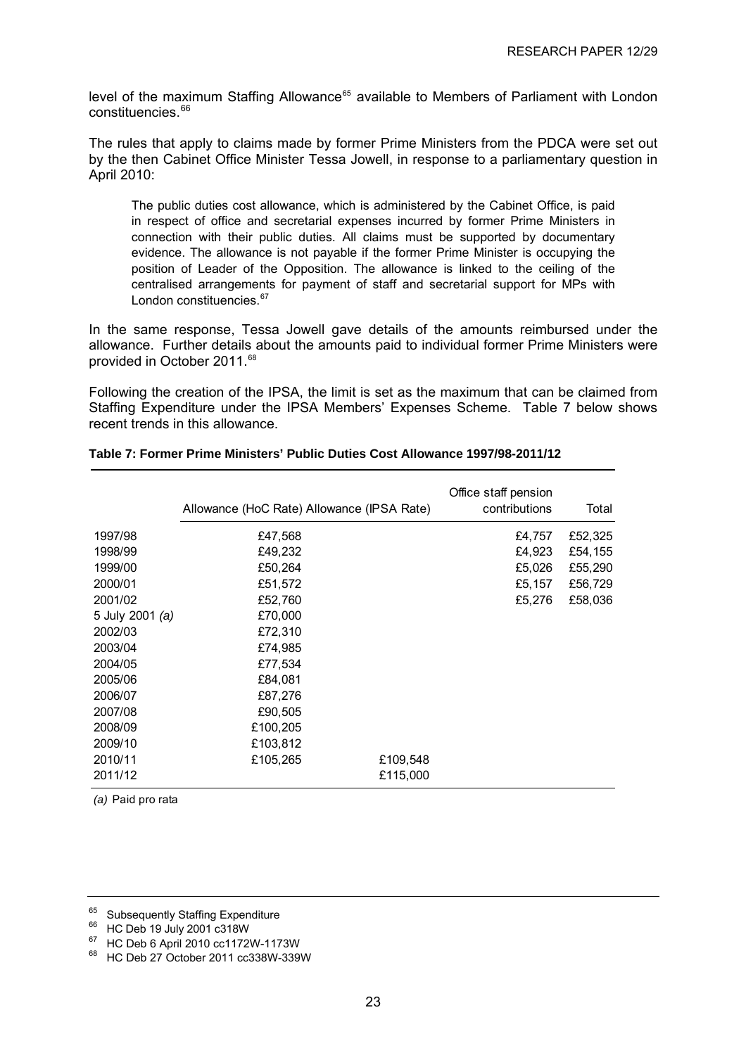level of the maximum Staffing Allowance[65] available to Members of Parliament with London constituencies.[66]

The rules that apply to claims made by former Prime Ministers from the PDCA were set out by the then Cabinet Office Minister Tessa Jowell, in response to a parliamentary question in April 2010:

> The public duties cost allowance, which is administered by the Cabinet Office, is paid in respect of office and secretarial expenses incurred by former Prime Ministers in connection with their public duties. All claims must be supported by documentary evidence. The allowance is not payable if the former Prime Minister is occupying the position of Leader of the Opposition. The allowance is linked to the ceiling of the centralised arrangements for payment of staff and secretarial support for MPs with London constituencies.[67]

In the same response, Tessa Jowell gave details of the amounts reimbursed under the allowance. Further details about the amounts paid to individual former Prime Ministers were provided in October 2011.[68]

Following the creation of the IPSA, the limit is set as the maximum that can be claimed from Staffing Expenditure under the IPSA Members' Expenses Scheme. Table 7 below shows recent trends in this allowance.

**Table 7: Former Prime Ministers' Public Duties Cost Allowance 1997/98-2011/12**

| | Allowance (HoC Rate) | Allowance (IPSA Rate) | Office staff pension contributions | Total |
|---|---|---|---|---|
| 1997/98 | £47,568 | | £4,757 | £52,325 |
| 1998/99 | £49,232 | | £4,923 | £54,155 |
| 1999/00 | £50,264 | | £5,026 | £55,290 |
| 2000/01 | £51,572 | | £5,157 | £56,729 |
| 2001/02 | £52,760 | | £5,276 | £58,036 |
| 5 July 2001 *(a)* | £70,000 | | | |
| 2002/03 | £72,310 | | | |
| 2003/04 | £74,985 | | | |
| 2004/05 | £77,534 | | | |
| 2005/06 | £84,081 | | | |
| 2006/07 | £87,276 | | | |
| 2007/08 | £90,505 | | | |
| 2008/09 | £100,205 | | | |
| 2009/10 | £103,812 | | | |
| 2010/11 | £105,265 | £109,548 | | |
| 2011/12 | | £115,000 | | |

*(a)* Paid pro rata

[65] Subsequently Staffing Expenditure

[66] HC Deb 19 July 2001 c318W

[67] HC Deb 6 April 2010 cc1172W-1173W

[68] HC Deb 27 October 2011 cc338W-339W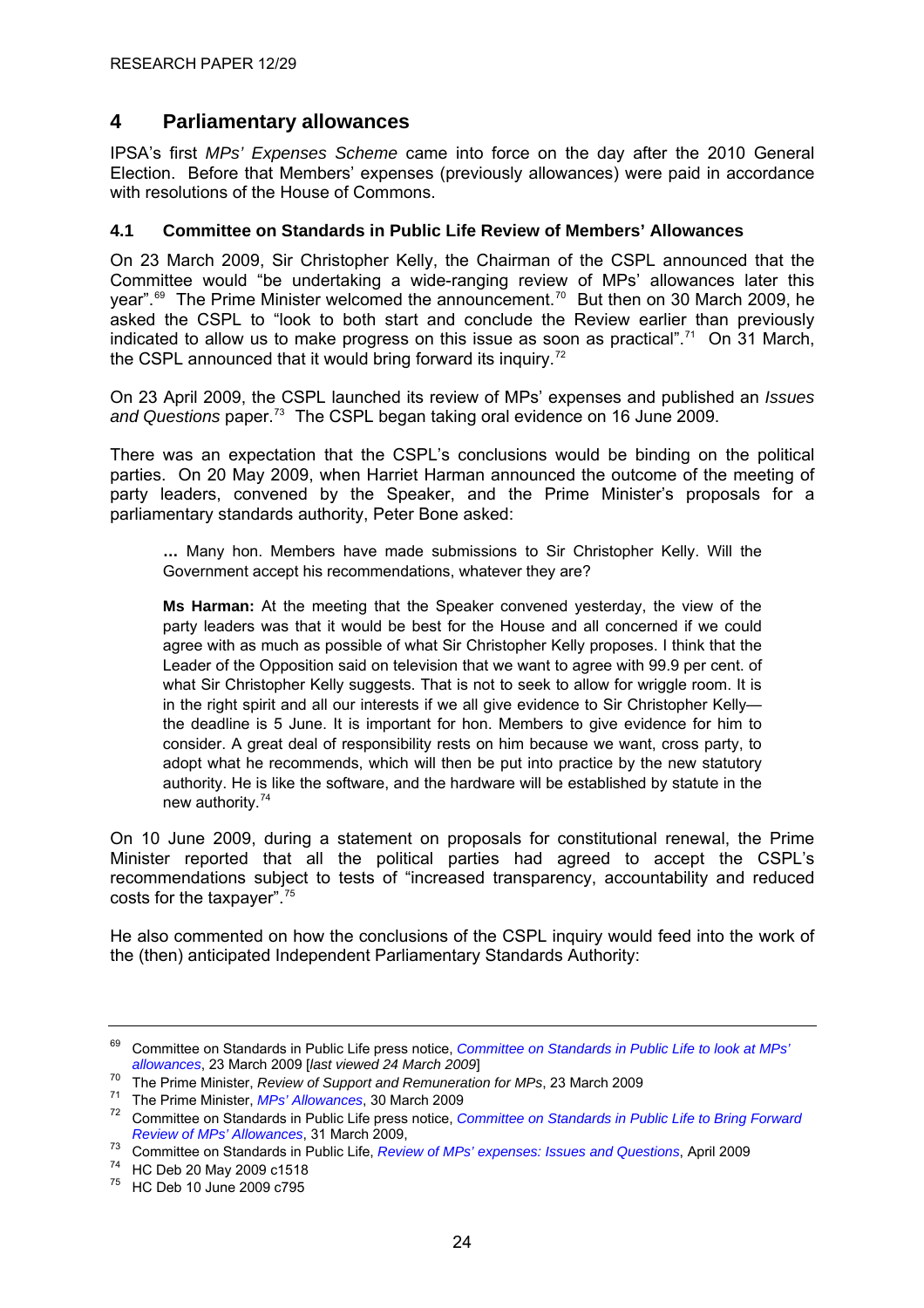## 4 Parliamentary allowances

IPSA's first *MPs' Expenses Scheme* came into force on the day after the 2010 General Election. Before that Members' expenses (previously allowances) were paid in accordance with resolutions of the House of Commons.

### 4.1 Committee on Standards in Public Life Review of Members' Allowances

On 23 March 2009, Sir Christopher Kelly, the Chairman of the CSPL announced that the Committee would "be undertaking a wide-ranging review of MPs' allowances later this year".[69] The Prime Minister welcomed the announcement.[70] But then on 30 March 2009, he asked the CSPL to "look to both start and conclude the Review earlier than previously indicated to allow us to make progress on this issue as soon as practical".[71] On 31 March, the CSPL announced that it would bring forward its inquiry.[72]

On 23 April 2009, the CSPL launched its review of MPs' expenses and published an *Issues and Questions* paper.[73] The CSPL began taking oral evidence on 16 June 2009.

There was an expectation that the CSPL's conclusions would be binding on the political parties. On 20 May 2009, when Harriet Harman announced the outcome of the meeting of party leaders, convened by the Speaker, and the Prime Minister's proposals for a parliamentary standards authority, Peter Bone asked:

> **…** Many hon. Members have made submissions to Sir Christopher Kelly. Will the Government accept his recommendations, whatever they are?
>
> **Ms Harman:** At the meeting that the Speaker convened yesterday, the view of the party leaders was that it would be best for the House and all concerned if we could agree with as much as possible of what Sir Christopher Kelly proposes. I think that the Leader of the Opposition said on television that we want to agree with 99.9 per cent. of what Sir Christopher Kelly suggests. That is not to seek to allow for wriggle room. It is in the right spirit and all our interests if we all give evidence to Sir Christopher Kelly—the deadline is 5 June. It is important for hon. Members to give evidence for him to consider. A great deal of responsibility rests on him because we want, cross party, to adopt what he recommends, which will then be put into practice by the new statutory authority. He is like the software, and the hardware will be established by statute in the new authority.[74]

On 10 June 2009, during a statement on proposals for constitutional renewal, the Prime Minister reported that all the political parties had agreed to accept the CSPL's recommendations subject to tests of "increased transparency, accountability and reduced costs for the taxpayer".[75]

He also commented on how the conclusions of the CSPL inquiry would feed into the work of the (then) anticipated Independent Parliamentary Standards Authority:

---

[69] Committee on Standards in Public Life press notice, *Committee on Standards in Public Life to look at MPs' allowances*, 23 March 2009 [*last viewed 24 March 2009*]

[70] The Prime Minister, *Review of Support and Remuneration for MPs*, 23 March 2009

[71] The Prime Minister, *MPs' Allowances*, 30 March 2009

[72] Committee on Standards in Public Life press notice, *Committee on Standards in Public Life to Bring Forward Review of MPs' Allowances*, 31 March 2009,

[73] Committee on Standards in Public Life, *Review of MPs' expenses: Issues and Questions*, April 2009

[74] HC Deb 20 May 2009 c1518

[75] HC Deb 10 June 2009 c795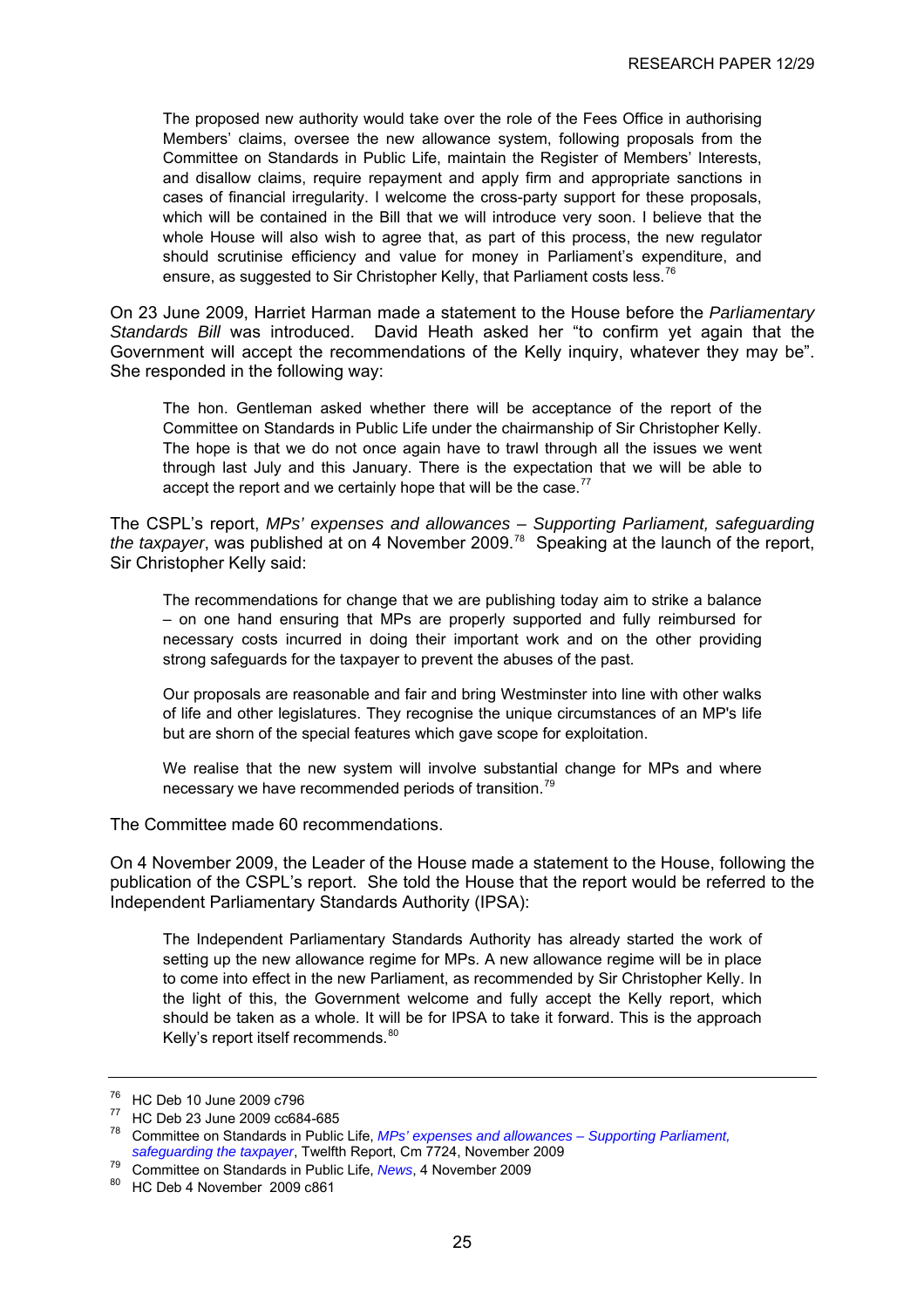> The proposed new authority would take over the role of the Fees Office in authorising Members' claims, oversee the new allowance system, following proposals from the Committee on Standards in Public Life, maintain the Register of Members' Interests, and disallow claims, require repayment and apply firm and appropriate sanctions in cases of financial irregularity. I welcome the cross-party support for these proposals, which will be contained in the Bill that we will introduce very soon. I believe that the whole House will also wish to agree that, as part of this process, the new regulator should scrutinise efficiency and value for money in Parliament's expenditure, and ensure, as suggested to Sir Christopher Kelly, that Parliament costs less.[76]

On 23 June 2009, Harriet Harman made a statement to the House before the *Parliamentary Standards Bill* was introduced. David Heath asked her "to confirm yet again that the Government will accept the recommendations of the Kelly inquiry, whatever they may be". She responded in the following way:

> The hon. Gentleman asked whether there will be acceptance of the report of the Committee on Standards in Public Life under the chairmanship of Sir Christopher Kelly. The hope is that we do not once again have to trawl through all the issues we went through last July and this January. There is the expectation that we will be able to accept the report and we certainly hope that will be the case.[77]

The CSPL's report, *MPs' expenses and allowances – Supporting Parliament, safeguarding the taxpayer*, was published at on 4 November 2009.[78] Speaking at the launch of the report, Sir Christopher Kelly said:

> The recommendations for change that we are publishing today aim to strike a balance – on one hand ensuring that MPs are properly supported and fully reimbursed for necessary costs incurred in doing their important work and on the other providing strong safeguards for the taxpayer to prevent the abuses of the past.
>
> Our proposals are reasonable and fair and bring Westminster into line with other walks of life and other legislatures. They recognise the unique circumstances of an MP's life but are shorn of the special features which gave scope for exploitation.
>
> We realise that the new system will involve substantial change for MPs and where necessary we have recommended periods of transition.[79]

The Committee made 60 recommendations.

On 4 November 2009, the Leader of the House made a statement to the House, following the publication of the CSPL's report. She told the House that the report would be referred to the Independent Parliamentary Standards Authority (IPSA):

> The Independent Parliamentary Standards Authority has already started the work of setting up the new allowance regime for MPs. A new allowance regime will be in place to come into effect in the new Parliament, as recommended by Sir Christopher Kelly. In the light of this, the Government welcome and fully accept the Kelly report, which should be taken as a whole. It will be for IPSA to take it forward. This is the approach Kelly's report itself recommends.[80]

---

[76] HC Deb 10 June 2009 c796

[77] HC Deb 23 June 2009 cc684-685

[78] Committee on Standards in Public Life, *MPs' expenses and allowances – Supporting Parliament, safeguarding the taxpayer*, Twelfth Report, Cm 7724, November 2009

[79] Committee on Standards in Public Life, *News*, 4 November 2009

[80] HC Deb 4 November 2009 c861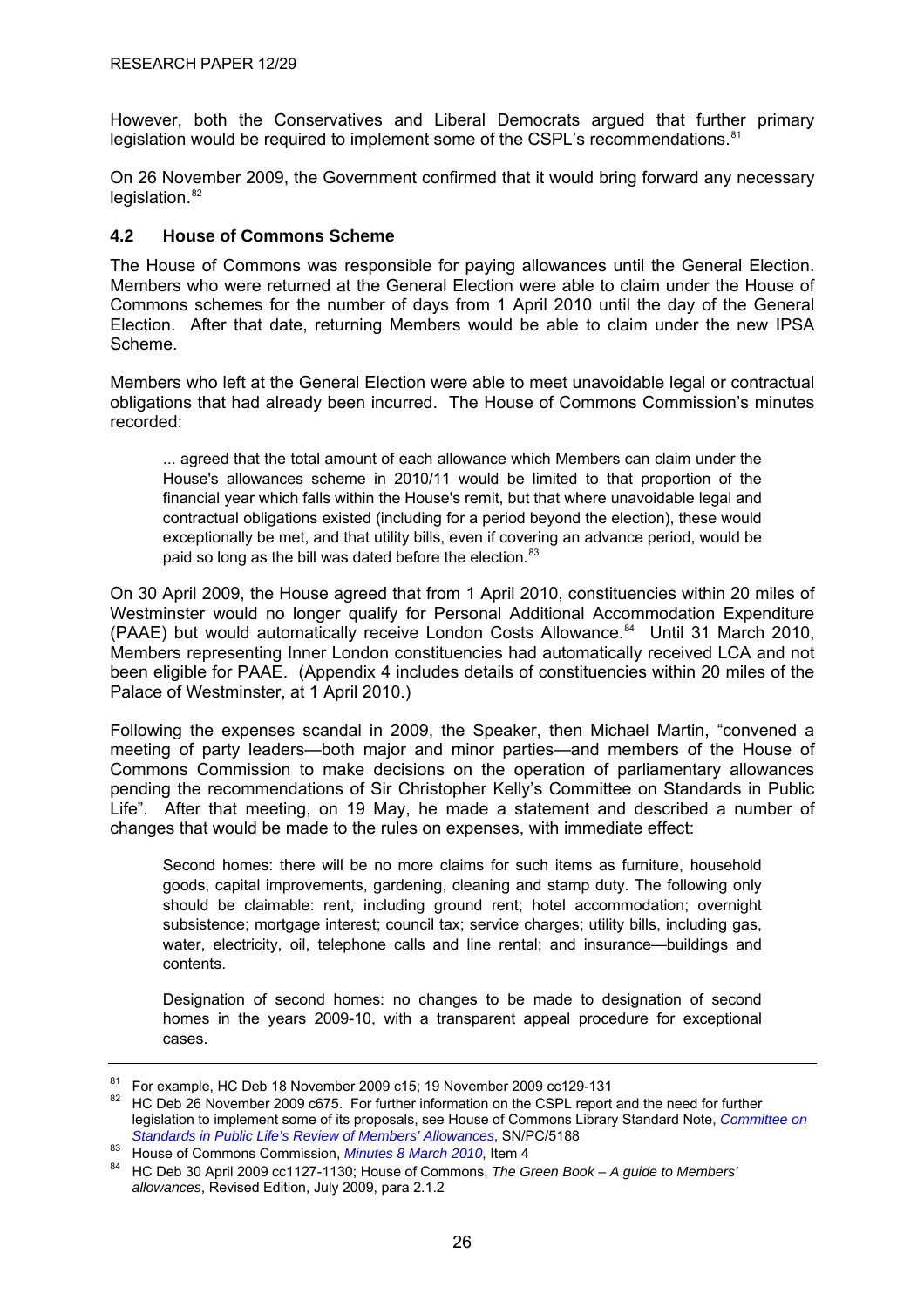However, both the Conservatives and Liberal Democrats argued that further primary legislation would be required to implement some of the CSPL's recommendations.[81]

On 26 November 2009, the Government confirmed that it would bring forward any necessary legislation.[82]

### 4.2 House of Commons Scheme

The House of Commons was responsible for paying allowances until the General Election. Members who were returned at the General Election were able to claim under the House of Commons schemes for the number of days from 1 April 2010 until the day of the General Election. After that date, returning Members would be able to claim under the new IPSA Scheme.

Members who left at the General Election were able to meet unavoidable legal or contractual obligations that had already been incurred. The House of Commons Commission's minutes recorded:

> ... agreed that the total amount of each allowance which Members can claim under the House's allowances scheme in 2010/11 would be limited to that proportion of the financial year which falls within the House's remit, but that where unavoidable legal and contractual obligations existed (including for a period beyond the election), these would exceptionally be met, and that utility bills, even if covering an advance period, would be paid so long as the bill was dated before the election.[83]

On 30 April 2009, the House agreed that from 1 April 2010, constituencies within 20 miles of Westminster would no longer qualify for Personal Additional Accommodation Expenditure (PAAE) but would automatically receive London Costs Allowance.[84] Until 31 March 2010, Members representing Inner London constituencies had automatically received LCA and not been eligible for PAAE. (Appendix 4 includes details of constituencies within 20 miles of the Palace of Westminster, at 1 April 2010.)

Following the expenses scandal in 2009, the Speaker, then Michael Martin, "convened a meeting of party leaders—both major and minor parties—and members of the House of Commons Commission to make decisions on the operation of parliamentary allowances pending the recommendations of Sir Christopher Kelly's Committee on Standards in Public Life". After that meeting, on 19 May, he made a statement and described a number of changes that would be made to the rules on expenses, with immediate effect:

> Second homes: there will be no more claims for such items as furniture, household goods, capital improvements, gardening, cleaning and stamp duty. The following only should be claimable: rent, including ground rent; hotel accommodation; overnight subsistence; mortgage interest; council tax; service charges; utility bills, including gas, water, electricity, oil, telephone calls and line rental; and insurance—buildings and contents.
>
> Designation of second homes: no changes to be made to designation of second homes in the years 2009-10, with a transparent appeal procedure for exceptional cases.

---

[81] For example, HC Deb 18 November 2009 c15; 19 November 2009 cc129-131

[82] HC Deb 26 November 2009 c675. For further information on the CSPL report and the need for further legislation to implement some of its proposals, see House of Commons Library Standard Note, *Committee on Standards in Public Life's Review of Members' Allowances*, SN/PC/5188

[83] House of Commons Commission, *Minutes 8 March 2010*, Item 4

[84] HC Deb 30 April 2009 cc1127-1130; House of Commons, *The Green Book – A guide to Members' allowances*, Revised Edition, July 2009, para 2.1.2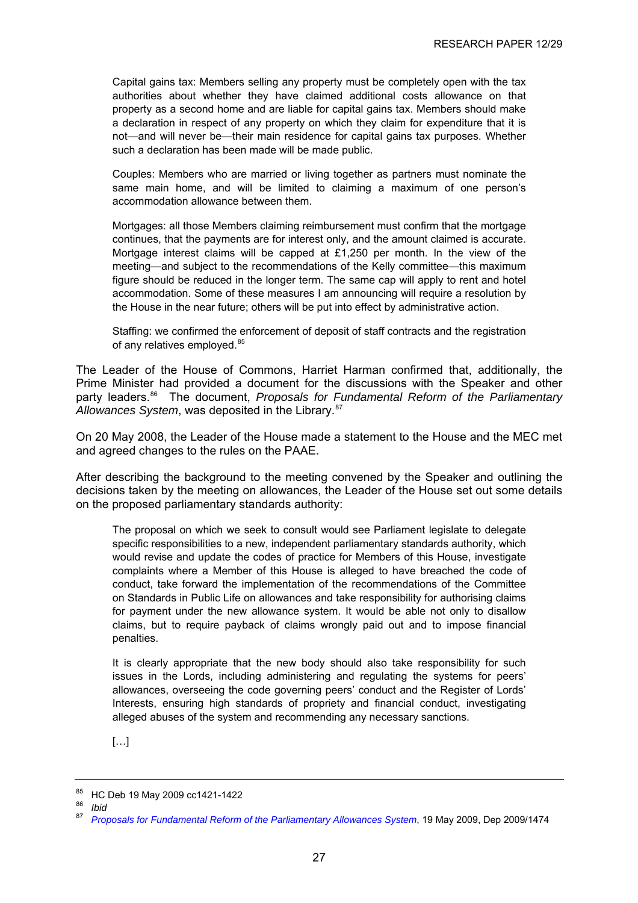> Capital gains tax: Members selling any property must be completely open with the tax authorities about whether they have claimed additional costs allowance on that property as a second home and are liable for capital gains tax. Members should make a declaration in respect of any property on which they claim for expenditure that it is not—and will never be—their main residence for capital gains tax purposes. Whether such a declaration has been made will be made public.
>
> Couples: Members who are married or living together as partners must nominate the same main home, and will be limited to claiming a maximum of one person's accommodation allowance between them.
>
> Mortgages: all those Members claiming reimbursement must confirm that the mortgage continues, that the payments are for interest only, and the amount claimed is accurate. Mortgage interest claims will be capped at £1,250 per month. In the view of the meeting—and subject to the recommendations of the Kelly committee—this maximum figure should be reduced in the longer term. The same cap will apply to rent and hotel accommodation. Some of these measures I am announcing will require a resolution by the House in the near future; others will be put into effect by administrative action.
>
> Staffing: we confirmed the enforcement of deposit of staff contracts and the registration of any relatives employed.[85]

The Leader of the House of Commons, Harriet Harman confirmed that, additionally, the Prime Minister had provided a document for the discussions with the Speaker and other party leaders.[86] The document, *Proposals for Fundamental Reform of the Parliamentary Allowances System*, was deposited in the Library.[87]

On 20 May 2008, the Leader of the House made a statement to the House and the MEC met and agreed changes to the rules on the PAAE.

After describing the background to the meeting convened by the Speaker and outlining the decisions taken by the meeting on allowances, the Leader of the House set out some details on the proposed parliamentary standards authority:

> The proposal on which we seek to consult would see Parliament legislate to delegate specific responsibilities to a new, independent parliamentary standards authority, which would revise and update the codes of practice for Members of this House, investigate complaints where a Member of this House is alleged to have breached the code of conduct, take forward the implementation of the recommendations of the Committee on Standards in Public Life on allowances and take responsibility for authorising claims for payment under the new allowance system. It would be able not only to disallow claims, but to require payback of claims wrongly paid out and to impose financial penalties.
>
> It is clearly appropriate that the new body should also take responsibility for such issues in the Lords, including administering and regulating the systems for peers' allowances, overseeing the code governing peers' conduct and the Register of Lords' Interests, ensuring high standards of propriety and financial conduct, investigating alleged abuses of the system and recommending any necessary sanctions.
>
> […]

---

[85] HC Deb 19 May 2009 cc1421-1422

[86] *Ibid*

[87] *Proposals for Fundamental Reform of the Parliamentary Allowances System*, 19 May 2009, Dep 2009/1474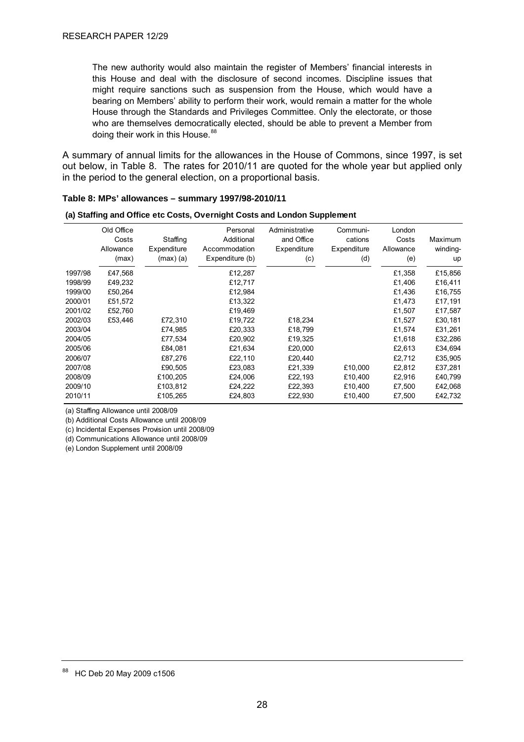The new authority would also maintain the register of Members' financial interests in this House and deal with the disclosure of second incomes. Discipline issues that might require sanctions such as suspension from the House, which would have a bearing on Members' ability to perform their work, would remain a matter for the whole House through the Standards and Privileges Committee. Only the electorate, or those who are themselves democratically elected, should be able to prevent a Member from doing their work in this House.[88]

A summary of annual limits for the allowances in the House of Commons, since 1997, is set out below, in Table 8. The rates for 2010/11 are quoted for the whole year but applied only in the period to the general election, on a proportional basis.

**Table 8: MPs' allowances – summary 1997/98-2010/11**

**(a) Staffing and Office etc Costs, Overnight Costs and London Supplement**

| | Old Office Costs Allowance (max) | Staffing Expenditure (max) (a) | Personal Additional Accommodation Expenditure (b) | Administrative and Office Expenditure (c) | Communi-cations Expenditure (d) | London Costs Allowance (e) | Maximum winding-up |
|---|---|---|---|---|---|---|---|
| 1997/98 | £47,568 | | £12,287 | | | £1,358 | £15,856 |
| 1998/99 | £49,232 | | £12,717 | | | £1,406 | £16,411 |
| 1999/00 | £50,264 | | £12,984 | | | £1,436 | £16,755 |
| 2000/01 | £51,572 | | £13,322 | | | £1,473 | £17,191 |
| 2001/02 | £52,760 | | £19,469 | | | £1,507 | £17,587 |
| 2002/03 | £53,446 | £72,310 | £19,722 | £18,234 | | £1,527 | £30,181 |
| 2003/04 | | £74,985 | £20,333 | £18,799 | | £1,574 | £31,261 |
| 2004/05 | | £77,534 | £20,902 | £19,325 | | £1,618 | £32,286 |
| 2005/06 | | £84,081 | £21,634 | £20,000 | | £2,613 | £34,694 |
| 2006/07 | | £87,276 | £22,110 | £20,440 | | £2,712 | £35,905 |
| 2007/08 | | £90,505 | £23,083 | £21,339 | £10,000 | £2,812 | £37,281 |
| 2008/09 | | £100,205 | £24,006 | £22,193 | £10,400 | £2,916 | £40,799 |
| 2009/10 | | £103,812 | £24,222 | £22,393 | £10,400 | £7,500 | £42,068 |
| 2010/11 | | £105,265 | £24,803 | £22,930 | £10,400 | £7,500 | £42,732 |

(a) Staffing Allowance until 2008/09

(b) Additional Costs Allowance until 2008/09

(c) Incidental Expenses Provision until 2008/09

(d) Communications Allowance until 2008/09

(e) London Supplement until 2008/09

[88] HC Deb 20 May 2009 c1506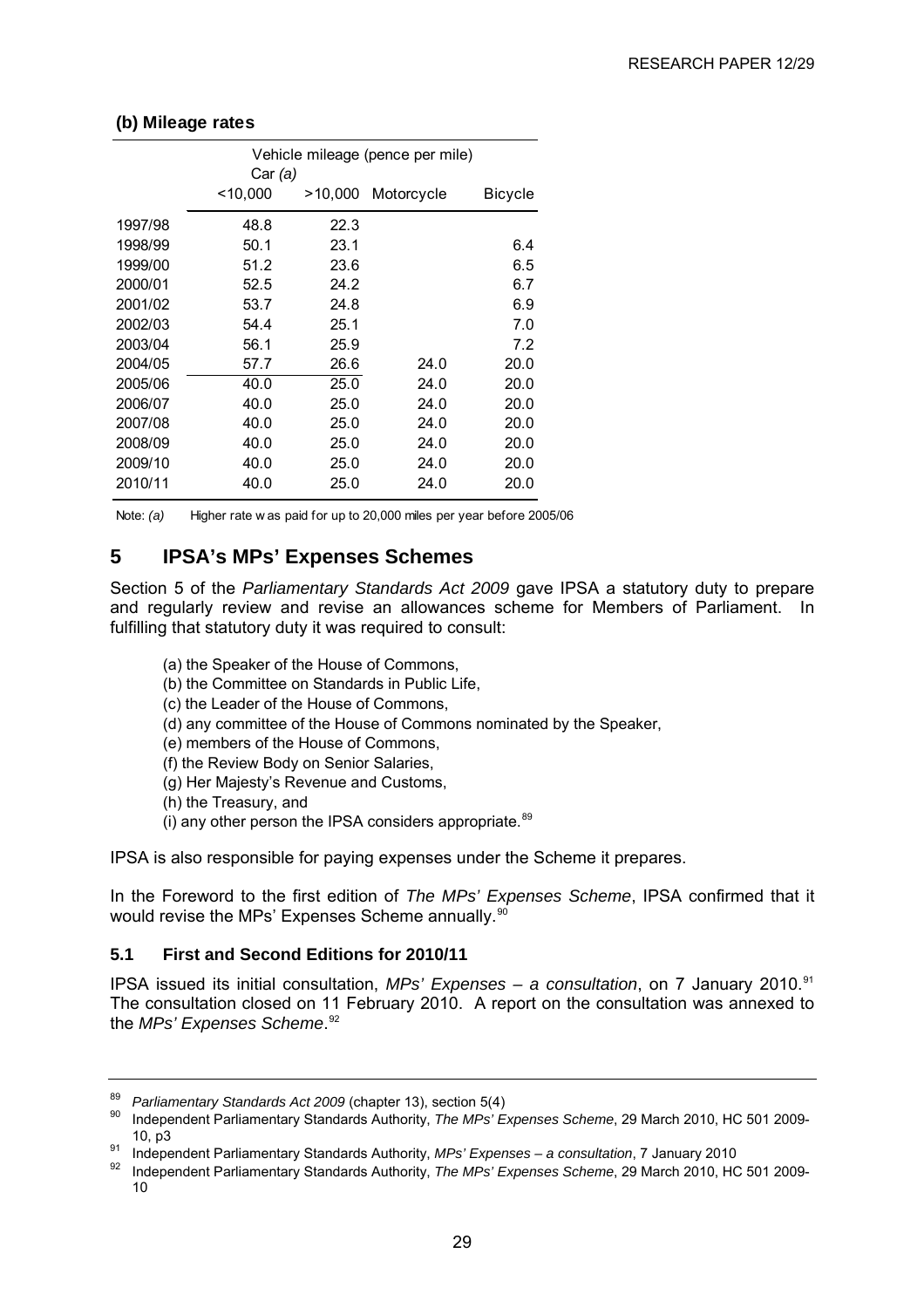### (b) Mileage rates

| | Vehicle mileage (pence per mile) | | | |
|---|---|---|---|---|
| | Car *(a)* | | | |
| | <10,000 | >10,000 | Motorcycle | Bicycle |
| 1997/98 | 48.8 | 22.3 | | |
| 1998/99 | 50.1 | 23.1 | | 6.4 |
| 1999/00 | 51.2 | 23.6 | | 6.5 |
| 2000/01 | 52.5 | 24.2 | | 6.7 |
| 2001/02 | 53.7 | 24.8 | | 6.9 |
| 2002/03 | 54.4 | 25.1 | | 7.0 |
| 2003/04 | 56.1 | 25.9 | | 7.2 |
| 2004/05 | 57.7 | 26.6 | 24.0 | 20.0 |
| 2005/06 | 40.0 | 25.0 | 24.0 | 20.0 |
| 2006/07 | 40.0 | 25.0 | 24.0 | 20.0 |
| 2007/08 | 40.0 | 25.0 | 24.0 | 20.0 |
| 2008/09 | 40.0 | 25.0 | 24.0 | 20.0 |
| 2009/10 | 40.0 | 25.0 | 24.0 | 20.0 |
| 2010/11 | 40.0 | 25.0 | 24.0 | 20.0 |

Note: *(a)* Higher rate was paid for up to 20,000 miles per year before 2005/06

## 5 IPSA's MPs' Expenses Schemes

Section 5 of the *Parliamentary Standards Act 2009* gave IPSA a statutory duty to prepare and regularly review and revise an allowances scheme for Members of Parliament. In fulfilling that statutory duty it was required to consult:

(a) the Speaker of the House of Commons,
(b) the Committee on Standards in Public Life,
(c) the Leader of the House of Commons,
(d) any committee of the House of Commons nominated by the Speaker,
(e) members of the House of Commons,
(f) the Review Body on Senior Salaries,
(g) Her Majesty's Revenue and Customs,
(h) the Treasury, and
(i) any other person the IPSA considers appropriate.[89]

IPSA is also responsible for paying expenses under the Scheme it prepares.

In the Foreword to the first edition of *The MPs' Expenses Scheme*, IPSA confirmed that it would revise the MPs' Expenses Scheme annually.[90]

### 5.1 First and Second Editions for 2010/11

IPSA issued its initial consultation, *MPs' Expenses – a consultation*, on 7 January 2010.[91] The consultation closed on 11 February 2010. A report on the consultation was annexed to the *MPs' Expenses Scheme*.[92]

---

[89] *Parliamentary Standards Act 2009* (chapter 13), section 5(4)

[90] Independent Parliamentary Standards Authority, *The MPs' Expenses Scheme*, 29 March 2010, HC 501 2009-10, p3

[91] Independent Parliamentary Standards Authority, *MPs' Expenses – a consultation*, 7 January 2010

[92] Independent Parliamentary Standards Authority, *The MPs' Expenses Scheme*, 29 March 2010, HC 501 2009-10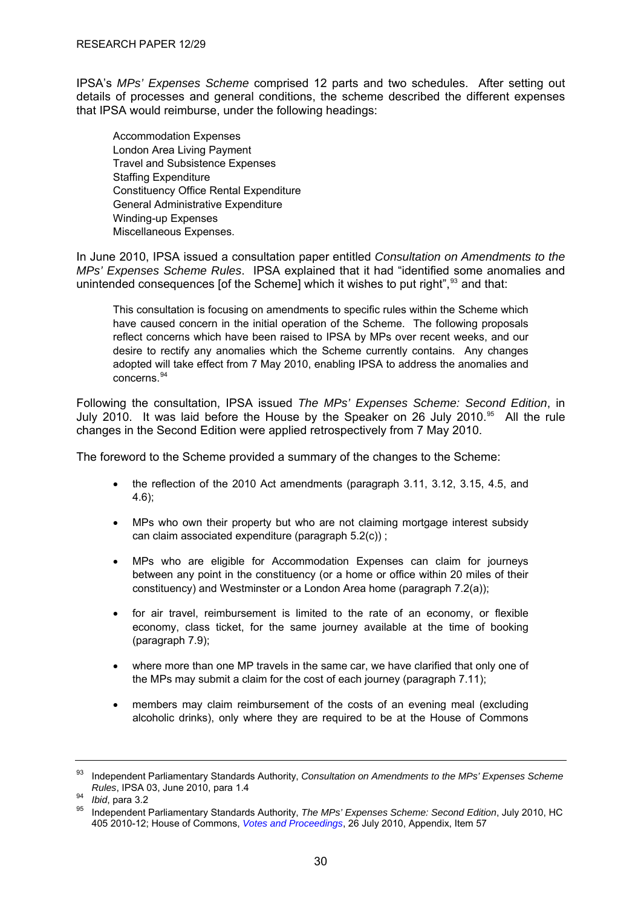IPSA's *MPs' Expenses Scheme* comprised 12 parts and two schedules. After setting out details of processes and general conditions, the scheme described the different expenses that IPSA would reimburse, under the following headings:

> Accommodation Expenses
> London Area Living Payment
> Travel and Subsistence Expenses
> Staffing Expenditure
> Constituency Office Rental Expenditure
> General Administrative Expenditure
> Winding-up Expenses
> Miscellaneous Expenses.

In June 2010, IPSA issued a consultation paper entitled *Consultation on Amendments to the MPs' Expenses Scheme Rules*. IPSA explained that it had "identified some anomalies and unintended consequences [of the Scheme] which it wishes to put right",[93] and that:

> This consultation is focusing on amendments to specific rules within the Scheme which have caused concern in the initial operation of the Scheme. The following proposals reflect concerns which have been raised to IPSA by MPs over recent weeks, and our desire to rectify any anomalies which the Scheme currently contains. Any changes adopted will take effect from 7 May 2010, enabling IPSA to address the anomalies and concerns.[94]

Following the consultation, IPSA issued *The MPs' Expenses Scheme: Second Edition*, in July 2010. It was laid before the House by the Speaker on 26 July 2010.[95] All the rule changes in the Second Edition were applied retrospectively from 7 May 2010.

The foreword to the Scheme provided a summary of the changes to the Scheme:

- the reflection of the 2010 Act amendments (paragraph 3.11, 3.12, 3.15, 4.5, and 4.6);
- MPs who own their property but who are not claiming mortgage interest subsidy can claim associated expenditure (paragraph 5.2(c)) ;
- MPs who are eligible for Accommodation Expenses can claim for journeys between any point in the constituency (or a home or office within 20 miles of their constituency) and Westminster or a London Area home (paragraph 7.2(a));
- for air travel, reimbursement is limited to the rate of an economy, or flexible economy, class ticket, for the same journey available at the time of booking (paragraph 7.9);
- where more than one MP travels in the same car, we have clarified that only one of the MPs may submit a claim for the cost of each journey (paragraph 7.11);
- members may claim reimbursement of the costs of an evening meal (excluding alcoholic drinks), only where they are required to be at the House of Commons

---

[93] Independent Parliamentary Standards Authority, *Consultation on Amendments to the MPs' Expenses Scheme Rules*, IPSA 03, June 2010, para 1.4

[94] *Ibid*, para 3.2

[95] Independent Parliamentary Standards Authority, *The MPs' Expenses Scheme: Second Edition*, July 2010, HC 405 2010-12; House of Commons, *Votes and Proceedings*, 26 July 2010, Appendix, Item 57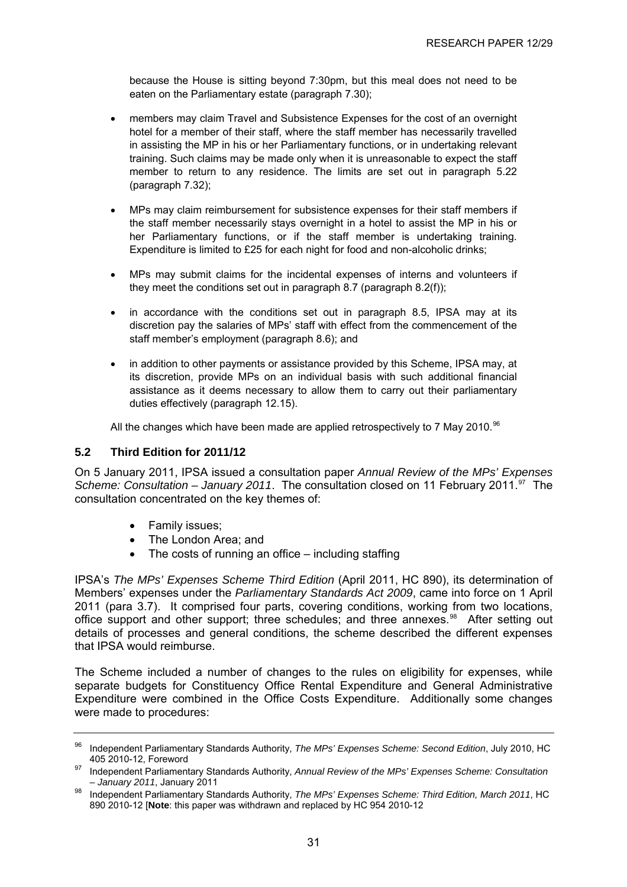because the House is sitting beyond 7:30pm, but this meal does not need to be eaten on the Parliamentary estate (paragraph 7.30);

- members may claim Travel and Subsistence Expenses for the cost of an overnight hotel for a member of their staff, where the staff member has necessarily travelled in assisting the MP in his or her Parliamentary functions, or in undertaking relevant training. Such claims may be made only when it is unreasonable to expect the staff member to return to any residence. The limits are set out in paragraph 5.22 (paragraph 7.32);
- MPs may claim reimbursement for subsistence expenses for their staff members if the staff member necessarily stays overnight in a hotel to assist the MP in his or her Parliamentary functions, or if the staff member is undertaking training. Expenditure is limited to £25 for each night for food and non-alcoholic drinks;
- MPs may submit claims for the incidental expenses of interns and volunteers if they meet the conditions set out in paragraph 8.7 (paragraph 8.2(f));
- in accordance with the conditions set out in paragraph 8.5, IPSA may at its discretion pay the salaries of MPs' staff with effect from the commencement of the staff member's employment (paragraph 8.6); and
- in addition to other payments or assistance provided by this Scheme, IPSA may, at its discretion, provide MPs on an individual basis with such additional financial assistance as it deems necessary to allow them to carry out their parliamentary duties effectively (paragraph 12.15).

All the changes which have been made are applied retrospectively to 7 May 2010.[96]

### 5.2 Third Edition for 2011/12

On 5 January 2011, IPSA issued a consultation paper *Annual Review of the MPs' Expenses Scheme: Consultation – January 2011*. The consultation closed on 11 February 2011.[97] The consultation concentrated on the key themes of:

- Family issues;
- The London Area; and
- The costs of running an office – including staffing

IPSA's *The MPs' Expenses Scheme Third Edition* (April 2011, HC 890), its determination of Members' expenses under the *Parliamentary Standards Act 2009*, came into force on 1 April 2011 (para 3.7). It comprised four parts, covering conditions, working from two locations, office support and other support; three schedules; and three annexes.[98] After setting out details of processes and general conditions, the scheme described the different expenses that IPSA would reimburse.

The Scheme included a number of changes to the rules on eligibility for expenses, while separate budgets for Constituency Office Rental Expenditure and General Administrative Expenditure were combined in the Office Costs Expenditure. Additionally some changes were made to procedures:

---

[96] Independent Parliamentary Standards Authority, *The MPs' Expenses Scheme: Second Edition*, July 2010, HC 405 2010-12, Foreword

[97] Independent Parliamentary Standards Authority, *Annual Review of the MPs' Expenses Scheme: Consultation – January 2011*, January 2011

[98] Independent Parliamentary Standards Authority, *The MPs' Expenses Scheme: Third Edition, March 2011*, HC 890 2010-12 [**Note**: this paper was withdrawn and replaced by HC 954 2010-12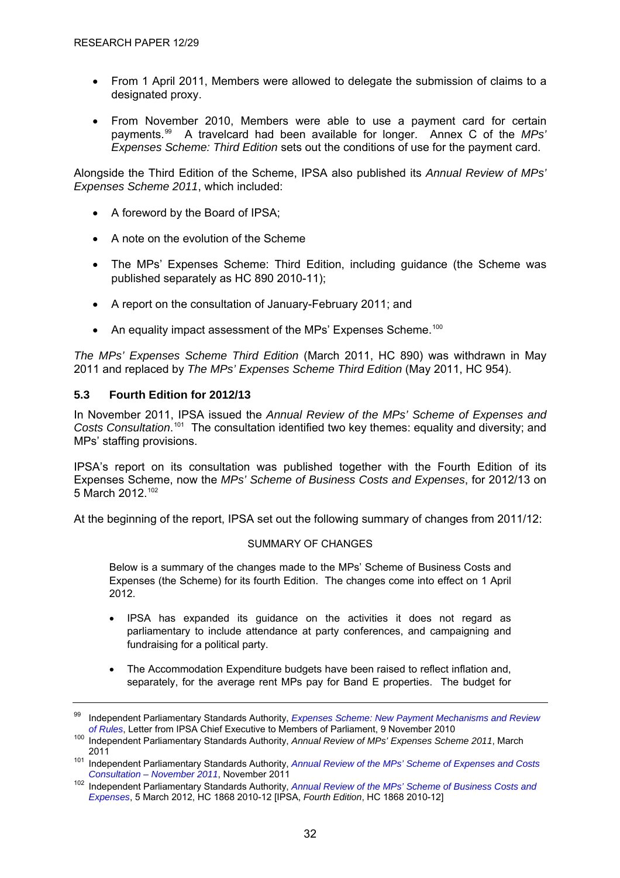- From 1 April 2011, Members were allowed to delegate the submission of claims to a designated proxy.

- From November 2010, Members were able to use a payment card for certain payments.[99] A travelcard had been available for longer. Annex C of the *MPs' Expenses Scheme: Third Edition* sets out the conditions of use for the payment card.

Alongside the Third Edition of the Scheme, IPSA also published its *Annual Review of MPs' Expenses Scheme 2011*, which included:

- A foreword by the Board of IPSA;

- A note on the evolution of the Scheme

- The MPs' Expenses Scheme: Third Edition, including guidance (the Scheme was published separately as HC 890 2010-11);

- A report on the consultation of January-February 2011; and

- An equality impact assessment of the MPs' Expenses Scheme.[100]

*The MPs' Expenses Scheme Third Edition* (March 2011, HC 890) was withdrawn in May 2011 and replaced by *The MPs' Expenses Scheme Third Edition* (May 2011, HC 954).

### 5.3 Fourth Edition for 2012/13

In November 2011, IPSA issued the *Annual Review of the MPs' Scheme of Expenses and Costs Consultation*.[101] The consultation identified two key themes: equality and diversity; and MPs' staffing provisions.

IPSA's report on its consultation was published together with the Fourth Edition of its Expenses Scheme, now the *MPs' Scheme of Business Costs and Expenses*, for 2012/13 on 5 March 2012.[102]

At the beginning of the report, IPSA set out the following summary of changes from 2011/12:

> SUMMARY OF CHANGES
>
> Below is a summary of the changes made to the MPs' Scheme of Business Costs and Expenses (the Scheme) for its fourth Edition. The changes come into effect on 1 April 2012.
>
> - IPSA has expanded its guidance on the activities it does not regard as parliamentary to include attendance at party conferences, and campaigning and fundraising for a political party.
>
> - The Accommodation Expenditure budgets have been raised to reflect inflation and, separately, for the average rent MPs pay for Band E properties. The budget for

---

[99] Independent Parliamentary Standards Authority, *Expenses Scheme: New Payment Mechanisms and Review of Rules*, Letter from IPSA Chief Executive to Members of Parliament, 9 November 2010

[100] Independent Parliamentary Standards Authority, *Annual Review of MPs' Expenses Scheme 2011*, March 2011

[101] Independent Parliamentary Standards Authority, *Annual Review of the MPs' Scheme of Expenses and Costs Consultation – November 2011*, November 2011

[102] Independent Parliamentary Standards Authority, *Annual Review of the MPs' Scheme of Business Costs and Expenses*, 5 March 2012, HC 1868 2010-12 [IPSA, *Fourth Edition*, HC 1868 2010-12]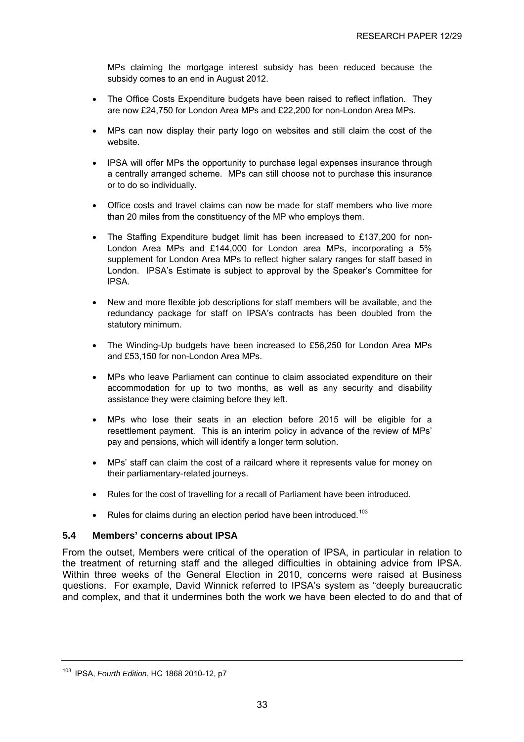MPs claiming the mortgage interest subsidy has been reduced because the subsidy comes to an end in August 2012.

- The Office Costs Expenditure budgets have been raised to reflect inflation. They are now £24,750 for London Area MPs and £22,200 for non-London Area MPs.
- MPs can now display their party logo on websites and still claim the cost of the website.
- IPSA will offer MPs the opportunity to purchase legal expenses insurance through a centrally arranged scheme. MPs can still choose not to purchase this insurance or to do so individually.
- Office costs and travel claims can now be made for staff members who live more than 20 miles from the constituency of the MP who employs them.
- The Staffing Expenditure budget limit has been increased to £137,200 for non-London Area MPs and £144,000 for London area MPs, incorporating a 5% supplement for London Area MPs to reflect higher salary ranges for staff based in London. IPSA's Estimate is subject to approval by the Speaker's Committee for IPSA.
- New and more flexible job descriptions for staff members will be available, and the redundancy package for staff on IPSA's contracts has been doubled from the statutory minimum.
- The Winding-Up budgets have been increased to £56,250 for London Area MPs and £53,150 for non-London Area MPs.
- MPs who leave Parliament can continue to claim associated expenditure on their accommodation for up to two months, as well as any security and disability assistance they were claiming before they left.
- MPs who lose their seats in an election before 2015 will be eligible for a resettlement payment. This is an interim policy in advance of the review of MPs' pay and pensions, which will identify a longer term solution.
- MPs' staff can claim the cost of a railcard where it represents value for money on their parliamentary-related journeys.
- Rules for the cost of travelling for a recall of Parliament have been introduced.
- Rules for claims during an election period have been introduced.[103]

### 5.4 Members' concerns about IPSA

From the outset, Members were critical of the operation of IPSA, in particular in relation to the treatment of returning staff and the alleged difficulties in obtaining advice from IPSA. Within three weeks of the General Election in 2010, concerns were raised at Business questions. For example, David Winnick referred to IPSA's system as "deeply bureaucratic and complex, and that it undermines both the work we have been elected to do and that of

---

[103] IPSA, *Fourth Edition*, HC 1868 2010-12, p7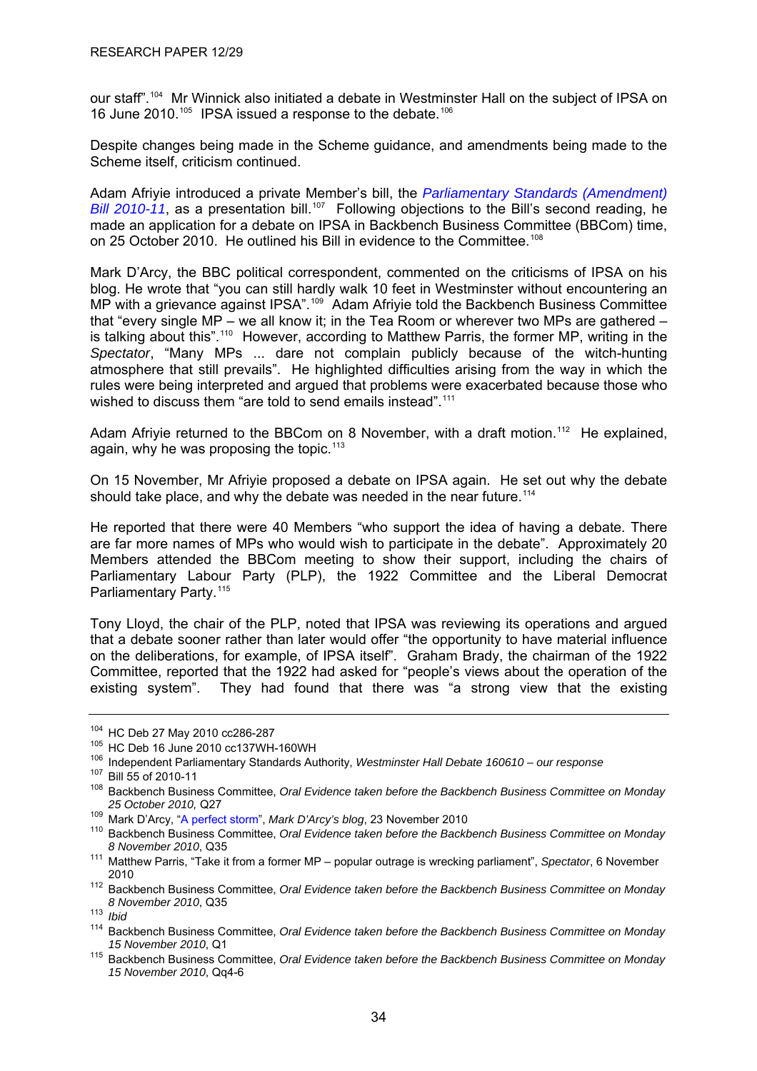our staff".[104] Mr Winnick also initiated a debate in Westminster Hall on the subject of IPSA on 16 June 2010.[105] IPSA issued a response to the debate.[106]

Despite changes being made in the Scheme guidance, and amendments being made to the Scheme itself, criticism continued.

Adam Afriyie introduced a private Member's bill, the *Parliamentary Standards (Amendment) Bill 2010-11*, as a presentation bill.[107] Following objections to the Bill's second reading, he made an application for a debate on IPSA in Backbench Business Committee (BBCom) time, on 25 October 2010. He outlined his Bill in evidence to the Committee.[108]

Mark D'Arcy, the BBC political correspondent, commented on the criticisms of IPSA on his blog. He wrote that "you can still hardly walk 10 feet in Westminster without encountering an MP with a grievance against IPSA".[109] Adam Afriyie told the Backbench Business Committee that "every single MP – we all know it; in the Tea Room or wherever two MPs are gathered – is talking about this".[110] However, according to Matthew Parris, the former MP, writing in the *Spectator*, "Many MPs ... dare not complain publicly because of the witch-hunting atmosphere that still prevails". He highlighted difficulties arising from the way in which the rules were being interpreted and argued that problems were exacerbated because those who wished to discuss them "are told to send emails instead".[111]

Adam Afriyie returned to the BBCom on 8 November, with a draft motion.[112] He explained, again, why he was proposing the topic.[113]

On 15 November, Mr Afriyie proposed a debate on IPSA again. He set out why the debate should take place, and why the debate was needed in the near future.[114]

He reported that there were 40 Members "who support the idea of having a debate. There are far more names of MPs who would wish to participate in the debate". Approximately 20 Members attended the BBCom meeting to show their support, including the chairs of Parliamentary Labour Party (PLP), the 1922 Committee and the Liberal Democrat Parliamentary Party.[115]

Tony Lloyd, the chair of the PLP, noted that IPSA was reviewing its operations and argued that a debate sooner rather than later would offer "the opportunity to have material influence on the deliberations, for example, of IPSA itself". Graham Brady, the chairman of the 1922 Committee, reported that the 1922 had asked for "people's views about the operation of the existing system". They had found that there was "a strong view that the existing

---

[104] HC Deb 27 May 2010 cc286-287

[105] HC Deb 16 June 2010 cc137WH-160WH

[106] Independent Parliamentary Standards Authority, *Westminster Hall Debate 160610 – our response*

[107] Bill 55 of 2010-11

[108] Backbench Business Committee, *Oral Evidence taken before the Backbench Business Committee on Monday 25 October 2010,* Q27

[109] Mark D'Arcy, "A perfect storm", *Mark D'Arcy's blog*, 23 November 2010

[110] Backbench Business Committee, *Oral Evidence taken before the Backbench Business Committee on Monday 8 November 2010*, Q35

[111] Matthew Parris, "Take it from a former MP – popular outrage is wrecking parliament", *Spectator*, 6 November 2010

[112] Backbench Business Committee, *Oral Evidence taken before the Backbench Business Committee on Monday 8 November 2010*, Q35

[113] *Ibid*

[114] Backbench Business Committee, *Oral Evidence taken before the Backbench Business Committee on Monday 15 November 2010*, Q1

[115] Backbench Business Committee, *Oral Evidence taken before the Backbench Business Committee on Monday 15 November 2010*, Qq4-6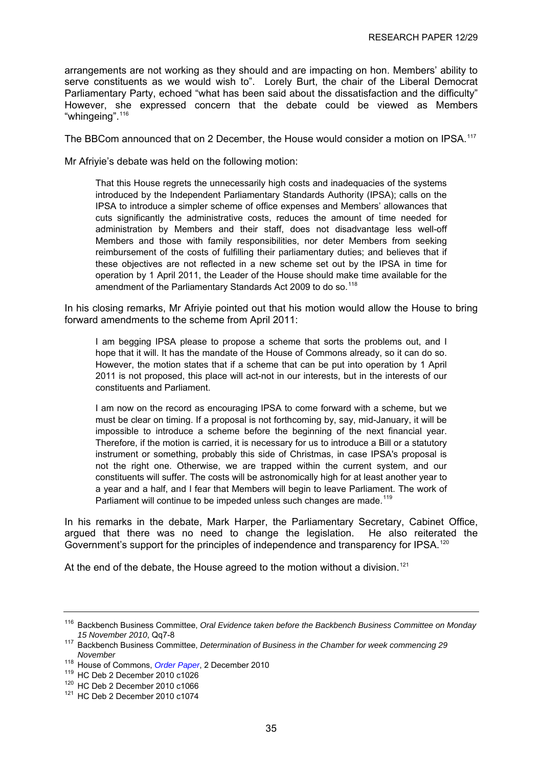arrangements are not working as they should and are impacting on hon. Members' ability to serve constituents as we would wish to". Lorely Burt, the chair of the Liberal Democrat Parliamentary Party, echoed "what has been said about the dissatisfaction and the difficulty" However, she expressed concern that the debate could be viewed as Members "whingeing".[116]

The BBCom announced that on 2 December, the House would consider a motion on IPSA.[117]

Mr Afriyie's debate was held on the following motion:

> That this House regrets the unnecessarily high costs and inadequacies of the systems introduced by the Independent Parliamentary Standards Authority (IPSA); calls on the IPSA to introduce a simpler scheme of office expenses and Members' allowances that cuts significantly the administrative costs, reduces the amount of time needed for administration by Members and their staff, does not disadvantage less well-off Members and those with family responsibilities, nor deter Members from seeking reimbursement of the costs of fulfilling their parliamentary duties; and believes that if these objectives are not reflected in a new scheme set out by the IPSA in time for operation by 1 April 2011, the Leader of the House should make time available for the amendment of the Parliamentary Standards Act 2009 to do so.[118]

In his closing remarks, Mr Afriyie pointed out that his motion would allow the House to bring forward amendments to the scheme from April 2011:

> I am begging IPSA please to propose a scheme that sorts the problems out, and I hope that it will. It has the mandate of the House of Commons already, so it can do so. However, the motion states that if a scheme that can be put into operation by 1 April 2011 is not proposed, this place will act-not in our interests, but in the interests of our constituents and Parliament.
>
> I am now on the record as encouraging IPSA to come forward with a scheme, but we must be clear on timing. If a proposal is not forthcoming by, say, mid-January, it will be impossible to introduce a scheme before the beginning of the next financial year. Therefore, if the motion is carried, it is necessary for us to introduce a Bill or a statutory instrument or something, probably this side of Christmas, in case IPSA's proposal is not the right one. Otherwise, we are trapped within the current system, and our constituents will suffer. The costs will be astronomically high for at least another year to a year and a half, and I fear that Members will begin to leave Parliament. The work of Parliament will continue to be impeded unless such changes are made.[119]

In his remarks in the debate, Mark Harper, the Parliamentary Secretary, Cabinet Office, argued that there was no need to change the legislation. He also reiterated the Government's support for the principles of independence and transparency for IPSA.[120]

At the end of the debate, the House agreed to the motion without a division.[121]

---

[116] Backbench Business Committee, *Oral Evidence taken before the Backbench Business Committee on Monday 15 November 2010*, Qq7-8

[117] Backbench Business Committee, *Determination of Business in the Chamber for week commencing 29 November*

[118] House of Commons, *Order Paper*, 2 December 2010

[119] HC Deb 2 December 2010 c1026

[120] HC Deb 2 December 2010 c1066

[121] HC Deb 2 December 2010 c1074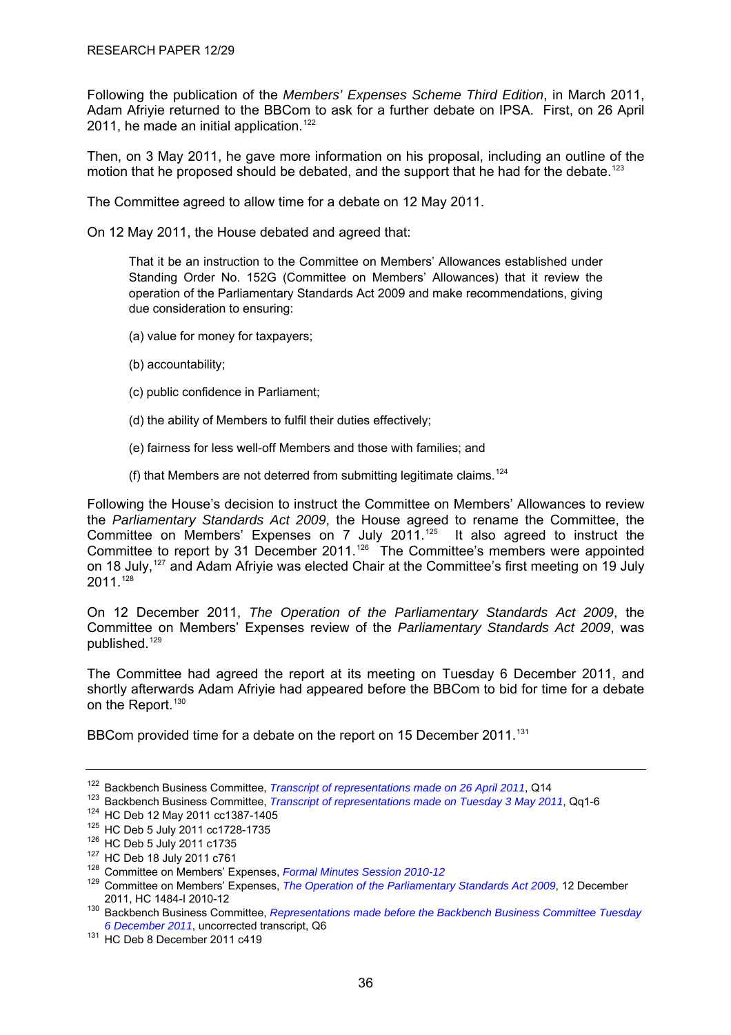Following the publication of the *Members' Expenses Scheme Third Edition*, in March 2011, Adam Afriyie returned to the BBCom to ask for a further debate on IPSA. First, on 26 April 2011, he made an initial application.[122]

Then, on 3 May 2011, he gave more information on his proposal, including an outline of the motion that he proposed should be debated, and the support that he had for the debate.[123]

The Committee agreed to allow time for a debate on 12 May 2011.

On 12 May 2011, the House debated and agreed that:

> That it be an instruction to the Committee on Members' Allowances established under Standing Order No. 152G (Committee on Members' Allowances) that it review the operation of the Parliamentary Standards Act 2009 and make recommendations, giving due consideration to ensuring:
>
> (a) value for money for taxpayers;
>
> (b) accountability;
>
> (c) public confidence in Parliament;
>
> (d) the ability of Members to fulfil their duties effectively;
>
> (e) fairness for less well-off Members and those with families; and
>
> (f) that Members are not deterred from submitting legitimate claims.[124]

Following the House's decision to instruct the Committee on Members' Allowances to review the *Parliamentary Standards Act 2009*, the House agreed to rename the Committee, the Committee on Members' Expenses on 7 July 2011.[125] It also agreed to instruct the Committee to report by 31 December 2011.[126] The Committee's members were appointed on 18 July,[127] and Adam Afriyie was elected Chair at the Committee's first meeting on 19 July 2011.[128]

On 12 December 2011, *The Operation of the Parliamentary Standards Act 2009*, the Committee on Members' Expenses review of the *Parliamentary Standards Act 2009*, was published.[129]

The Committee had agreed the report at its meeting on Tuesday 6 December 2011, and shortly afterwards Adam Afriyie had appeared before the BBCom to bid for time for a debate on the Report.[130]

BBCom provided time for a debate on the report on 15 December 2011.[131]

---

[122] Backbench Business Committee, *Transcript of representations made on 26 April 2011*, Q14

[123] Backbench Business Committee, *Transcript of representations made on Tuesday 3 May 2011*, Qq1-6

[124] HC Deb 12 May 2011 cc1387-1405

[125] HC Deb 5 July 2011 cc1728-1735

[126] HC Deb 5 July 2011 c1735

[127] HC Deb 18 July 2011 c761

[128] Committee on Members' Expenses, *Formal Minutes Session 2010-12*

[129] Committee on Members' Expenses, *The Operation of the Parliamentary Standards Act 2009*, 12 December 2011, HC 1484-I 2010-12

[130] Backbench Business Committee, *Representations made before the Backbench Business Committee Tuesday 6 December 2011*, uncorrected transcript, Q6

[131] HC Deb 8 December 2011 c419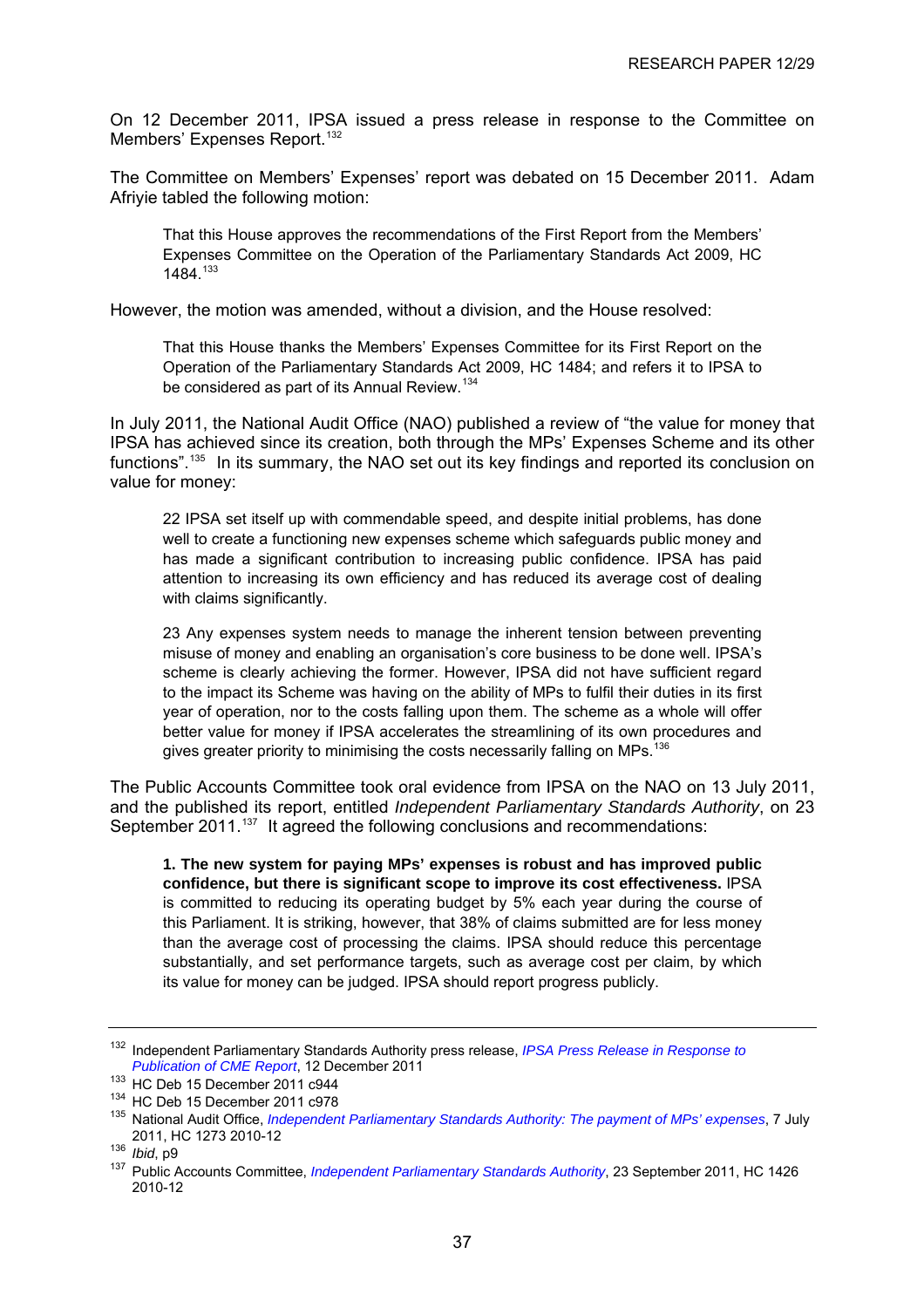On 12 December 2011, IPSA issued a press release in response to the Committee on Members' Expenses Report.[132]

The Committee on Members' Expenses' report was debated on 15 December 2011. Adam Afriyie tabled the following motion:

> That this House approves the recommendations of the First Report from the Members' Expenses Committee on the Operation of the Parliamentary Standards Act 2009, HC 1484.[133]

However, the motion was amended, without a division, and the House resolved:

> That this House thanks the Members' Expenses Committee for its First Report on the Operation of the Parliamentary Standards Act 2009, HC 1484; and refers it to IPSA to be considered as part of its Annual Review.[134]

In July 2011, the National Audit Office (NAO) published a review of "the value for money that IPSA has achieved since its creation, both through the MPs' Expenses Scheme and its other functions".[135] In its summary, the NAO set out its key findings and reported its conclusion on value for money:

> 22 IPSA set itself up with commendable speed, and despite initial problems, has done well to create a functioning new expenses scheme which safeguards public money and has made a significant contribution to increasing public confidence. IPSA has paid attention to increasing its own efficiency and has reduced its average cost of dealing with claims significantly.
>
> 23 Any expenses system needs to manage the inherent tension between preventing misuse of money and enabling an organisation's core business to be done well. IPSA's scheme is clearly achieving the former. However, IPSA did not have sufficient regard to the impact its Scheme was having on the ability of MPs to fulfil their duties in its first year of operation, nor to the costs falling upon them. The scheme as a whole will offer better value for money if IPSA accelerates the streamlining of its own procedures and gives greater priority to minimising the costs necessarily falling on MPs.[136]

The Public Accounts Committee took oral evidence from IPSA on the NAO on 13 July 2011, and the published its report, entitled *Independent Parliamentary Standards Authority*, on 23 September 2011.[137] It agreed the following conclusions and recommendations:

> **1. The new system for paying MPs' expenses is robust and has improved public confidence, but there is significant scope to improve its cost effectiveness.** IPSA is committed to reducing its operating budget by 5% each year during the course of this Parliament. It is striking, however, that 38% of claims submitted are for less money than the average cost of processing the claims. IPSA should reduce this percentage substantially, and set performance targets, such as average cost per claim, by which its value for money can be judged. IPSA should report progress publicly.

---

[132] Independent Parliamentary Standards Authority press release, *IPSA Press Release in Response to Publication of CME Report*, 12 December 2011

[133] HC Deb 15 December 2011 c944

[134] HC Deb 15 December 2011 c978

[135] National Audit Office, *Independent Parliamentary Standards Authority: The payment of MPs' expenses*, 7 July 2011, HC 1273 2010-12

[136] *Ibid*, p9

[137] Public Accounts Committee, *Independent Parliamentary Standards Authority*, 23 September 2011, HC 1426 2010-12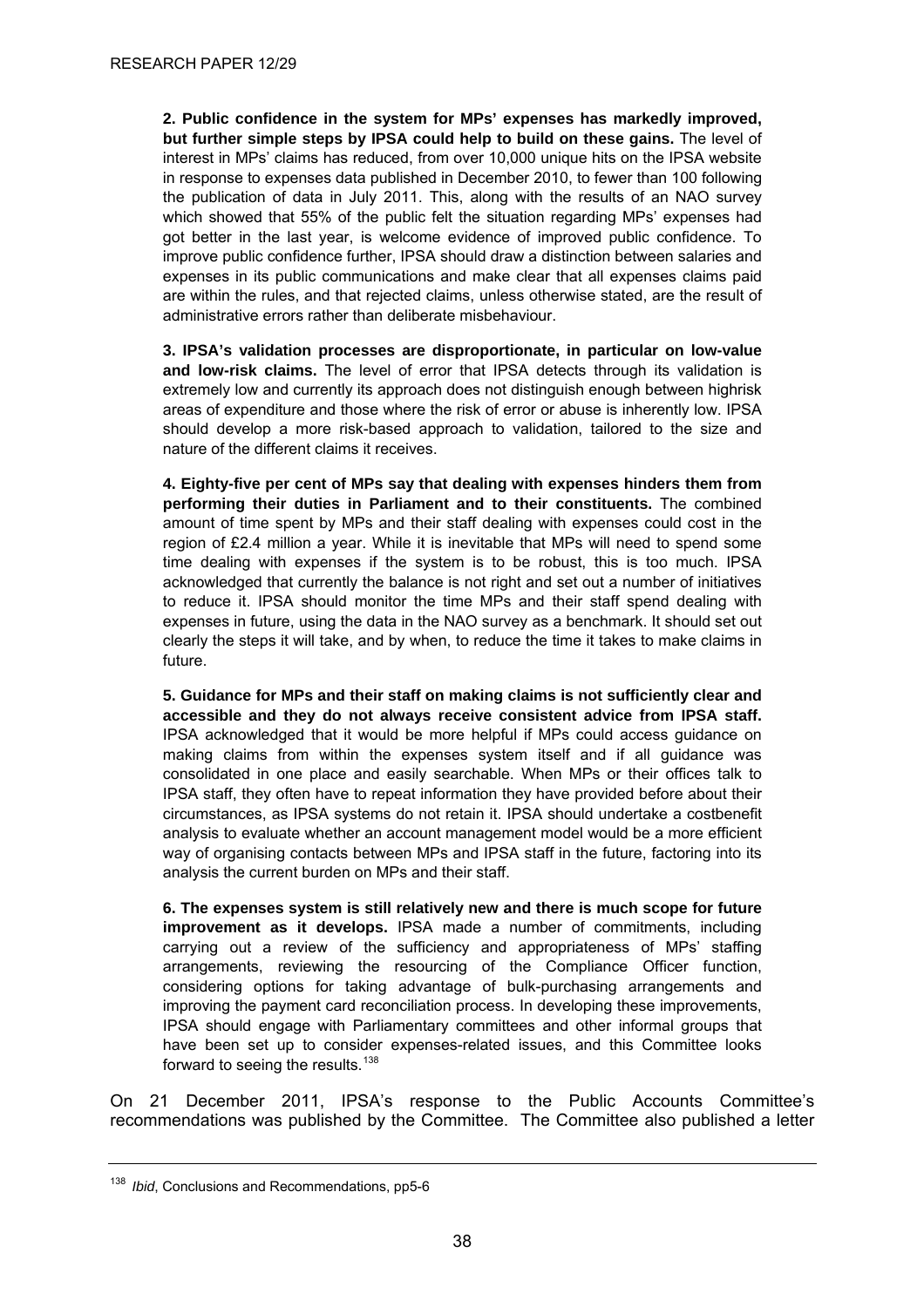**2. Public confidence in the system for MPs' expenses has markedly improved, but further simple steps by IPSA could help to build on these gains.** The level of interest in MPs' claims has reduced, from over 10,000 unique hits on the IPSA website in response to expenses data published in December 2010, to fewer than 100 following the publication of data in July 2011. This, along with the results of an NAO survey which showed that 55% of the public felt the situation regarding MPs' expenses had got better in the last year, is welcome evidence of improved public confidence. To improve public confidence further, IPSA should draw a distinction between salaries and expenses in its public communications and make clear that all expenses claims paid are within the rules, and that rejected claims, unless otherwise stated, are the result of administrative errors rather than deliberate misbehaviour.

**3. IPSA's validation processes are disproportionate, in particular on low-value and low-risk claims.** The level of error that IPSA detects through its validation is extremely low and currently its approach does not distinguish enough between highrisk areas of expenditure and those where the risk of error or abuse is inherently low. IPSA should develop a more risk-based approach to validation, tailored to the size and nature of the different claims it receives.

**4. Eighty-five per cent of MPs say that dealing with expenses hinders them from performing their duties in Parliament and to their constituents.** The combined amount of time spent by MPs and their staff dealing with expenses could cost in the region of £2.4 million a year. While it is inevitable that MPs will need to spend some time dealing with expenses if the system is to be robust, this is too much. IPSA acknowledged that currently the balance is not right and set out a number of initiatives to reduce it. IPSA should monitor the time MPs and their staff spend dealing with expenses in future, using the data in the NAO survey as a benchmark. It should set out clearly the steps it will take, and by when, to reduce the time it takes to make claims in future.

**5. Guidance for MPs and their staff on making claims is not sufficiently clear and accessible and they do not always receive consistent advice from IPSA staff.** IPSA acknowledged that it would be more helpful if MPs could access guidance on making claims from within the expenses system itself and if all guidance was consolidated in one place and easily searchable. When MPs or their offices talk to IPSA staff, they often have to repeat information they have provided before about their circumstances, as IPSA systems do not retain it. IPSA should undertake a costbenefit analysis to evaluate whether an account management model would be a more efficient way of organising contacts between MPs and IPSA staff in the future, factoring into its analysis the current burden on MPs and their staff.

**6. The expenses system is still relatively new and there is much scope for future improvement as it develops.** IPSA made a number of commitments, including carrying out a review of the sufficiency and appropriateness of MPs' staffing arrangements, reviewing the resourcing of the Compliance Officer function, considering options for taking advantage of bulk-purchasing arrangements and improving the payment card reconciliation process. In developing these improvements, IPSA should engage with Parliamentary committees and other informal groups that have been set up to consider expenses-related issues, and this Committee looks forward to seeing the results.[138]

On 21 December 2011, IPSA's response to the Public Accounts Committee's recommendations was published by the Committee. The Committee also published a letter

[138] *Ibid*, Conclusions and Recommendations, pp5-6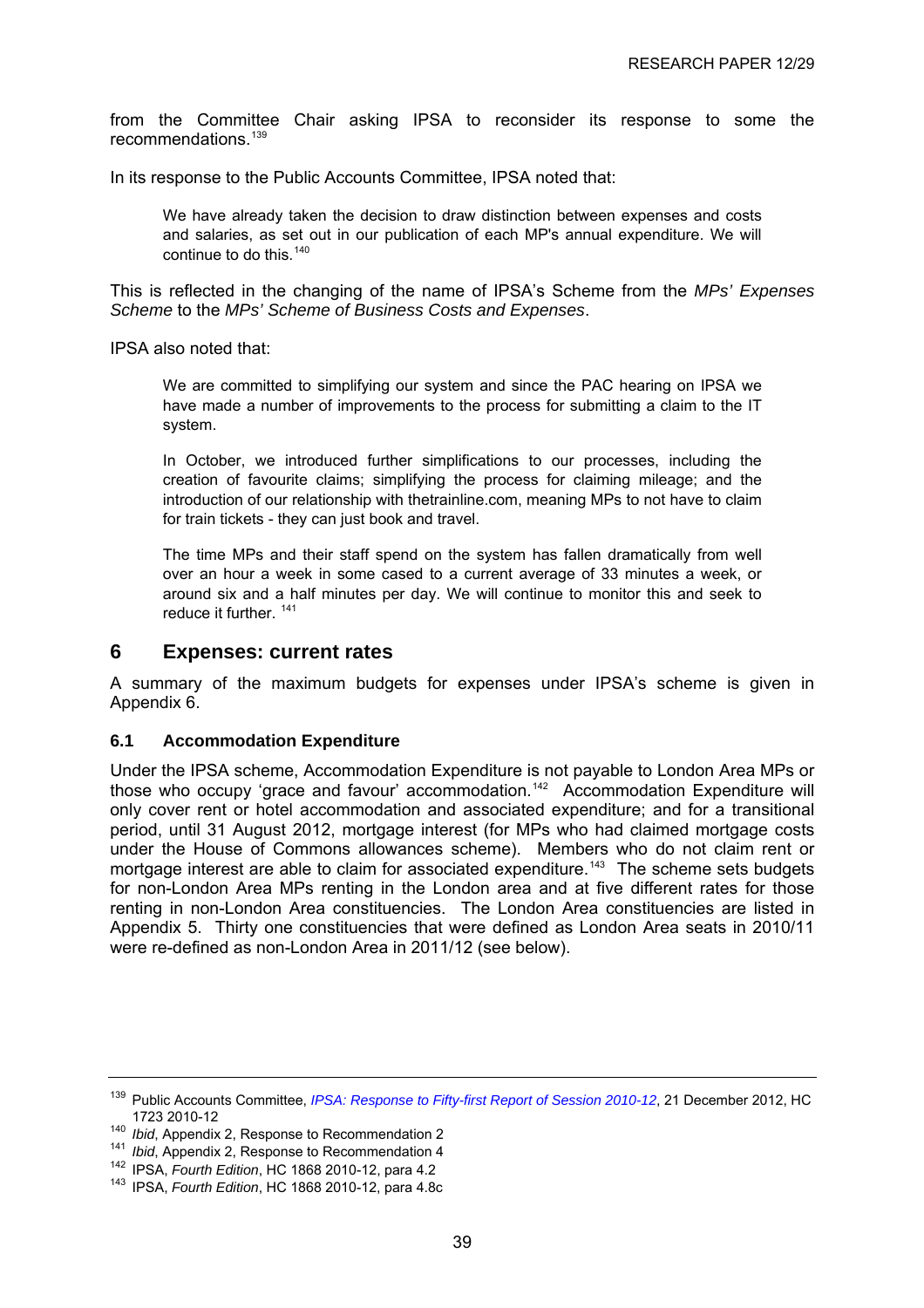from the Committee Chair asking IPSA to reconsider its response to some the recommendations.[139]

In its response to the Public Accounts Committee, IPSA noted that:

> We have already taken the decision to draw distinction between expenses and costs and salaries, as set out in our publication of each MP's annual expenditure. We will continue to do this.[140]

This is reflected in the changing of the name of IPSA's Scheme from the *MPs' Expenses Scheme* to the *MPs' Scheme of Business Costs and Expenses*.

IPSA also noted that:

> We are committed to simplifying our system and since the PAC hearing on IPSA we have made a number of improvements to the process for submitting a claim to the IT system.
>
> In October, we introduced further simplifications to our processes, including the creation of favourite claims; simplifying the process for claiming mileage; and the introduction of our relationship with thetrainline.com, meaning MPs to not have to claim for train tickets - they can just book and travel.
>
> The time MPs and their staff spend on the system has fallen dramatically from well over an hour a week in some cased to a current average of 33 minutes a week, or around six and a half minutes per day. We will continue to monitor this and seek to reduce it further. [141]

## 6 Expenses: current rates

A summary of the maximum budgets for expenses under IPSA's scheme is given in Appendix 6.

### 6.1 Accommodation Expenditure

Under the IPSA scheme, Accommodation Expenditure is not payable to London Area MPs or those who occupy 'grace and favour' accommodation.[142] Accommodation Expenditure will only cover rent or hotel accommodation and associated expenditure; and for a transitional period, until 31 August 2012, mortgage interest (for MPs who had claimed mortgage costs under the House of Commons allowances scheme). Members who do not claim rent or mortgage interest are able to claim for associated expenditure.[143] The scheme sets budgets for non-London Area MPs renting in the London area and at five different rates for those renting in non-London Area constituencies. The London Area constituencies are listed in Appendix 5. Thirty one constituencies that were defined as London Area seats in 2010/11 were re-defined as non-London Area in 2011/12 (see below).

---

[139] Public Accounts Committee, *IPSA: Response to Fifty-first Report of Session 2010-12*, 21 December 2012, HC 1723 2010-12

[140] *Ibid*, Appendix 2, Response to Recommendation 2

[141] *Ibid*, Appendix 2, Response to Recommendation 4

[142] IPSA, *Fourth Edition*, HC 1868 2010-12, para 4.2

[143] IPSA, *Fourth Edition*, HC 1868 2010-12, para 4.8c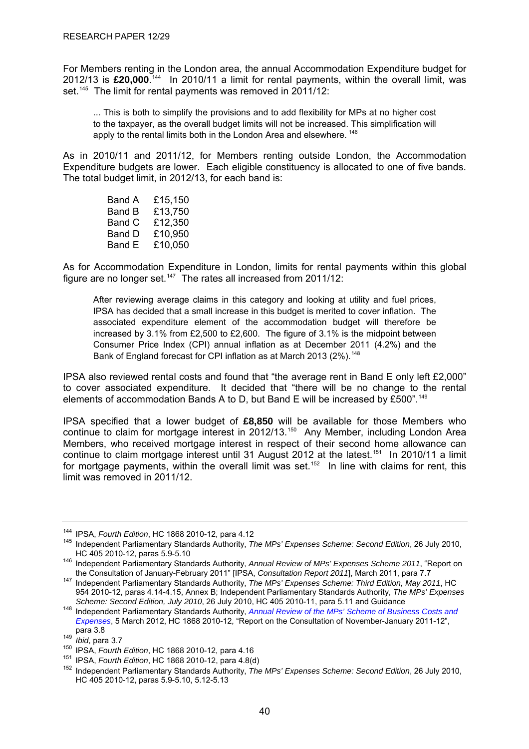For Members renting in the London area, the annual Accommodation Expenditure budget for 2012/13 is **£20,000**.[144] In 2010/11 a limit for rental payments, within the overall limit, was set.[145] The limit for rental payments was removed in 2011/12:

> ... This is both to simplify the provisions and to add flexibility for MPs at no higher cost to the taxpayer, as the overall budget limits will not be increased. This simplification will apply to the rental limits both in the London Area and elsewhere.[146]

As in 2010/11 and 2011/12, for Members renting outside London, the Accommodation Expenditure budgets are lower. Each eligible constituency is allocated to one of five bands. The total budget limit, in 2012/13, for each band is:

| | |
|---|---|
| Band A | £15,150 |
| Band B | £13,750 |
| Band C | £12,350 |
| Band D | £10,950 |
| Band E | £10,050 |

As for Accommodation Expenditure in London, limits for rental payments within this global figure are no longer set.[147] The rates all increased from 2011/12:

> After reviewing average claims in this category and looking at utility and fuel prices, IPSA has decided that a small increase in this budget is merited to cover inflation. The associated expenditure element of the accommodation budget will therefore be increased by 3.1% from £2,500 to £2,600. The figure of 3.1% is the midpoint between Consumer Price Index (CPI) annual inflation as at December 2011 (4.2%) and the Bank of England forecast for CPI inflation as at March 2013 (2%).[148]

IPSA also reviewed rental costs and found that "the average rent in Band E only left £2,000" to cover associated expenditure. It decided that "there will be no change to the rental elements of accommodation Bands A to D, but Band E will be increased by £500".[149]

IPSA specified that a lower budget of **£8,850** will be available for those Members who continue to claim for mortgage interest in 2012/13.[150] Any Member, including London Area Members, who received mortgage interest in respect of their second home allowance can continue to claim mortgage interest until 31 August 2012 at the latest.[151] In 2010/11 a limit for mortgage payments, within the overall limit was set.[152] In line with claims for rent, this limit was removed in 2011/12.

---

[144] IPSA, *Fourth Edition*, HC 1868 2010-12, para 4.12

[145] Independent Parliamentary Standards Authority, *The MPs' Expenses Scheme: Second Edition*, 26 July 2010, HC 405 2010-12, paras 5.9-5.10

[146] Independent Parliamentary Standards Authority, *Annual Review of MPs' Expenses Scheme 2011*, "Report on the Consultation of January-February 2011" [IPSA, *Consultation Report 2011*], March 2011, para 7.7

[147] Independent Parliamentary Standards Authority, *The MPs' Expenses Scheme: Third Edition, May 2011*, HC 954 2010-12, paras 4.14-4.15, Annex B; Independent Parliamentary Standards Authority, *The MPs' Expenses Scheme: Second Edition, July 2010*, 26 July 2010, HC 405 2010-11, para 5.11 and Guidance

[148] Independent Parliamentary Standards Authority, *Annual Review of the MPs' Scheme of Business Costs and Expenses*, 5 March 2012, HC 1868 2010-12, "Report on the Consultation of November-January 2011-12", para 3.8

[149] *Ibid*, para 3.7

[150] IPSA, *Fourth Edition*, HC 1868 2010-12, para 4.16

[151] IPSA, *Fourth Edition*, HC 1868 2010-12, para 4.8(d)

[152] Independent Parliamentary Standards Authority, *The MPs' Expenses Scheme: Second Edition*, 26 July 2010, HC 405 2010-12, paras 5.9-5.10, 5.12-5.13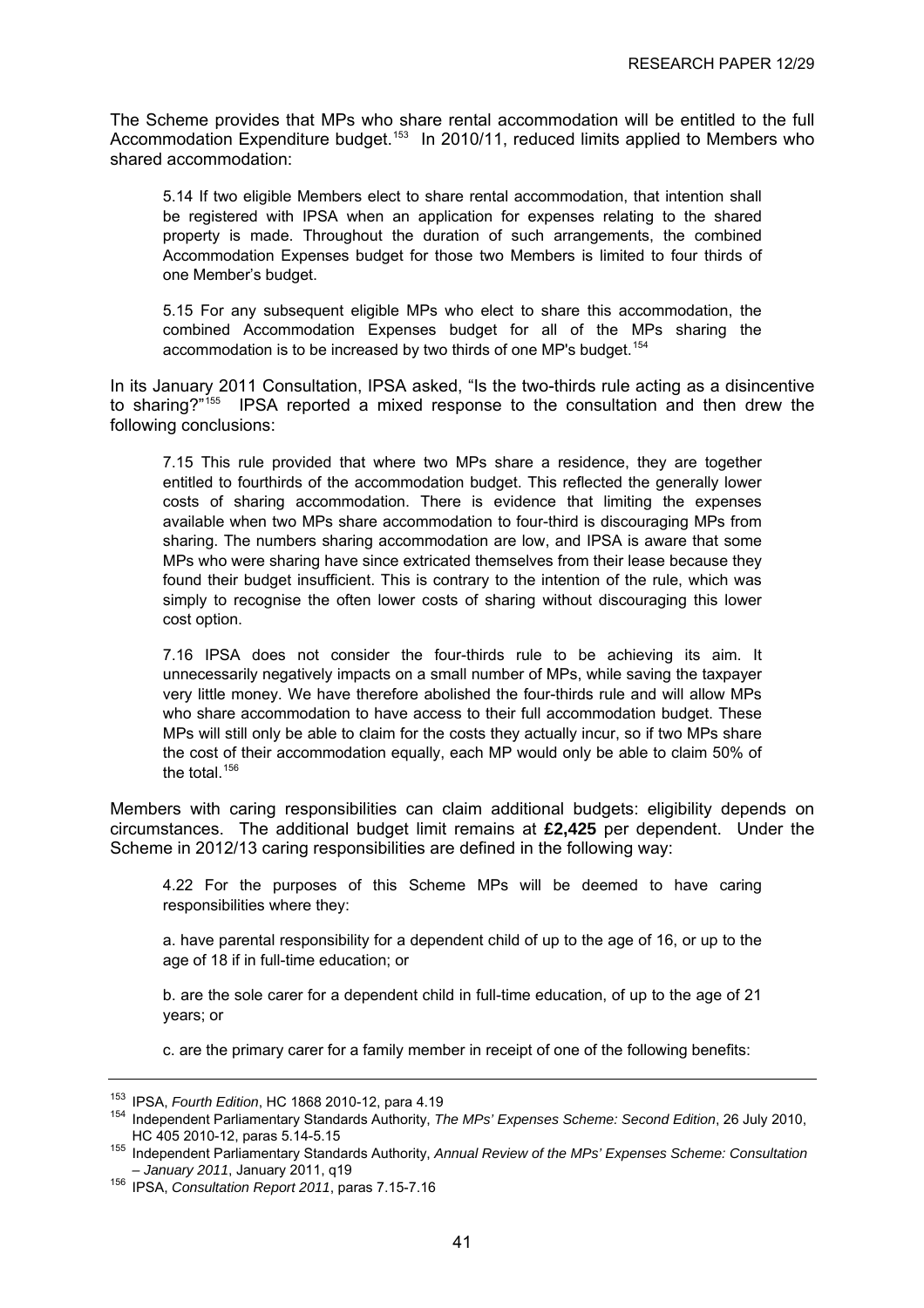The Scheme provides that MPs who share rental accommodation will be entitled to the full Accommodation Expenditure budget.[153] In 2010/11, reduced limits applied to Members who shared accommodation:

> 5.14 If two eligible Members elect to share rental accommodation, that intention shall be registered with IPSA when an application for expenses relating to the shared property is made. Throughout the duration of such arrangements, the combined Accommodation Expenses budget for those two Members is limited to four thirds of one Member's budget.
>
> 5.15 For any subsequent eligible MPs who elect to share this accommodation, the combined Accommodation Expenses budget for all of the MPs sharing the accommodation is to be increased by two thirds of one MP's budget.[154]

In its January 2011 Consultation, IPSA asked, "Is the two-thirds rule acting as a disincentive to sharing?"[155] IPSA reported a mixed response to the consultation and then drew the following conclusions:

> 7.15 This rule provided that where two MPs share a residence, they are together entitled to fourthirds of the accommodation budget. This reflected the generally lower costs of sharing accommodation. There is evidence that limiting the expenses available when two MPs share accommodation to four-third is discouraging MPs from sharing. The numbers sharing accommodation are low, and IPSA is aware that some MPs who were sharing have since extricated themselves from their lease because they found their budget insufficient. This is contrary to the intention of the rule, which was simply to recognise the often lower costs of sharing without discouraging this lower cost option.
>
> 7.16 IPSA does not consider the four-thirds rule to be achieving its aim. It unnecessarily negatively impacts on a small number of MPs, while saving the taxpayer very little money. We have therefore abolished the four-thirds rule and will allow MPs who share accommodation to have access to their full accommodation budget. These MPs will still only be able to claim for the costs they actually incur, so if two MPs share the cost of their accommodation equally, each MP would only be able to claim 50% of the total.[156]

Members with caring responsibilities can claim additional budgets: eligibility depends on circumstances. The additional budget limit remains at **£2,425** per dependent. Under the Scheme in 2012/13 caring responsibilities are defined in the following way:

> 4.22 For the purposes of this Scheme MPs will be deemed to have caring responsibilities where they:
>
> a. have parental responsibility for a dependent child of up to the age of 16, or up to the age of 18 if in full-time education; or
>
> b. are the sole carer for a dependent child in full-time education, of up to the age of 21 years; or
>
> c. are the primary carer for a family member in receipt of one of the following benefits:

---

[153] IPSA, *Fourth Edition*, HC 1868 2010-12, para 4.19

[154] Independent Parliamentary Standards Authority, *The MPs' Expenses Scheme: Second Edition*, 26 July 2010, HC 405 2010-12, paras 5.14-5.15

[155] Independent Parliamentary Standards Authority, *Annual Review of the MPs' Expenses Scheme: Consultation – January 2011*, January 2011, q19

[156] IPSA, *Consultation Report 2011*, paras 7.15-7.16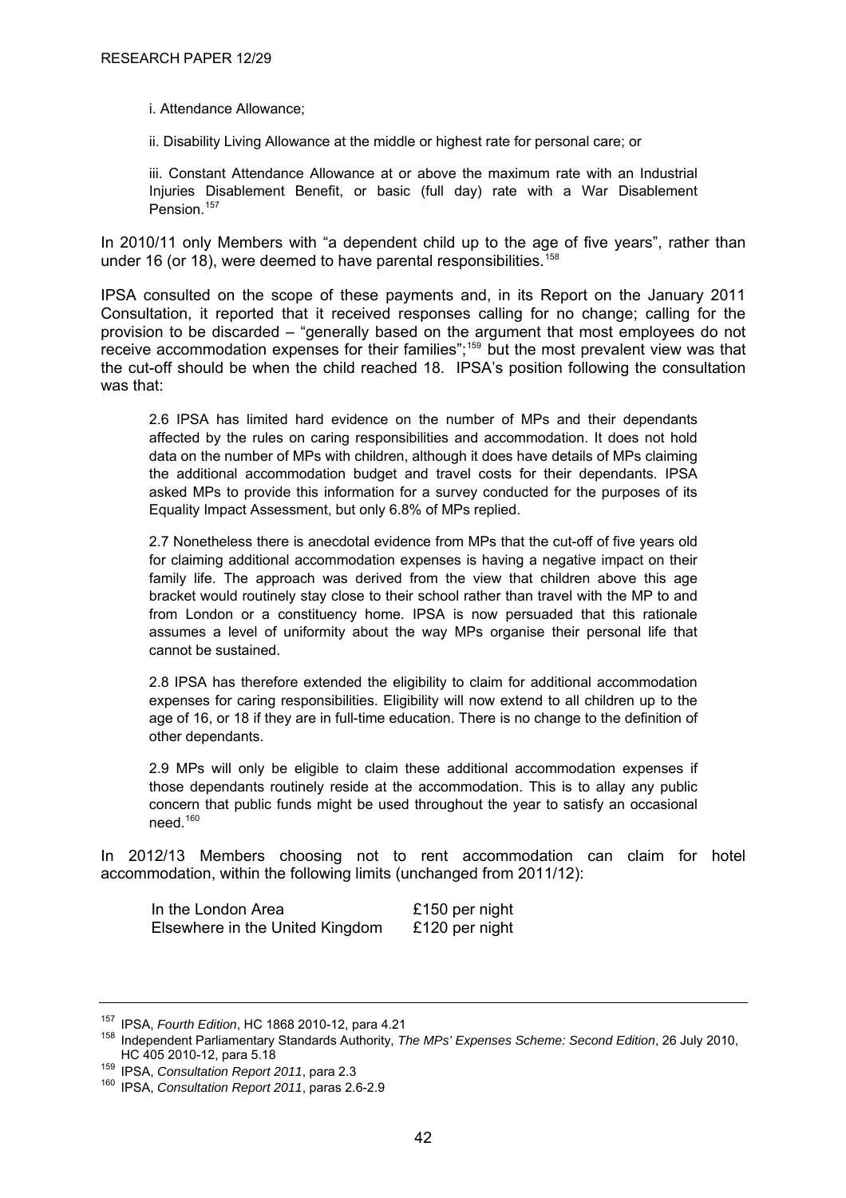i. Attendance Allowance;

ii. Disability Living Allowance at the middle or highest rate for personal care; or

iii. Constant Attendance Allowance at or above the maximum rate with an Industrial Injuries Disablement Benefit, or basic (full day) rate with a War Disablement Pension.[157]

In 2010/11 only Members with "a dependent child up to the age of five years", rather than under 16 (or 18), were deemed to have parental responsibilities.[158]

IPSA consulted on the scope of these payments and, in its Report on the January 2011 Consultation, it reported that it received responses calling for no change; calling for the provision to be discarded – "generally based on the argument that most employees do not receive accommodation expenses for their families";[159] but the most prevalent view was that the cut-off should be when the child reached 18. IPSA's position following the consultation was that:

> 2.6 IPSA has limited hard evidence on the number of MPs and their dependants affected by the rules on caring responsibilities and accommodation. It does not hold data on the number of MPs with children, although it does have details of MPs claiming the additional accommodation budget and travel costs for their dependants. IPSA asked MPs to provide this information for a survey conducted for the purposes of its Equality Impact Assessment, but only 6.8% of MPs replied.
>
> 2.7 Nonetheless there is anecdotal evidence from MPs that the cut-off of five years old for claiming additional accommodation expenses is having a negative impact on their family life. The approach was derived from the view that children above this age bracket would routinely stay close to their school rather than travel with the MP to and from London or a constituency home. IPSA is now persuaded that this rationale assumes a level of uniformity about the way MPs organise their personal life that cannot be sustained.
>
> 2.8 IPSA has therefore extended the eligibility to claim for additional accommodation expenses for caring responsibilities. Eligibility will now extend to all children up to the age of 16, or 18 if they are in full-time education. There is no change to the definition of other dependants.
>
> 2.9 MPs will only be eligible to claim these additional accommodation expenses if those dependants routinely reside at the accommodation. This is to allay any public concern that public funds might be used throughout the year to satisfy an occasional need.[160]

In 2012/13 Members choosing not to rent accommodation can claim for hotel accommodation, within the following limits (unchanged from 2011/12):

| | |
|---|---|
| In the London Area | £150 per night |
| Elsewhere in the United Kingdom | £120 per night |

---

[157] IPSA, *Fourth Edition*, HC 1868 2010-12, para 4.21

[158] Independent Parliamentary Standards Authority, *The MPs' Expenses Scheme: Second Edition*, 26 July 2010, HC 405 2010-12, para 5.18

[159] IPSA, *Consultation Report 2011*, para 2.3

[160] IPSA, *Consultation Report 2011*, paras 2.6-2.9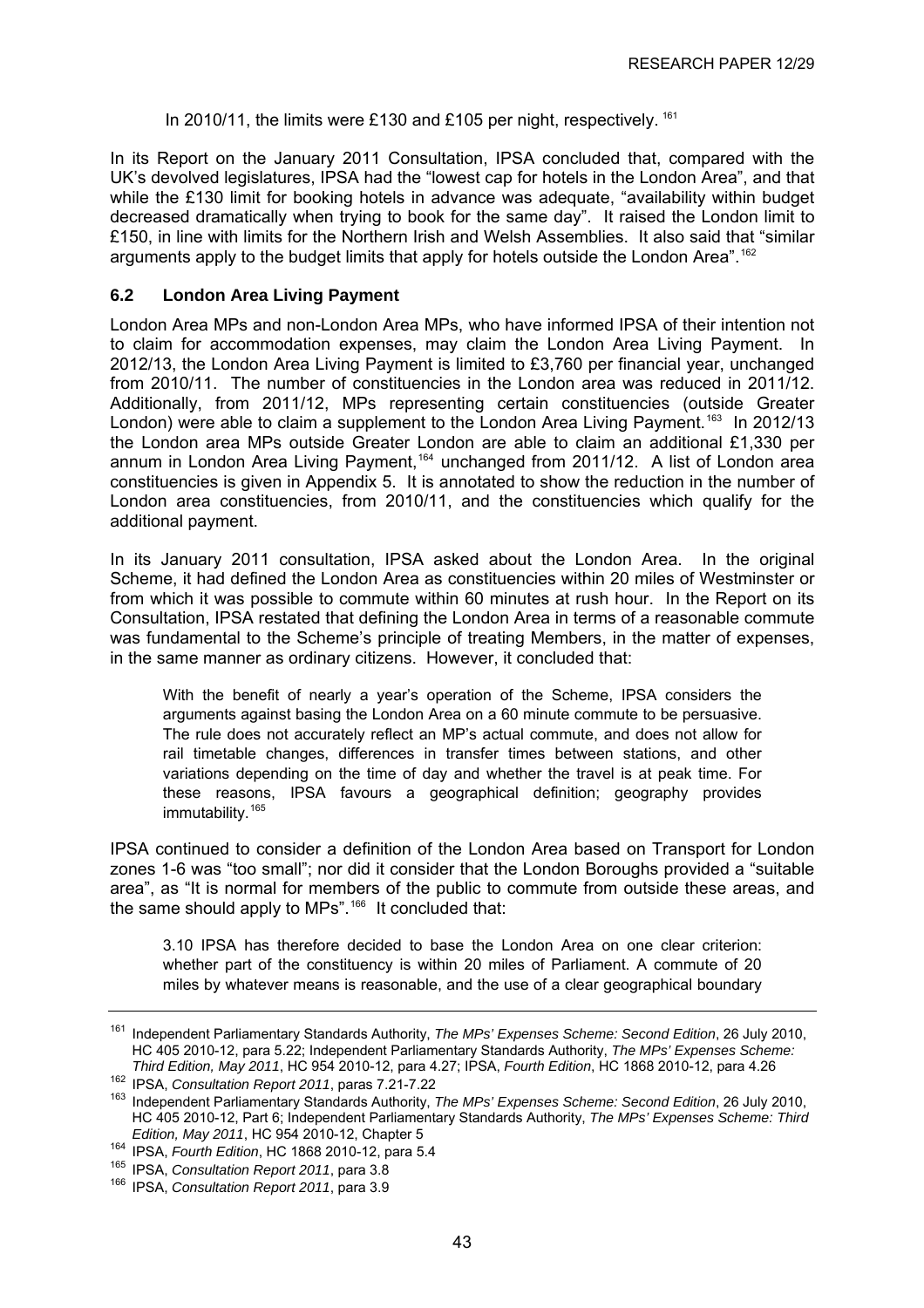In 2010/11, the limits were £130 and £105 per night, respectively. [161]

In its Report on the January 2011 Consultation, IPSA concluded that, compared with the UK's devolved legislatures, IPSA had the "lowest cap for hotels in the London Area", and that while the £130 limit for booking hotels in advance was adequate, "availability within budget decreased dramatically when trying to book for the same day". It raised the London limit to £150, in line with limits for the Northern Irish and Welsh Assemblies. It also said that "similar arguments apply to the budget limits that apply for hotels outside the London Area".[162]

### 6.2 London Area Living Payment

London Area MPs and non-London Area MPs, who have informed IPSA of their intention not to claim for accommodation expenses, may claim the London Area Living Payment. In 2012/13, the London Area Living Payment is limited to £3,760 per financial year, unchanged from 2010/11. The number of constituencies in the London area was reduced in 2011/12. Additionally, from 2011/12, MPs representing certain constituencies (outside Greater London) were able to claim a supplement to the London Area Living Payment.[163] In 2012/13 the London area MPs outside Greater London are able to claim an additional £1,330 per annum in London Area Living Payment,[164] unchanged from 2011/12. A list of London area constituencies is given in Appendix 5. It is annotated to show the reduction in the number of London area constituencies, from 2010/11, and the constituencies which qualify for the additional payment.

In its January 2011 consultation, IPSA asked about the London Area. In the original Scheme, it had defined the London Area as constituencies within 20 miles of Westminster or from which it was possible to commute within 60 minutes at rush hour. In the Report on its Consultation, IPSA restated that defining the London Area in terms of a reasonable commute was fundamental to the Scheme's principle of treating Members, in the matter of expenses, in the same manner as ordinary citizens. However, it concluded that:

> With the benefit of nearly a year's operation of the Scheme, IPSA considers the arguments against basing the London Area on a 60 minute commute to be persuasive. The rule does not accurately reflect an MP's actual commute, and does not allow for rail timetable changes, differences in transfer times between stations, and other variations depending on the time of day and whether the travel is at peak time. For these reasons, IPSA favours a geographical definition; geography provides immutability.[165]

IPSA continued to consider a definition of the London Area based on Transport for London zones 1-6 was "too small"; nor did it consider that the London Boroughs provided a "suitable area", as "It is normal for members of the public to commute from outside these areas, and the same should apply to MPs".[166] It concluded that:

> 3.10 IPSA has therefore decided to base the London Area on one clear criterion: whether part of the constituency is within 20 miles of Parliament. A commute of 20 miles by whatever means is reasonable, and the use of a clear geographical boundary

---

[161] Independent Parliamentary Standards Authority, *The MPs' Expenses Scheme: Second Edition*, 26 July 2010, HC 405 2010-12, para 5.22; Independent Parliamentary Standards Authority, *The MPs' Expenses Scheme: Third Edition, May 2011*, HC 954 2010-12, para 4.27; IPSA, *Fourth Edition*, HC 1868 2010-12, para 4.26

[162] IPSA, *Consultation Report 2011*, paras 7.21-7.22

[163] Independent Parliamentary Standards Authority, *The MPs' Expenses Scheme: Second Edition*, 26 July 2010, HC 405 2010-12, Part 6; Independent Parliamentary Standards Authority, *The MPs' Expenses Scheme: Third Edition, May 2011*, HC 954 2010-12, Chapter 5

[164] IPSA, *Fourth Edition*, HC 1868 2010-12, para 5.4

[165] IPSA, *Consultation Report 2011*, para 3.8

[166] IPSA, *Consultation Report 2011*, para 3.9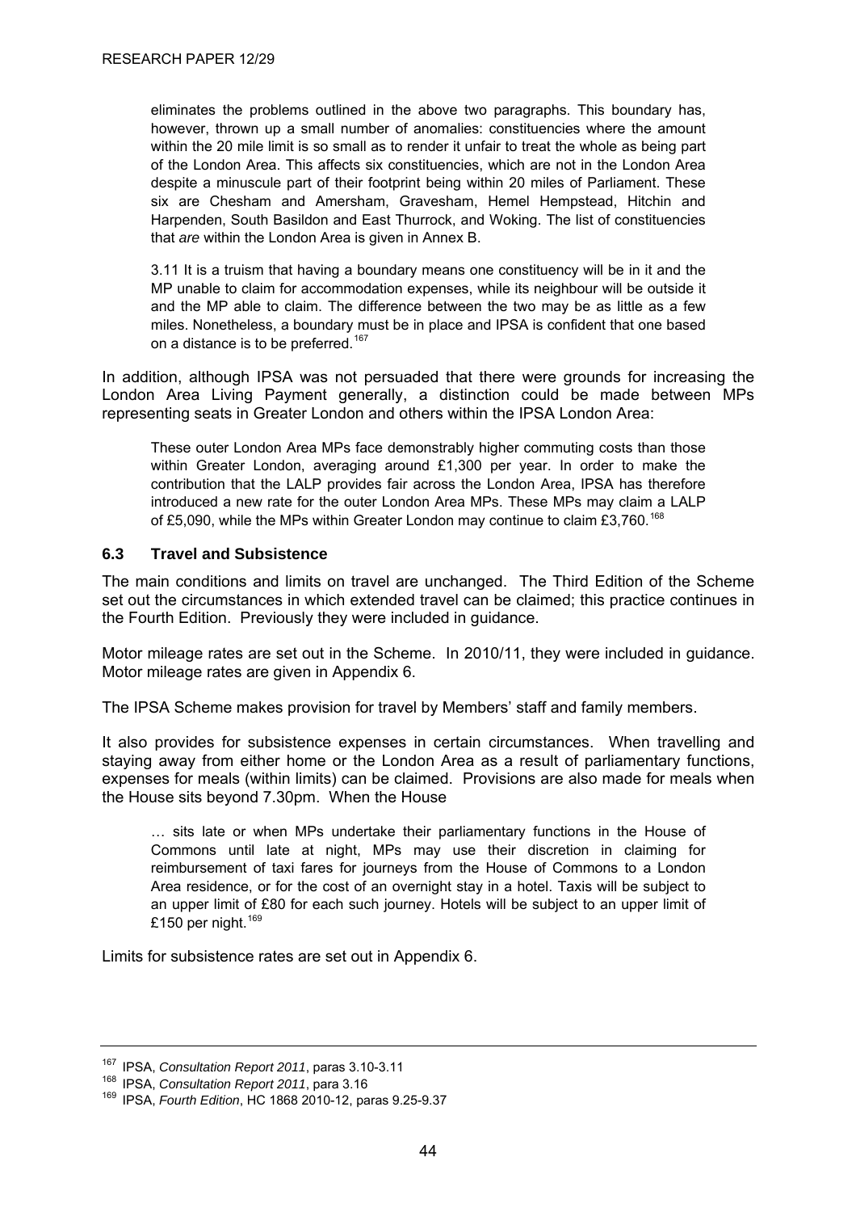> eliminates the problems outlined in the above two paragraphs. This boundary has, however, thrown up a small number of anomalies: constituencies where the amount within the 20 mile limit is so small as to render it unfair to treat the whole as being part of the London Area. This affects six constituencies, which are not in the London Area despite a minuscule part of their footprint being within 20 miles of Parliament. These six are Chesham and Amersham, Gravesham, Hemel Hempstead, Hitchin and Harpenden, South Basildon and East Thurrock, and Woking. The list of constituencies that *are* within the London Area is given in Annex B.
>
> 3.11 It is a truism that having a boundary means one constituency will be in it and the MP unable to claim for accommodation expenses, while its neighbour will be outside it and the MP able to claim. The difference between the two may be as little as a few miles. Nonetheless, a boundary must be in place and IPSA is confident that one based on a distance is to be preferred.[167]

In addition, although IPSA was not persuaded that there were grounds for increasing the London Area Living Payment generally, a distinction could be made between MPs representing seats in Greater London and others within the IPSA London Area:

> These outer London Area MPs face demonstrably higher commuting costs than those within Greater London, averaging around £1,300 per year. In order to make the contribution that the LALP provides fair across the London Area, IPSA has therefore introduced a new rate for the outer London Area MPs. These MPs may claim a LALP of £5,090, while the MPs within Greater London may continue to claim £3,760.[168]

## 6.3 Travel and Subsistence

The main conditions and limits on travel are unchanged. The Third Edition of the Scheme set out the circumstances in which extended travel can be claimed; this practice continues in the Fourth Edition. Previously they were included in guidance.

Motor mileage rates are set out in the Scheme. In 2010/11, they were included in guidance. Motor mileage rates are given in Appendix 6.

The IPSA Scheme makes provision for travel by Members' staff and family members.

It also provides for subsistence expenses in certain circumstances. When travelling and staying away from either home or the London Area as a result of parliamentary functions, expenses for meals (within limits) can be claimed. Provisions are also made for meals when the House sits beyond 7.30pm. When the House

> … sits late or when MPs undertake their parliamentary functions in the House of Commons until late at night, MPs may use their discretion in claiming for reimbursement of taxi fares for journeys from the House of Commons to a London Area residence, or for the cost of an overnight stay in a hotel. Taxis will be subject to an upper limit of £80 for each such journey. Hotels will be subject to an upper limit of £150 per night.[169]

Limits for subsistence rates are set out in Appendix 6.

---

[167] IPSA, *Consultation Report 2011*, paras 3.10-3.11

[168] IPSA, *Consultation Report 2011*, para 3.16

[169] IPSA, *Fourth Edition*, HC 1868 2010-12, paras 9.25-9.37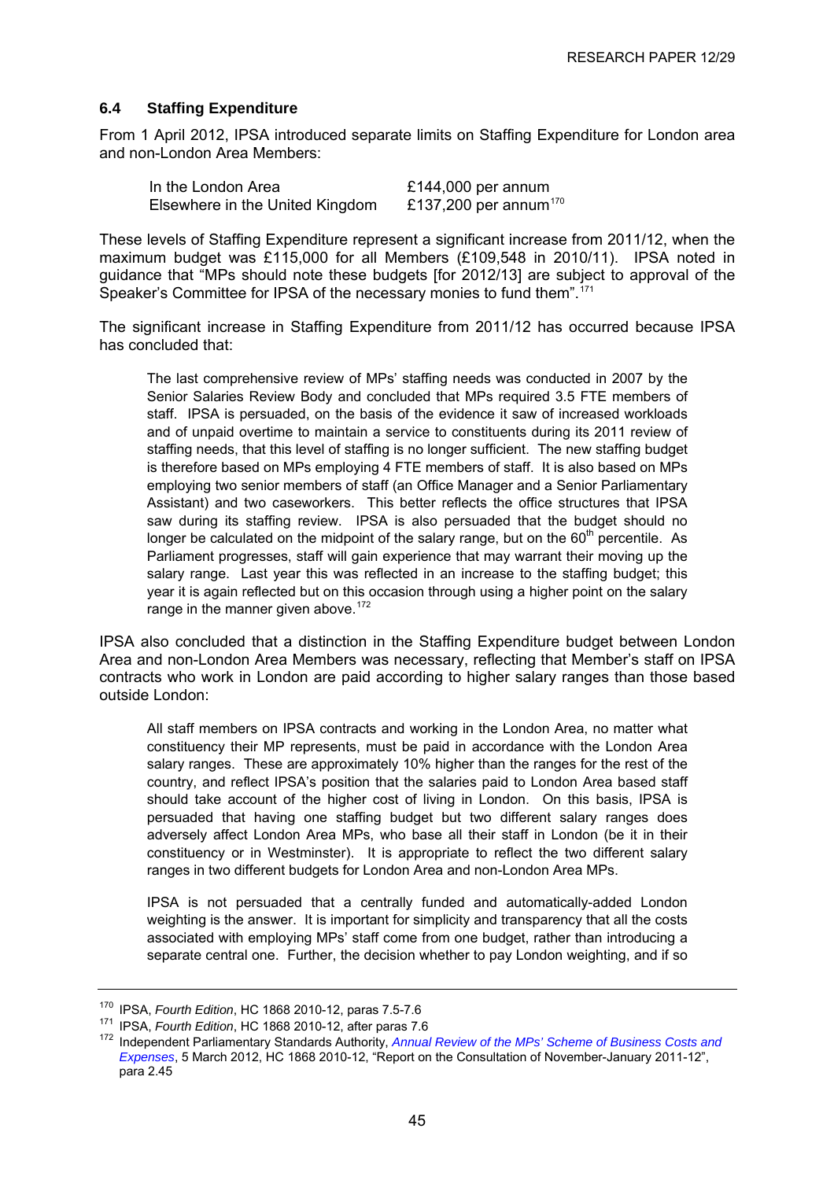### 6.4 Staffing Expenditure

From 1 April 2012, IPSA introduced separate limits on Staffing Expenditure for London area and non-London Area Members:

| | |
|---|---|
| In the London Area | £144,000 per annum |
| Elsewhere in the United Kingdom | £137,200 per annum[170] |

These levels of Staffing Expenditure represent a significant increase from 2011/12, when the maximum budget was £115,000 for all Members (£109,548 in 2010/11). IPSA noted in guidance that "MPs should note these budgets [for 2012/13] are subject to approval of the Speaker's Committee for IPSA of the necessary monies to fund them".[171]

The significant increase in Staffing Expenditure from 2011/12 has occurred because IPSA has concluded that:

> The last comprehensive review of MPs' staffing needs was conducted in 2007 by the Senior Salaries Review Body and concluded that MPs required 3.5 FTE members of staff. IPSA is persuaded, on the basis of the evidence it saw of increased workloads and of unpaid overtime to maintain a service to constituents during its 2011 review of staffing needs, that this level of staffing is no longer sufficient. The new staffing budget is therefore based on MPs employing 4 FTE members of staff. It is also based on MPs employing two senior members of staff (an Office Manager and a Senior Parliamentary Assistant) and two caseworkers. This better reflects the office structures that IPSA saw during its staffing review. IPSA is also persuaded that the budget should no longer be calculated on the midpoint of the salary range, but on the 60th percentile. As Parliament progresses, staff will gain experience that may warrant their moving up the salary range. Last year this was reflected in an increase to the staffing budget; this year it is again reflected but on this occasion through using a higher point on the salary range in the manner given above.[172]

IPSA also concluded that a distinction in the Staffing Expenditure budget between London Area and non-London Area Members was necessary, reflecting that Member's staff on IPSA contracts who work in London are paid according to higher salary ranges than those based outside London:

> All staff members on IPSA contracts and working in the London Area, no matter what constituency their MP represents, must be paid in accordance with the London Area salary ranges. These are approximately 10% higher than the ranges for the rest of the country, and reflect IPSA's position that the salaries paid to London Area based staff should take account of the higher cost of living in London. On this basis, IPSA is persuaded that having one staffing budget but two different salary ranges does adversely affect London Area MPs, who base all their staff in London (be it in their constituency or in Westminster). It is appropriate to reflect the two different salary ranges in two different budgets for London Area and non-London Area MPs.
>
> IPSA is not persuaded that a centrally funded and automatically-added London weighting is the answer. It is important for simplicity and transparency that all the costs associated with employing MPs' staff come from one budget, rather than introducing a separate central one. Further, the decision whether to pay London weighting, and if so

---

[170] IPSA, *Fourth Edition*, HC 1868 2010-12, paras 7.5-7.6

[171] IPSA, *Fourth Edition*, HC 1868 2010-12, after paras 7.6

[172] Independent Parliamentary Standards Authority, *Annual Review of the MPs' Scheme of Business Costs and Expenses*, 5 March 2012, HC 1868 2010-12, "Report on the Consultation of November-January 2011-12", para 2.45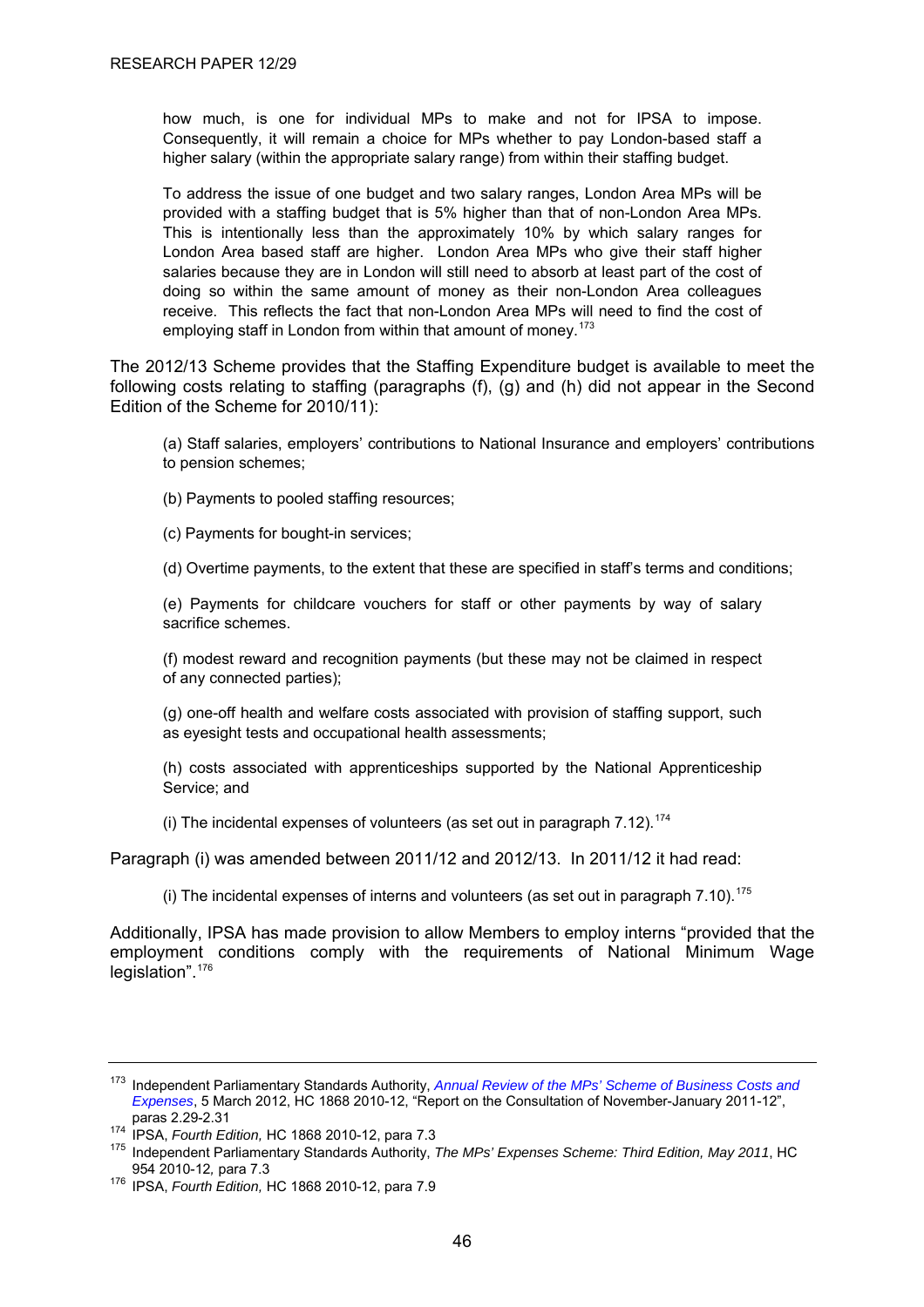> how much, is one for individual MPs to make and not for IPSA to impose. Consequently, it will remain a choice for MPs whether to pay London-based staff a higher salary (within the appropriate salary range) from within their staffing budget.
>
> To address the issue of one budget and two salary ranges, London Area MPs will be provided with a staffing budget that is 5% higher than that of non-London Area MPs. This is intentionally less than the approximately 10% by which salary ranges for London Area based staff are higher. London Area MPs who give their staff higher salaries because they are in London will still need to absorb at least part of the cost of doing so within the same amount of money as their non-London Area colleagues receive. This reflects the fact that non-London Area MPs will need to find the cost of employing staff in London from within that amount of money.[173]

The 2012/13 Scheme provides that the Staffing Expenditure budget is available to meet the following costs relating to staffing (paragraphs (f), (g) and (h) did not appear in the Second Edition of the Scheme for 2010/11):

> (a) Staff salaries, employers' contributions to National Insurance and employers' contributions to pension schemes;
>
> (b) Payments to pooled staffing resources;
>
> (c) Payments for bought-in services;
>
> (d) Overtime payments, to the extent that these are specified in staff's terms and conditions;
>
> (e) Payments for childcare vouchers for staff or other payments by way of salary sacrifice schemes.
>
> (f) modest reward and recognition payments (but these may not be claimed in respect of any connected parties);
>
> (g) one-off health and welfare costs associated with provision of staffing support, such as eyesight tests and occupational health assessments;
>
> (h) costs associated with apprenticeships supported by the National Apprenticeship Service; and
>
> (i) The incidental expenses of volunteers (as set out in paragraph 7.12).[174]

Paragraph (i) was amended between 2011/12 and 2012/13. In 2011/12 it had read:

> (i) The incidental expenses of interns and volunteers (as set out in paragraph 7.10).[175]

Additionally, IPSA has made provision to allow Members to employ interns "provided that the employment conditions comply with the requirements of National Minimum Wage legislation".[176]

---

[173] Independent Parliamentary Standards Authority, *Annual Review of the MPs' Scheme of Business Costs and Expenses*, 5 March 2012, HC 1868 2010-12, "Report on the Consultation of November-January 2011-12", paras 2.29-2.31

[174] IPSA, *Fourth Edition,* HC 1868 2010-12, para 7.3

[175] Independent Parliamentary Standards Authority, *The MPs' Expenses Scheme: Third Edition, May 2011*, HC 954 2010-12, para 7.3

[176] IPSA, *Fourth Edition,* HC 1868 2010-12, para 7.9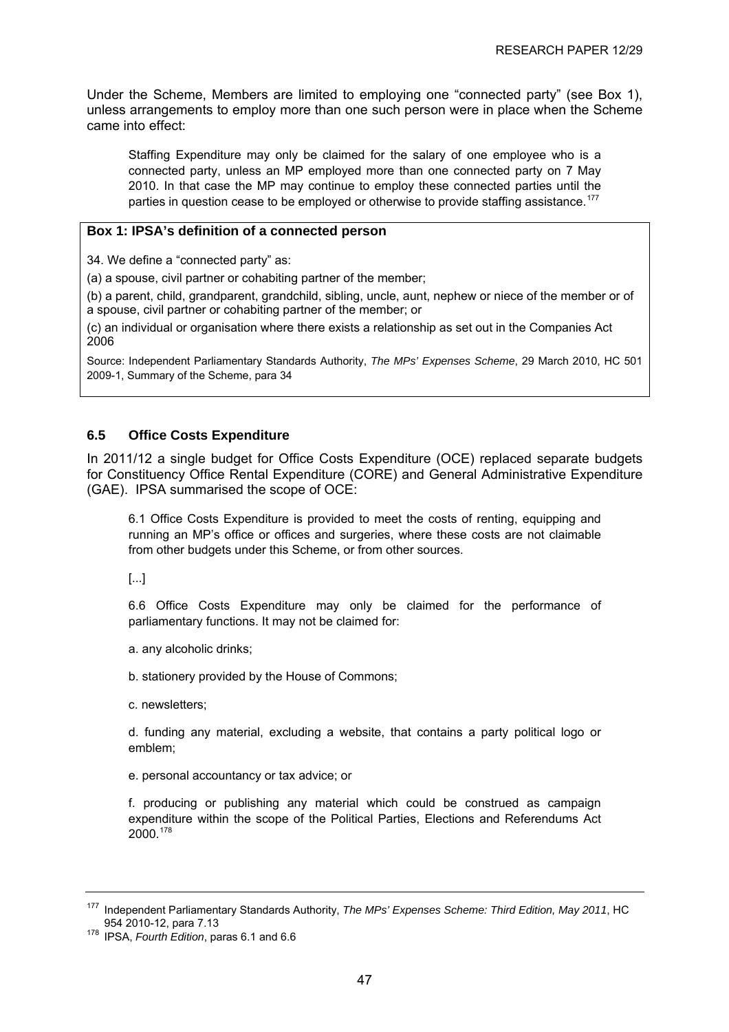Under the Scheme, Members are limited to employing one "connected party" (see Box 1), unless arrangements to employ more than one such person were in place when the Scheme came into effect:

> Staffing Expenditure may only be claimed for the salary of one employee who is a connected party, unless an MP employed more than one connected party on 7 May 2010. In that case the MP may continue to employ these connected parties until the parties in question cease to be employed or otherwise to provide staffing assistance.[177]

**Box 1: IPSA's definition of a connected person**

34. We define a "connected party" as:

(a) a spouse, civil partner or cohabiting partner of the member;

(b) a parent, child, grandparent, grandchild, sibling, uncle, aunt, nephew or niece of the member or of a spouse, civil partner or cohabiting partner of the member; or

(c) an individual or organisation where there exists a relationship as set out in the Companies Act 2006

Source: Independent Parliamentary Standards Authority, *The MPs' Expenses Scheme*, 29 March 2010, HC 501 2009-1, Summary of the Scheme, para 34

### 6.5 Office Costs Expenditure

In 2011/12 a single budget for Office Costs Expenditure (OCE) replaced separate budgets for Constituency Office Rental Expenditure (CORE) and General Administrative Expenditure (GAE). IPSA summarised the scope of OCE:

> 6.1 Office Costs Expenditure is provided to meet the costs of renting, equipping and running an MP's office or offices and surgeries, where these costs are not claimable from other budgets under this Scheme, or from other sources.
>
> [...]
>
> 6.6 Office Costs Expenditure may only be claimed for the performance of parliamentary functions. It may not be claimed for:
>
> a. any alcoholic drinks;
>
> b. stationery provided by the House of Commons;
>
> c. newsletters;
>
> d. funding any material, excluding a website, that contains a party political logo or emblem;
>
> e. personal accountancy or tax advice; or
>
> f. producing or publishing any material which could be construed as campaign expenditure within the scope of the Political Parties, Elections and Referendums Act 2000.[178]

---

[177] Independent Parliamentary Standards Authority, *The MPs' Expenses Scheme: Third Edition, May 2011*, HC 954 2010-12, para 7.13

[178] IPSA, *Fourth Edition*, paras 6.1 and 6.6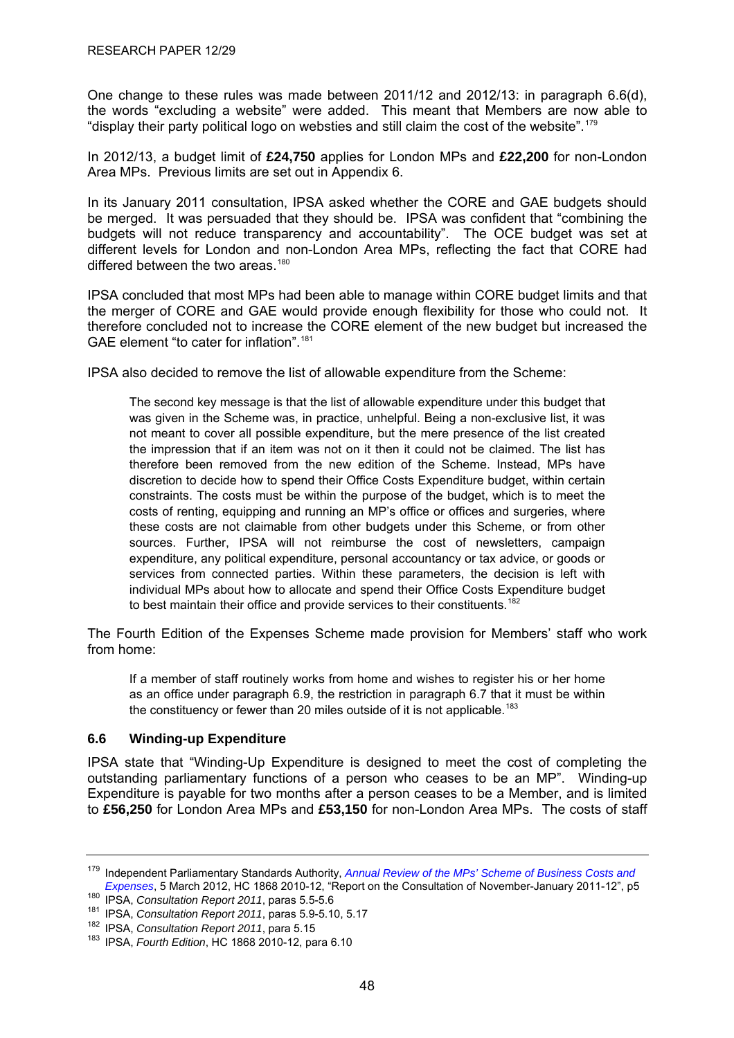One change to these rules was made between 2011/12 and 2012/13: in paragraph 6.6(d), the words "excluding a website" were added. This meant that Members are now able to "display their party political logo on websties and still claim the cost of the website".[179]

In 2012/13, a budget limit of **£24,750** applies for London MPs and **£22,200** for non-London Area MPs. Previous limits are set out in Appendix 6.

In its January 2011 consultation, IPSA asked whether the CORE and GAE budgets should be merged. It was persuaded that they should be. IPSA was confident that "combining the budgets will not reduce transparency and accountability". The OCE budget was set at different levels for London and non-London Area MPs, reflecting the fact that CORE had differed between the two areas.[180]

IPSA concluded that most MPs had been able to manage within CORE budget limits and that the merger of CORE and GAE would provide enough flexibility for those who could not. It therefore concluded not to increase the CORE element of the new budget but increased the GAE element "to cater for inflation".[181]

IPSA also decided to remove the list of allowable expenditure from the Scheme:

> The second key message is that the list of allowable expenditure under this budget that was given in the Scheme was, in practice, unhelpful. Being a non-exclusive list, it was not meant to cover all possible expenditure, but the mere presence of the list created the impression that if an item was not on it then it could not be claimed. The list has therefore been removed from the new edition of the Scheme. Instead, MPs have discretion to decide how to spend their Office Costs Expenditure budget, within certain constraints. The costs must be within the purpose of the budget, which is to meet the costs of renting, equipping and running an MP's office or offices and surgeries, where these costs are not claimable from other budgets under this Scheme, or from other sources. Further, IPSA will not reimburse the cost of newsletters, campaign expenditure, any political expenditure, personal accountancy or tax advice, or goods or services from connected parties. Within these parameters, the decision is left with individual MPs about how to allocate and spend their Office Costs Expenditure budget to best maintain their office and provide services to their constituents.[182]

The Fourth Edition of the Expenses Scheme made provision for Members' staff who work from home:

> If a member of staff routinely works from home and wishes to register his or her home as an office under paragraph 6.9, the restriction in paragraph 6.7 that it must be within the constituency or fewer than 20 miles outside of it is not applicable.[183]

### 6.6 Winding-up Expenditure

IPSA state that "Winding-Up Expenditure is designed to meet the cost of completing the outstanding parliamentary functions of a person who ceases to be an MP". Winding-up Expenditure is payable for two months after a person ceases to be a Member, and is limited to **£56,250** for London Area MPs and **£53,150** for non-London Area MPs. The costs of staff

---

[179] Independent Parliamentary Standards Authority, *Annual Review of the MPs' Scheme of Business Costs and Expenses*, 5 March 2012, HC 1868 2010-12, "Report on the Consultation of November-January 2011-12", p5

[180] IPSA, *Consultation Report 2011*, paras 5.5-5.6

[181] IPSA, *Consultation Report 2011*, paras 5.9-5.10, 5.17

[182] IPSA, *Consultation Report 2011*, para 5.15

[183] IPSA, *Fourth Edition*, HC 1868 2010-12, para 6.10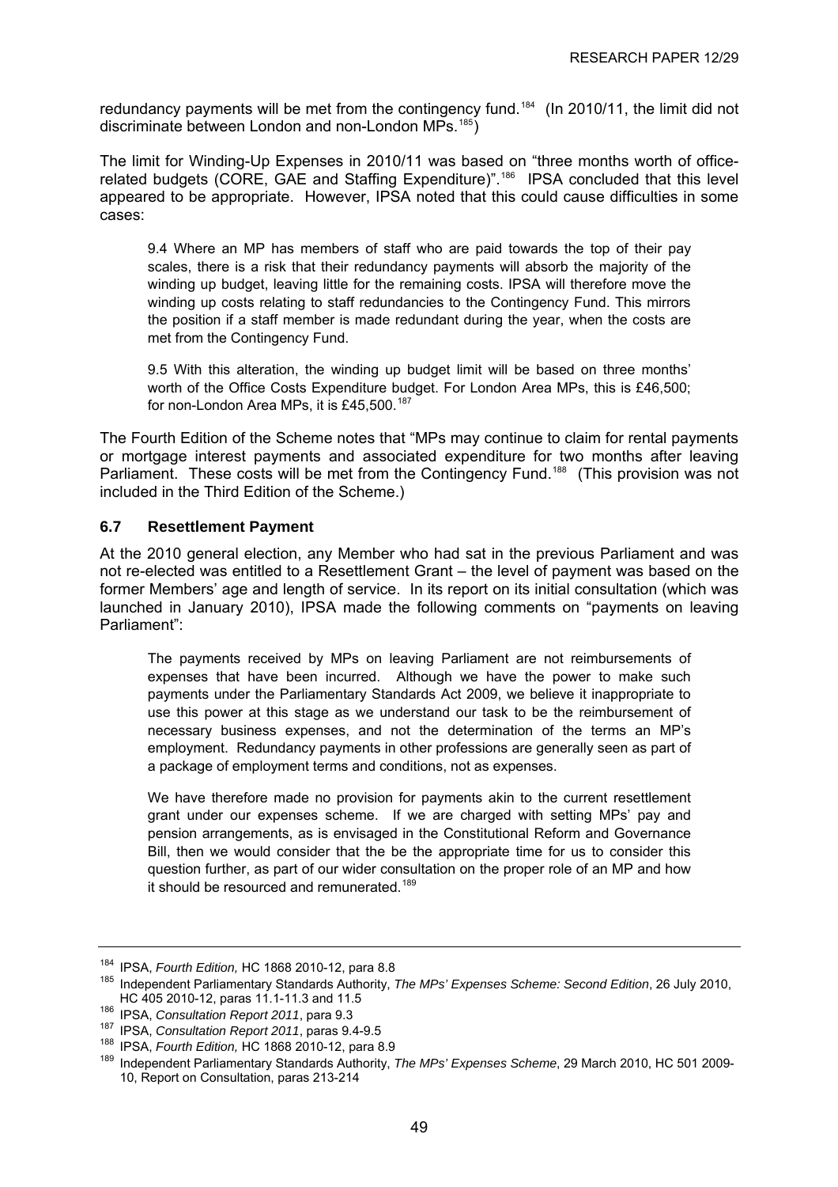redundancy payments will be met from the contingency fund.[184] (In 2010/11, the limit did not discriminate between London and non-London MPs.[185])

The limit for Winding-Up Expenses in 2010/11 was based on "three months worth of office-related budgets (CORE, GAE and Staffing Expenditure)".[186] IPSA concluded that this level appeared to be appropriate. However, IPSA noted that this could cause difficulties in some cases:

> 9.4 Where an MP has members of staff who are paid towards the top of their pay scales, there is a risk that their redundancy payments will absorb the majority of the winding up budget, leaving little for the remaining costs. IPSA will therefore move the winding up costs relating to staff redundancies to the Contingency Fund. This mirrors the position if a staff member is made redundant during the year, when the costs are met from the Contingency Fund.
>
> 9.5 With this alteration, the winding up budget limit will be based on three months' worth of the Office Costs Expenditure budget. For London Area MPs, this is £46,500; for non-London Area MPs, it is £45,500.[187]

The Fourth Edition of the Scheme notes that "MPs may continue to claim for rental payments or mortgage interest payments and associated expenditure for two months after leaving Parliament. These costs will be met from the Contingency Fund.[188] (This provision was not included in the Third Edition of the Scheme.)

### 6.7 Resettlement Payment

At the 2010 general election, any Member who had sat in the previous Parliament and was not re-elected was entitled to a Resettlement Grant – the level of payment was based on the former Members' age and length of service. In its report on its initial consultation (which was launched in January 2010), IPSA made the following comments on "payments on leaving Parliament":

> The payments received by MPs on leaving Parliament are not reimbursements of expenses that have been incurred. Although we have the power to make such payments under the Parliamentary Standards Act 2009, we believe it inappropriate to use this power at this stage as we understand our task to be the reimbursement of necessary business expenses, and not the determination of the terms an MP's employment. Redundancy payments in other professions are generally seen as part of a package of employment terms and conditions, not as expenses.
>
> We have therefore made no provision for payments akin to the current resettlement grant under our expenses scheme. If we are charged with setting MPs' pay and pension arrangements, as is envisaged in the Constitutional Reform and Governance Bill, then we would consider that the be the appropriate time for us to consider this question further, as part of our wider consultation on the proper role of an MP and how it should be resourced and remunerated.[189]

---

[184] IPSA, *Fourth Edition,* HC 1868 2010-12, para 8.8

[185] Independent Parliamentary Standards Authority, *The MPs' Expenses Scheme: Second Edition*, 26 July 2010, HC 405 2010-12, paras 11.1-11.3 and 11.5

[186] IPSA, *Consultation Report 2011*, para 9.3

[187] IPSA, *Consultation Report 2011*, paras 9.4-9.5

[188] IPSA, *Fourth Edition,* HC 1868 2010-12, para 8.9

[189] Independent Parliamentary Standards Authority, *The MPs' Expenses Scheme*, 29 March 2010, HC 501 2009-10, Report on Consultation, paras 213-214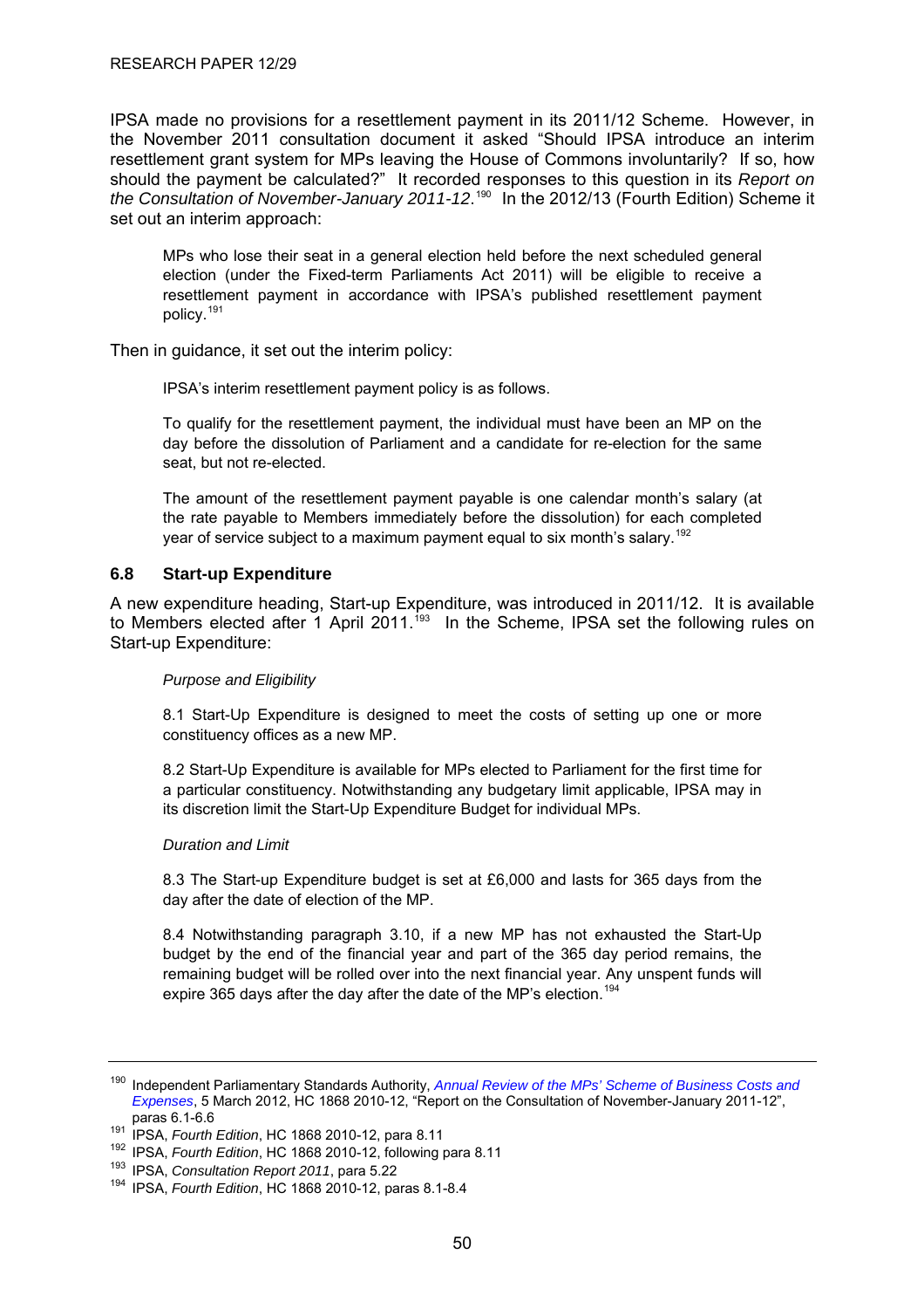IPSA made no provisions for a resettlement payment in its 2011/12 Scheme. However, in the November 2011 consultation document it asked "Should IPSA introduce an interim resettlement grant system for MPs leaving the House of Commons involuntarily? If so, how should the payment be calculated?" It recorded responses to this question in its *Report on the Consultation of November-January 2011-12*.[190] In the 2012/13 (Fourth Edition) Scheme it set out an interim approach:

> MPs who lose their seat in a general election held before the next scheduled general election (under the Fixed-term Parliaments Act 2011) will be eligible to receive a resettlement payment in accordance with IPSA's published resettlement payment policy.[191]

Then in guidance, it set out the interim policy:

> IPSA's interim resettlement payment policy is as follows.
>
> To qualify for the resettlement payment, the individual must have been an MP on the day before the dissolution of Parliament and a candidate for re-election for the same seat, but not re-elected.
>
> The amount of the resettlement payment payable is one calendar month's salary (at the rate payable to Members immediately before the dissolution) for each completed year of service subject to a maximum payment equal to six month's salary.[192]

### 6.8 Start-up Expenditure

A new expenditure heading, Start-up Expenditure, was introduced in 2011/12. It is available to Members elected after 1 April 2011.[193] In the Scheme, IPSA set the following rules on Start-up Expenditure:

> *Purpose and Eligibility*
>
> 8.1 Start-Up Expenditure is designed to meet the costs of setting up one or more constituency offices as a new MP.
>
> 8.2 Start-Up Expenditure is available for MPs elected to Parliament for the first time for a particular constituency. Notwithstanding any budgetary limit applicable, IPSA may in its discretion limit the Start-Up Expenditure Budget for individual MPs.
>
> *Duration and Limit*
>
> 8.3 The Start-up Expenditure budget is set at £6,000 and lasts for 365 days from the day after the date of election of the MP.
>
> 8.4 Notwithstanding paragraph 3.10, if a new MP has not exhausted the Start-Up budget by the end of the financial year and part of the 365 day period remains, the remaining budget will be rolled over into the next financial year. Any unspent funds will expire 365 days after the day after the date of the MP's election.[194]

---

[190] Independent Parliamentary Standards Authority, *Annual Review of the MPs' Scheme of Business Costs and Expenses*, 5 March 2012, HC 1868 2010-12, "Report on the Consultation of November-January 2011-12", paras 6.1-6.6

[191] IPSA, *Fourth Edition*, HC 1868 2010-12, para 8.11

[192] IPSA, *Fourth Edition*, HC 1868 2010-12, following para 8.11

[193] IPSA, *Consultation Report 2011*, para 5.22

[194] IPSA, *Fourth Edition*, HC 1868 2010-12, paras 8.1-8.4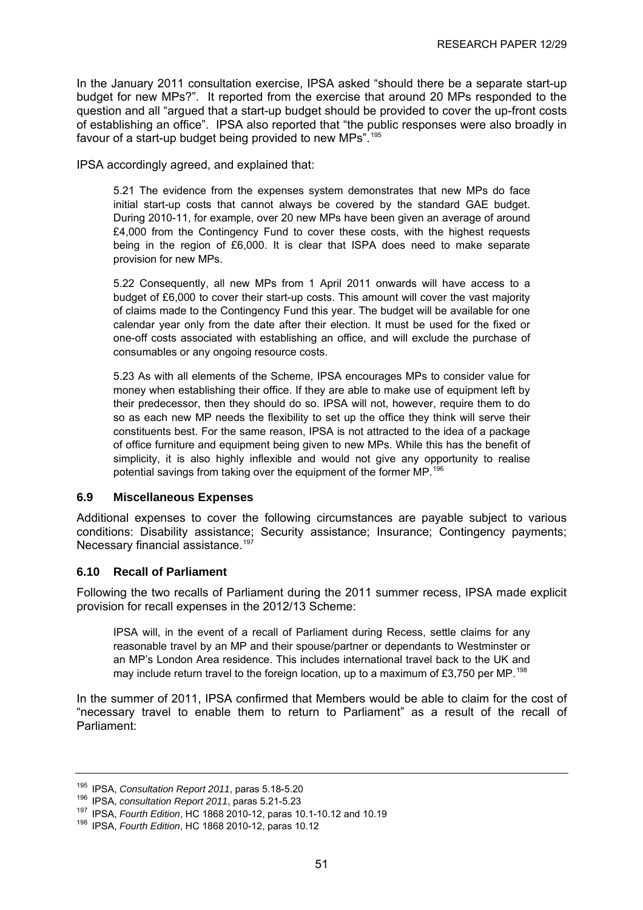In the January 2011 consultation exercise, IPSA asked "should there be a separate start-up budget for new MPs?". It reported from the exercise that around 20 MPs responded to the question and all "argued that a start-up budget should be provided to cover the up-front costs of establishing an office". IPSA also reported that "the public responses were also broadly in favour of a start-up budget being provided to new MPs".[195]

IPSA accordingly agreed, and explained that:

> 5.21 The evidence from the expenses system demonstrates that new MPs do face initial start-up costs that cannot always be covered by the standard GAE budget. During 2010-11, for example, over 20 new MPs have been given an average of around £4,000 from the Contingency Fund to cover these costs, with the highest requests being in the region of £6,000. It is clear that ISPA does need to make separate provision for new MPs.
>
> 5.22 Consequently, all new MPs from 1 April 2011 onwards will have access to a budget of £6,000 to cover their start-up costs. This amount will cover the vast majority of claims made to the Contingency Fund this year. The budget will be available for one calendar year only from the date after their election. It must be used for the fixed or one-off costs associated with establishing an office, and will exclude the purchase of consumables or any ongoing resource costs.
>
> 5.23 As with all elements of the Scheme, IPSA encourages MPs to consider value for money when establishing their office. If they are able to make use of equipment left by their predecessor, then they should do so. IPSA will not, however, require them to do so as each new MP needs the flexibility to set up the office they think will serve their constituents best. For the same reason, IPSA is not attracted to the idea of a package of office furniture and equipment being given to new MPs. While this has the benefit of simplicity, it is also highly inflexible and would not give any opportunity to realise potential savings from taking over the equipment of the former MP.[196]

### 6.9 Miscellaneous Expenses

Additional expenses to cover the following circumstances are payable subject to various conditions: Disability assistance; Security assistance; Insurance; Contingency payments; Necessary financial assistance.[197]

### 6.10 Recall of Parliament

Following the two recalls of Parliament during the 2011 summer recess, IPSA made explicit provision for recall expenses in the 2012/13 Scheme:

> IPSA will, in the event of a recall of Parliament during Recess, settle claims for any reasonable travel by an MP and their spouse/partner or dependants to Westminster or an MP's London Area residence. This includes international travel back to the UK and may include return travel to the foreign location, up to a maximum of £3,750 per MP.[198]

In the summer of 2011, IPSA confirmed that Members would be able to claim for the cost of "necessary travel to enable them to return to Parliament" as a result of the recall of Parliament:

---

[195] IPSA, *Consultation Report 2011*, paras 5.18-5.20

[196] IPSA, *consultation Report 2011*, paras 5.21-5.23

[197] IPSA, *Fourth Edition*, HC 1868 2010-12, paras 10.1-10.12 and 10.19

[198] IPSA, *Fourth Edition*, HC 1868 2010-12, paras 10.12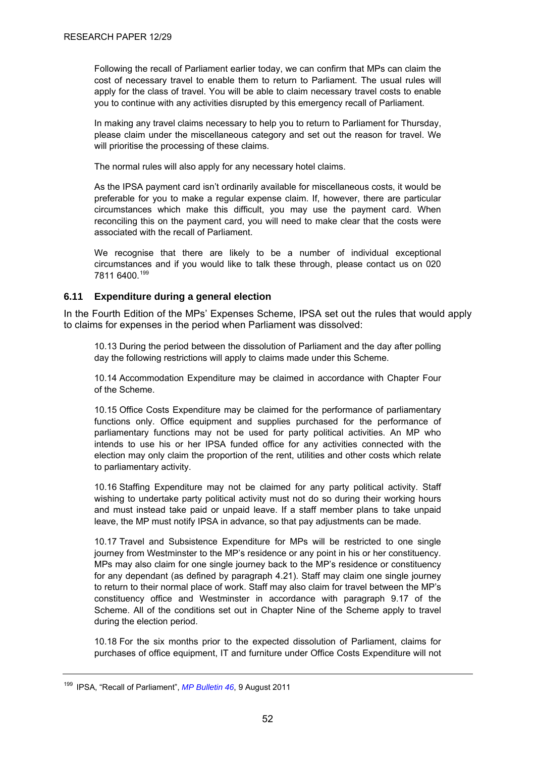> Following the recall of Parliament earlier today, we can confirm that MPs can claim the cost of necessary travel to enable them to return to Parliament. The usual rules will apply for the class of travel. You will be able to claim necessary travel costs to enable you to continue with any activities disrupted by this emergency recall of Parliament.
>
> In making any travel claims necessary to help you to return to Parliament for Thursday, please claim under the miscellaneous category and set out the reason for travel. We will prioritise the processing of these claims.
>
> The normal rules will also apply for any necessary hotel claims.
>
> As the IPSA payment card isn't ordinarily available for miscellaneous costs, it would be preferable for you to make a regular expense claim. If, however, there are particular circumstances which make this difficult, you may use the payment card. When reconciling this on the payment card, you will need to make clear that the costs were associated with the recall of Parliament.
>
> We recognise that there are likely to be a number of individual exceptional circumstances and if you would like to talk these through, please contact us on 020 7811 6400.[199]

### 6.11 Expenditure during a general election

In the Fourth Edition of the MPs' Expenses Scheme, IPSA set out the rules that would apply to claims for expenses in the period when Parliament was dissolved:

> 10.13 During the period between the dissolution of Parliament and the day after polling day the following restrictions will apply to claims made under this Scheme.
>
> 10.14 Accommodation Expenditure may be claimed in accordance with Chapter Four of the Scheme.
>
> 10.15 Office Costs Expenditure may be claimed for the performance of parliamentary functions only. Office equipment and supplies purchased for the performance of parliamentary functions may not be used for party political activities. An MP who intends to use his or her IPSA funded office for any activities connected with the election may only claim the proportion of the rent, utilities and other costs which relate to parliamentary activity.
>
> 10.16 Staffing Expenditure may not be claimed for any party political activity. Staff wishing to undertake party political activity must not do so during their working hours and must instead take paid or unpaid leave. If a staff member plans to take unpaid leave, the MP must notify IPSA in advance, so that pay adjustments can be made.
>
> 10.17 Travel and Subsistence Expenditure for MPs will be restricted to one single journey from Westminster to the MP's residence or any point in his or her constituency. MPs may also claim for one single journey back to the MP's residence or constituency for any dependant (as defined by paragraph 4.21). Staff may claim one single journey to return to their normal place of work. Staff may also claim for travel between the MP's constituency office and Westminster in accordance with paragraph 9.17 of the Scheme. All of the conditions set out in Chapter Nine of the Scheme apply to travel during the election period.
>
> 10.18 For the six months prior to the expected dissolution of Parliament, claims for purchases of office equipment, IT and furniture under Office Costs Expenditure will not

---

[199] IPSA, "Recall of Parliament", *MP Bulletin 46*, 9 August 2011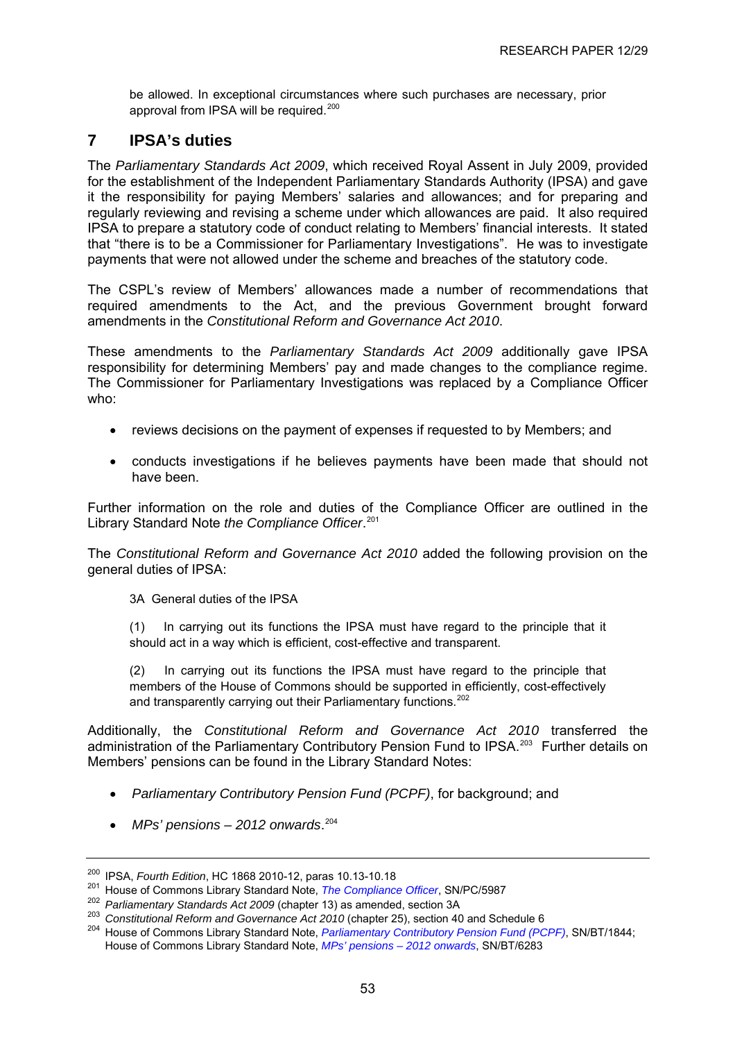be allowed. In exceptional circumstances where such purchases are necessary, prior approval from IPSA will be required.[200]

## 7 IPSA's duties

The *Parliamentary Standards Act 2009*, which received Royal Assent in July 2009, provided for the establishment of the Independent Parliamentary Standards Authority (IPSA) and gave it the responsibility for paying Members' salaries and allowances; and for preparing and regularly reviewing and revising a scheme under which allowances are paid. It also required IPSA to prepare a statutory code of conduct relating to Members' financial interests. It stated that "there is to be a Commissioner for Parliamentary Investigations". He was to investigate payments that were not allowed under the scheme and breaches of the statutory code.

The CSPL's review of Members' allowances made a number of recommendations that required amendments to the Act, and the previous Government brought forward amendments in the *Constitutional Reform and Governance Act 2010*.

These amendments to the *Parliamentary Standards Act 2009* additionally gave IPSA responsibility for determining Members' pay and made changes to the compliance regime. The Commissioner for Parliamentary Investigations was replaced by a Compliance Officer who:

- reviews decisions on the payment of expenses if requested to by Members; and
- conducts investigations if he believes payments have been made that should not have been.

Further information on the role and duties of the Compliance Officer are outlined in the Library Standard Note *the Compliance Officer*.[201]

The *Constitutional Reform and Governance Act 2010* added the following provision on the general duties of IPSA:

> 3A General duties of the IPSA
>
> (1) In carrying out its functions the IPSA must have regard to the principle that it should act in a way which is efficient, cost-effective and transparent.
>
> (2) In carrying out its functions the IPSA must have regard to the principle that members of the House of Commons should be supported in efficiently, cost-effectively and transparently carrying out their Parliamentary functions.[202]

Additionally, the *Constitutional Reform and Governance Act 2010* transferred the administration of the Parliamentary Contributory Pension Fund to IPSA.[203] Further details on Members' pensions can be found in the Library Standard Notes:

- *Parliamentary Contributory Pension Fund (PCPF)*, for background; and
- *MPs' pensions – 2012 onwards*.[204]

---

[200] IPSA, *Fourth Edition*, HC 1868 2010-12, paras 10.13-10.18

[201] House of Commons Library Standard Note, *The Compliance Officer*, SN/PC/5987

[202] *Parliamentary Standards Act 2009* (chapter 13) as amended, section 3A

[203] *Constitutional Reform and Governance Act 2010* (chapter 25), section 40 and Schedule 6

[204] House of Commons Library Standard Note, *Parliamentary Contributory Pension Fund (PCPF)*, SN/BT/1844; House of Commons Library Standard Note, *MPs' pensions – 2012 onwards*, SN/BT/6283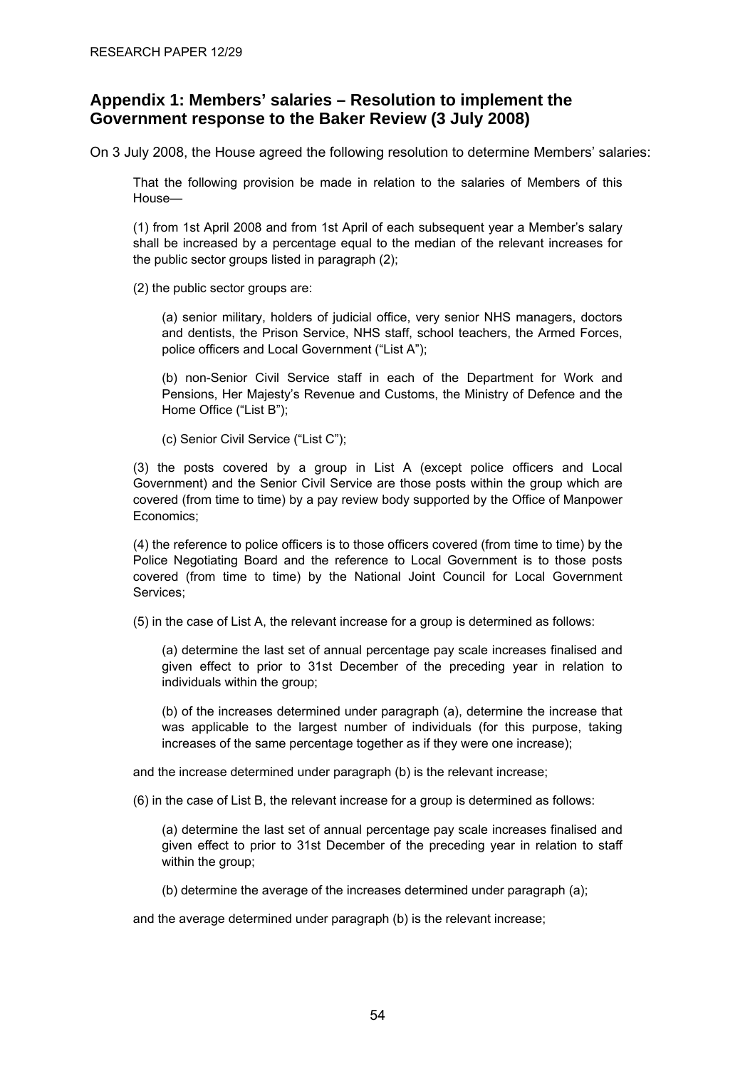## Appendix 1: Members' salaries – Resolution to implement the Government response to the Baker Review (3 July 2008)

On 3 July 2008, the House agreed the following resolution to determine Members' salaries:

> That the following provision be made in relation to the salaries of Members of this House—
>
> (1) from 1st April 2008 and from 1st April of each subsequent year a Member's salary shall be increased by a percentage equal to the median of the relevant increases for the public sector groups listed in paragraph (2);
>
> (2) the public sector groups are:
>
>> (a) senior military, holders of judicial office, very senior NHS managers, doctors and dentists, the Prison Service, NHS staff, school teachers, the Armed Forces, police officers and Local Government ("List A");
>>
>> (b) non-Senior Civil Service staff in each of the Department for Work and Pensions, Her Majesty's Revenue and Customs, the Ministry of Defence and the Home Office ("List B");
>>
>> (c) Senior Civil Service ("List C");
>
> (3) the posts covered by a group in List A (except police officers and Local Government) and the Senior Civil Service are those posts within the group which are covered (from time to time) by a pay review body supported by the Office of Manpower Economics;
>
> (4) the reference to police officers is to those officers covered (from time to time) by the Police Negotiating Board and the reference to Local Government is to those posts covered (from time to time) by the National Joint Council for Local Government Services;
>
> (5) in the case of List A, the relevant increase for a group is determined as follows:
>
>> (a) determine the last set of annual percentage pay scale increases finalised and given effect to prior to 31st December of the preceding year in relation to individuals within the group;
>>
>> (b) of the increases determined under paragraph (a), determine the increase that was applicable to the largest number of individuals (for this purpose, taking increases of the same percentage together as if they were one increase);
>
> and the increase determined under paragraph (b) is the relevant increase;
>
> (6) in the case of List B, the relevant increase for a group is determined as follows:
>
>> (a) determine the last set of annual percentage pay scale increases finalised and given effect to prior to 31st December of the preceding year in relation to staff within the group;
>>
>> (b) determine the average of the increases determined under paragraph (a);
>
> and the average determined under paragraph (b) is the relevant increase;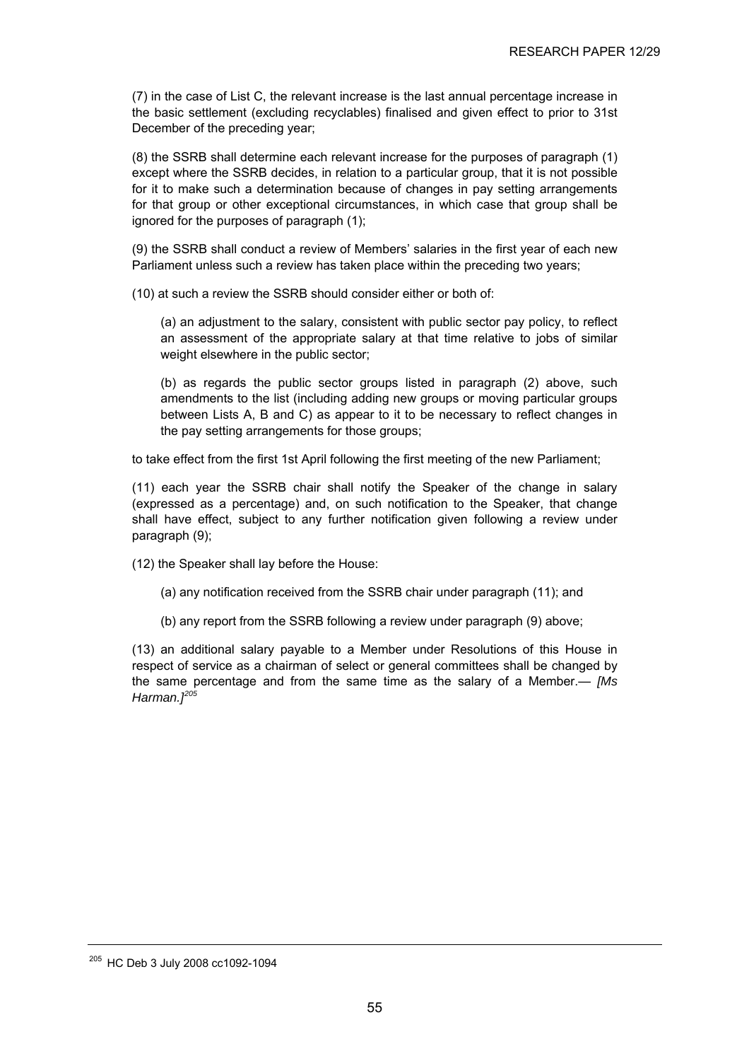(7) in the case of List C, the relevant increase is the last annual percentage increase in the basic settlement (excluding recyclables) finalised and given effect to prior to 31st December of the preceding year;

(8) the SSRB shall determine each relevant increase for the purposes of paragraph (1) except where the SSRB decides, in relation to a particular group, that it is not possible for it to make such a determination because of changes in pay setting arrangements for that group or other exceptional circumstances, in which case that group shall be ignored for the purposes of paragraph (1);

(9) the SSRB shall conduct a review of Members' salaries in the first year of each new Parliament unless such a review has taken place within the preceding two years;

(10) at such a review the SSRB should consider either or both of:

> (a) an adjustment to the salary, consistent with public sector pay policy, to reflect an assessment of the appropriate salary at that time relative to jobs of similar weight elsewhere in the public sector;
>
> (b) as regards the public sector groups listed in paragraph (2) above, such amendments to the list (including adding new groups or moving particular groups between Lists A, B and C) as appear to it to be necessary to reflect changes in the pay setting arrangements for those groups;

to take effect from the first 1st April following the first meeting of the new Parliament;

(11) each year the SSRB chair shall notify the Speaker of the change in salary (expressed as a percentage) and, on such notification to the Speaker, that change shall have effect, subject to any further notification given following a review under paragraph (9);

(12) the Speaker shall lay before the House:

> (a) any notification received from the SSRB chair under paragraph (11); and
>
> (b) any report from the SSRB following a review under paragraph (9) above;

(13) an additional salary payable to a Member under Resolutions of this House in respect of service as a chairman of select or general committees shall be changed by the same percentage and from the same time as the salary of a Member.— *[Ms Harman.]*[205]

---

[205] HC Deb 3 July 2008 cc1092-1094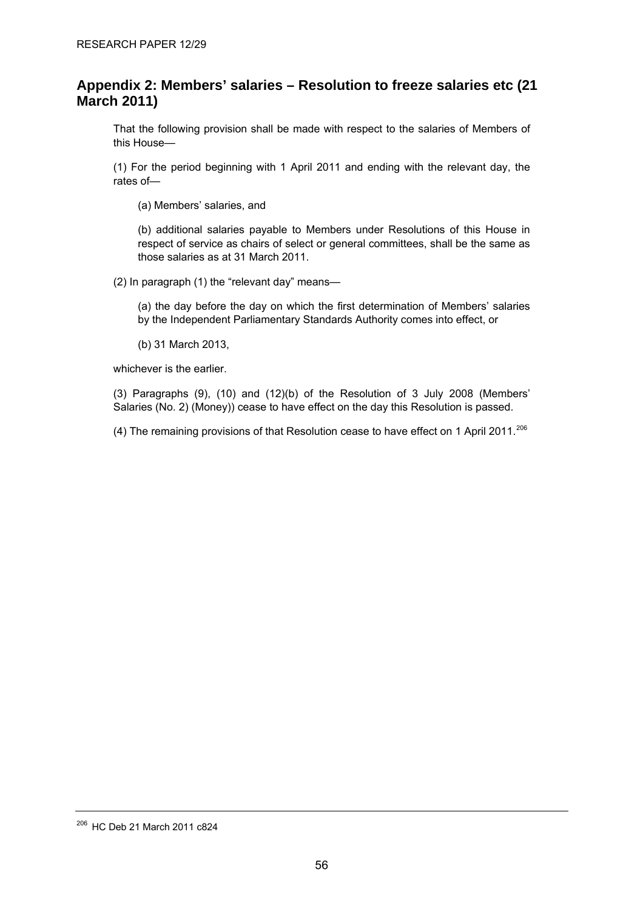## Appendix 2: Members' salaries – Resolution to freeze salaries etc (21 March 2011)

That the following provision shall be made with respect to the salaries of Members of this House—

(1) For the period beginning with 1 April 2011 and ending with the relevant day, the rates of—

(a) Members' salaries, and

(b) additional salaries payable to Members under Resolutions of this House in respect of service as chairs of select or general committees, shall be the same as those salaries as at 31 March 2011.

(2) In paragraph (1) the "relevant day" means—

(a) the day before the day on which the first determination of Members' salaries by the Independent Parliamentary Standards Authority comes into effect, or

(b) 31 March 2013,

whichever is the earlier.

(3) Paragraphs (9), (10) and (12)(b) of the Resolution of 3 July 2008 (Members' Salaries (No. 2) (Money)) cease to have effect on the day this Resolution is passed.

(4) The remaining provisions of that Resolution cease to have effect on 1 April 2011.[206]

---

[206] HC Deb 21 March 2011 c824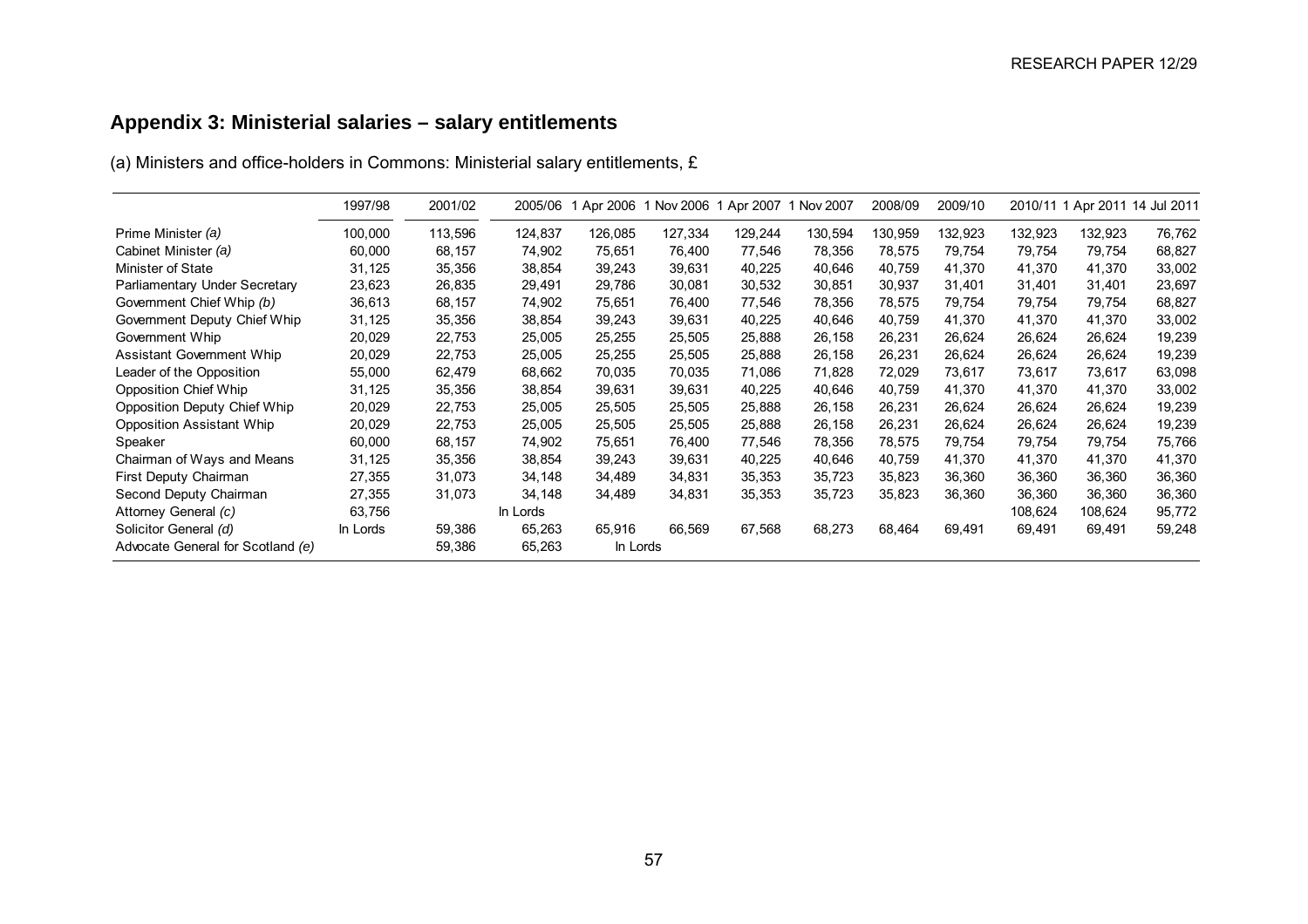## Appendix 3: Ministerial salaries – salary entitlements

(a) Ministers and office-holders in Commons: Ministerial salary entitlements, £

| | 1997/98 | 2001/02 | 2005/06 | 1 Apr 2006 | 1 Nov 2006 | 1 Apr 2007 | 1 Nov 2007 | 2008/09 | 2009/10 | 2010/11 | 1 Apr 2011 | 14 Jul 2011 |
|---|---|---|---|---|---|---|---|---|---|---|---|---|
| Prime Minister *(a)* | 100,000 | 113,596 | 124,837 | 126,085 | 127,334 | 129,244 | 130,594 | 130,959 | 132,923 | 132,923 | 132,923 | 76,762 |
| Cabinet Minister *(a)* | 60,000 | 68,157 | 74,902 | 75,651 | 76,400 | 77,546 | 78,356 | 78,575 | 79,754 | 79,754 | 79,754 | 68,827 |
| Minister of State | 31,125 | 35,356 | 38,854 | 39,243 | 39,631 | 40,225 | 40,646 | 40,759 | 41,370 | 41,370 | 41,370 | 33,002 |
| Parliamentary Under Secretary | 23,623 | 26,835 | 29,491 | 29,786 | 30,081 | 30,532 | 30,851 | 30,937 | 31,401 | 31,401 | 31,401 | 23,697 |
| Government Chief Whip *(b)* | 36,613 | 68,157 | 74,902 | 75,651 | 76,400 | 77,546 | 78,356 | 78,575 | 79,754 | 79,754 | 79,754 | 68,827 |
| Government Deputy Chief Whip | 31,125 | 35,356 | 38,854 | 39,243 | 39,631 | 40,225 | 40,646 | 40,759 | 41,370 | 41,370 | 41,370 | 33,002 |
| Government Whip | 20,029 | 22,753 | 25,005 | 25,255 | 25,505 | 25,888 | 26,158 | 26,231 | 26,624 | 26,624 | 26,624 | 19,239 |
| Assistant Government Whip | 20,029 | 22,753 | 25,005 | 25,255 | 25,505 | 25,888 | 26,158 | 26,231 | 26,624 | 26,624 | 26,624 | 19,239 |
| Leader of the Opposition | 55,000 | 62,479 | 68,662 | 70,035 | 70,035 | 71,086 | 71,828 | 72,029 | 73,617 | 73,617 | 73,617 | 63,098 |
| Opposition Chief Whip | 31,125 | 35,356 | 38,854 | 39,631 | 39,631 | 40,225 | 40,646 | 40,759 | 41,370 | 41,370 | 41,370 | 33,002 |
| Opposition Deputy Chief Whip | 20,029 | 22,753 | 25,005 | 25,505 | 25,505 | 25,888 | 26,158 | 26,231 | 26,624 | 26,624 | 26,624 | 19,239 |
| Opposition Assistant Whip | 20,029 | 22,753 | 25,005 | 25,505 | 25,505 | 25,888 | 26,158 | 26,231 | 26,624 | 26,624 | 26,624 | 19,239 |
| Speaker | 60,000 | 68,157 | 74,902 | 75,651 | 76,400 | 77,546 | 78,356 | 78,575 | 79,754 | 79,754 | 79,754 | 75,766 |
| Chairman of Ways and Means | 31,125 | 35,356 | 38,854 | 39,243 | 39,631 | 40,225 | 40,646 | 40,759 | 41,370 | 41,370 | 41,370 | 41,370 |
| First Deputy Chairman | 27,355 | 31,073 | 34,148 | 34,489 | 34,831 | 35,353 | 35,723 | 35,823 | 36,360 | 36,360 | 36,360 | 36,360 |
| Second Deputy Chairman | 27,355 | 31,073 | 34,148 | 34,489 | 34,831 | 35,353 | 35,723 | 35,823 | 36,360 | 36,360 | 36,360 | 36,360 |
| Attorney General *(c)* | 63,756 | | In Lords | | | | | | | 108,624 | 108,624 | 95,772 |
| Solicitor General *(d)* | In Lords | 59,386 | 65,263 | 65,916 | 66,569 | 67,568 | 68,273 | 68,464 | 69,491 | 69,491 | 69,491 | 59,248 |
| Advocate General for Scotland *(e)* | | 59,386 | 65,263 | In Lords | | | | | | | | |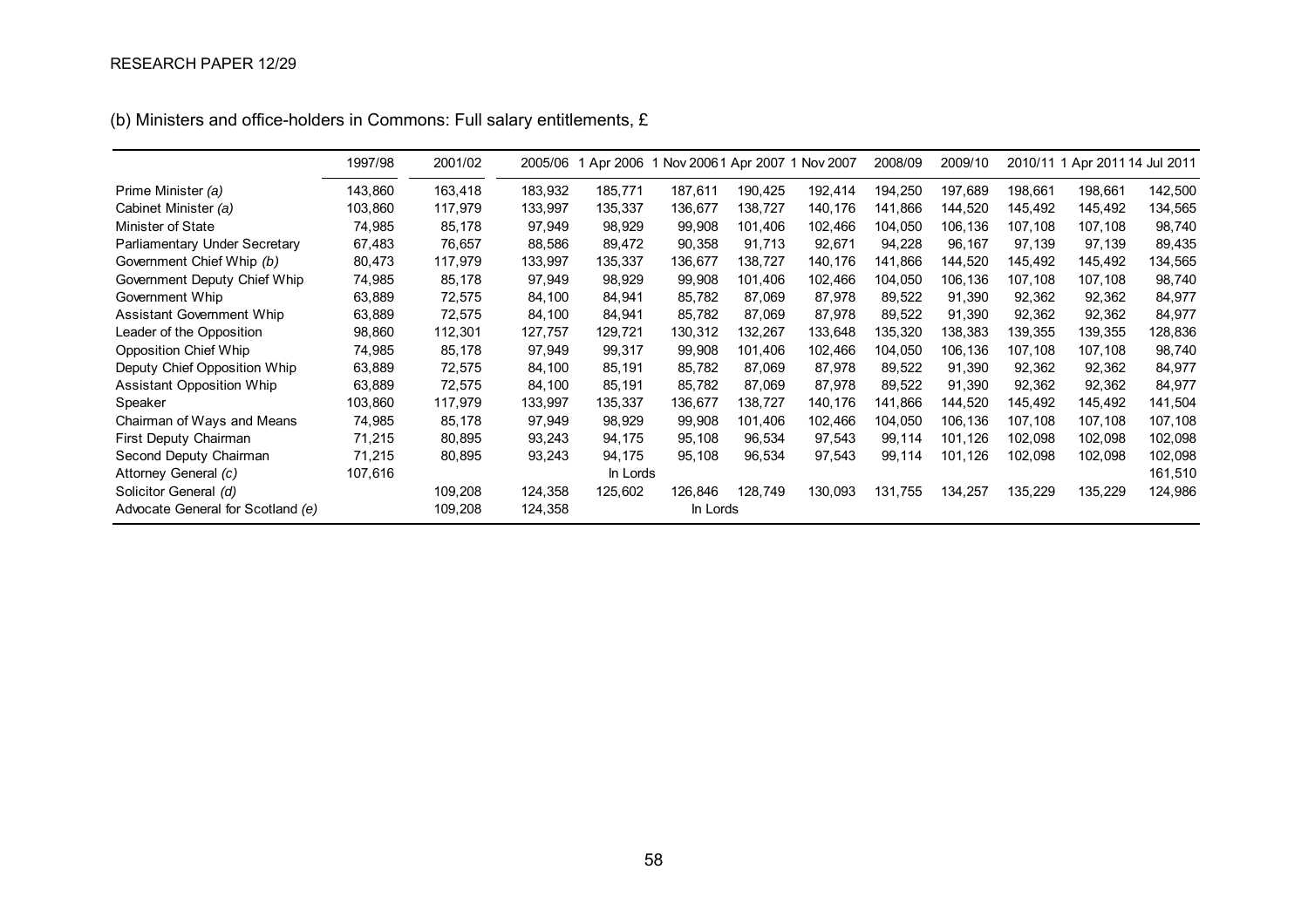(b) Ministers and office-holders in Commons: Full salary entitlements, £

| | 1997/98 | 2001/02 | 2005/06 | 1 Apr 2006 | 1 Nov 2006 | 1 Apr 2007 | 1 Nov 2007 | 2008/09 | 2009/10 | 2010/11 | 1 Apr 2011 | 14 Jul 2011 |
|---|---|---|---|---|---|---|---|---|---|---|---|---|
| Prime Minister *(a)* | 143,860 | 163,418 | 183,932 | 185,771 | 187,611 | 190,425 | 192,414 | 194,250 | 197,689 | 198,661 | 198,661 | 142,500 |
| Cabinet Minister *(a)* | 103,860 | 117,979 | 133,997 | 135,337 | 136,677 | 138,727 | 140,176 | 141,866 | 144,520 | 145,492 | 145,492 | 134,565 |
| Minister of State | 74,985 | 85,178 | 97,949 | 98,929 | 99,908 | 101,406 | 102,466 | 104,050 | 106,136 | 107,108 | 107,108 | 98,740 |
| Parliamentary Under Secretary | 67,483 | 76,657 | 88,586 | 89,472 | 90,358 | 91,713 | 92,671 | 94,228 | 96,167 | 97,139 | 97,139 | 89,435 |
| Government Chief Whip *(b)* | 80,473 | 117,979 | 133,997 | 135,337 | 136,677 | 138,727 | 140,176 | 141,866 | 144,520 | 145,492 | 145,492 | 134,565 |
| Government Deputy Chief Whip | 74,985 | 85,178 | 97,949 | 98,929 | 99,908 | 101,406 | 102,466 | 104,050 | 106,136 | 107,108 | 107,108 | 98,740 |
| Government Whip | 63,889 | 72,575 | 84,100 | 84,941 | 85,782 | 87,069 | 87,978 | 89,522 | 91,390 | 92,362 | 92,362 | 84,977 |
| Assistant Government Whip | 63,889 | 72,575 | 84,100 | 84,941 | 85,782 | 87,069 | 87,978 | 89,522 | 91,390 | 92,362 | 92,362 | 84,977 |
| Leader of the Opposition | 98,860 | 112,301 | 127,757 | 129,721 | 130,312 | 132,267 | 133,648 | 135,320 | 138,383 | 139,355 | 139,355 | 128,836 |
| Opposition Chief Whip | 74,985 | 85,178 | 97,949 | 99,317 | 99,908 | 101,406 | 102,466 | 104,050 | 106,136 | 107,108 | 107,108 | 98,740 |
| Deputy Chief Opposition Whip | 63,889 | 72,575 | 84,100 | 85,191 | 85,782 | 87,069 | 87,978 | 89,522 | 91,390 | 92,362 | 92,362 | 84,977 |
| Assistant Opposition Whip | 63,889 | 72,575 | 84,100 | 85,191 | 85,782 | 87,069 | 87,978 | 89,522 | 91,390 | 92,362 | 92,362 | 84,977 |
| Speaker | 103,860 | 117,979 | 133,997 | 135,337 | 136,677 | 138,727 | 140,176 | 141,866 | 144,520 | 145,492 | 145,492 | 141,504 |
| Chairman of Ways and Means | 74,985 | 85,178 | 97,949 | 98,929 | 99,908 | 101,406 | 102,466 | 104,050 | 106,136 | 107,108 | 107,108 | 107,108 |
| First Deputy Chairman | 71,215 | 80,895 | 93,243 | 94,175 | 95,108 | 96,534 | 97,543 | 99,114 | 101,126 | 102,098 | 102,098 | 102,098 |
| Second Deputy Chairman | 71,215 | 80,895 | 93,243 | 94,175 | 95,108 | 96,534 | 97,543 | 99,114 | 101,126 | 102,098 | 102,098 | 102,098 |
| Attorney General *(c)* | 107,616 | | | In Lords | | | | | | | | 161,510 |
| Solicitor General *(d)* | | 109,208 | 124,358 | 125,602 | 126,846 | 128,749 | 130,093 | 131,755 | 134,257 | 135,229 | 135,229 | 124,986 |
| Advocate General for Scotland *(e)* | | 109,208 | 124,358 | | In Lords | | | | | | | |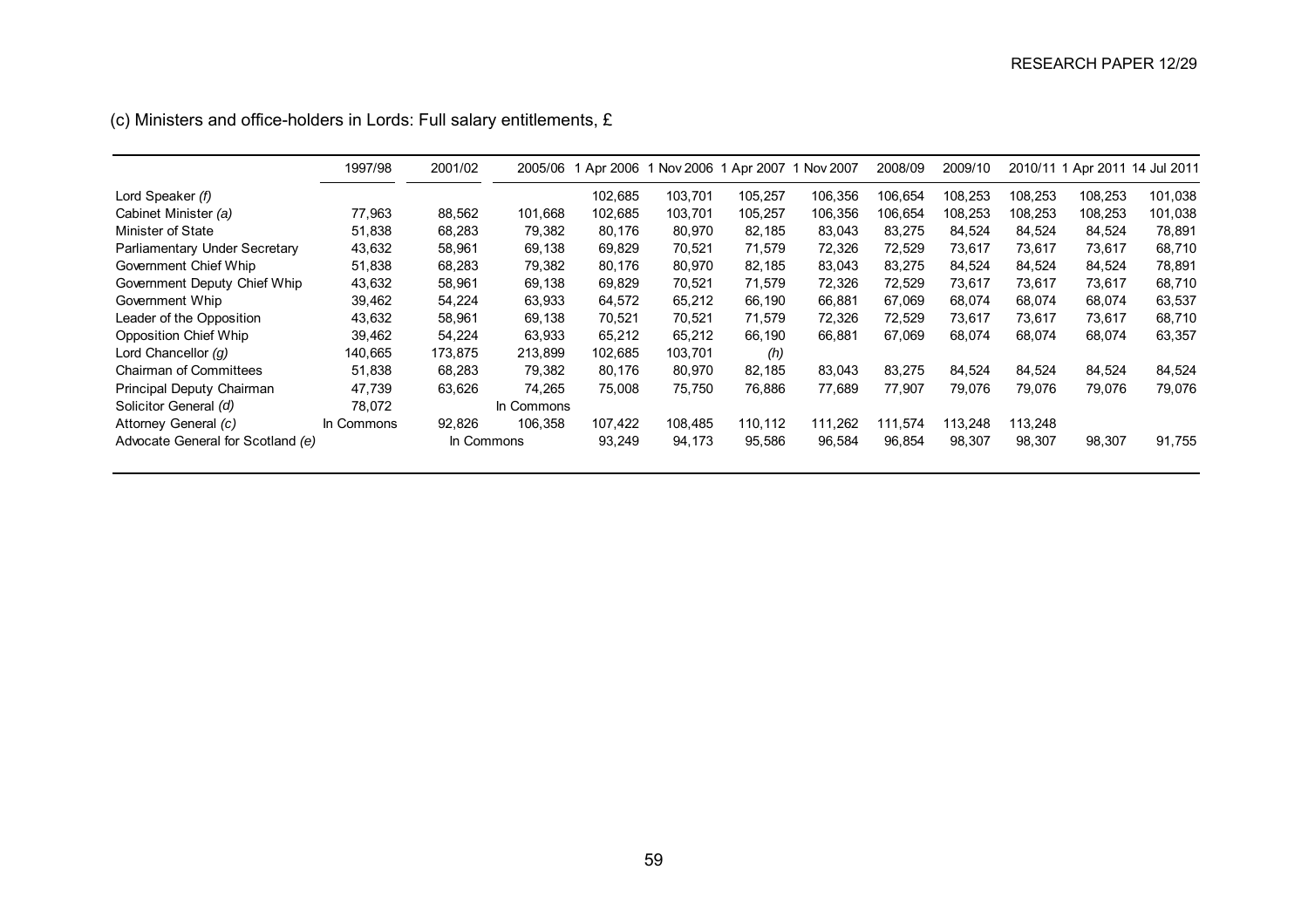(c) Ministers and office-holders in Lords: Full salary entitlements, £

| | 1997/98 | 2001/02 | 2005/06 | 1 Apr 2006 | 1 Nov 2006 | 1 Apr 2007 | 1 Nov 2007 | 2008/09 | 2009/10 | 2010/11 | 1 Apr 2011 | 14 Jul 2011 |
|---|---|---|---|---|---|---|---|---|---|---|---|---|
| Lord Speaker *(f)* | | | | 102,685 | 103,701 | 105,257 | 106,356 | 106,654 | 108,253 | 108,253 | 108,253 | 101,038 |
| Cabinet Minister *(a)* | 77,963 | 88,562 | 101,668 | 102,685 | 103,701 | 105,257 | 106,356 | 106,654 | 108,253 | 108,253 | 108,253 | 101,038 |
| Minister of State | 51,838 | 68,283 | 79,382 | 80,176 | 80,970 | 82,185 | 83,043 | 83,275 | 84,524 | 84,524 | 84,524 | 78,891 |
| Parliamentary Under Secretary | 43,632 | 58,961 | 69,138 | 69,829 | 70,521 | 71,579 | 72,326 | 72,529 | 73,617 | 73,617 | 73,617 | 68,710 |
| Government Chief Whip | 51,838 | 68,283 | 79,382 | 80,176 | 80,970 | 82,185 | 83,043 | 83,275 | 84,524 | 84,524 | 84,524 | 78,891 |
| Government Deputy Chief Whip | 43,632 | 58,961 | 69,138 | 69,829 | 70,521 | 71,579 | 72,326 | 72,529 | 73,617 | 73,617 | 73,617 | 68,710 |
| Government Whip | 39,462 | 54,224 | 63,933 | 64,572 | 65,212 | 66,190 | 66,881 | 67,069 | 68,074 | 68,074 | 68,074 | 63,537 |
| Leader of the Opposition | 43,632 | 58,961 | 69,138 | 70,521 | 70,521 | 71,579 | 72,326 | 72,529 | 73,617 | 73,617 | 73,617 | 68,710 |
| Opposition Chief Whip | 39,462 | 54,224 | 63,933 | 65,212 | 65,212 | 66,190 | 66,881 | 67,069 | 68,074 | 68,074 | 68,074 | 63,357 |
| Lord Chancellor *(g)* | 140,665 | 173,875 | 213,899 | 102,685 | 103,701 | *(h)* | | | | | | |
| Chairman of Committees | 51,838 | 68,283 | 79,382 | 80,176 | 80,970 | 82,185 | 83,043 | 83,275 | 84,524 | 84,524 | 84,524 | 84,524 |
| Principal Deputy Chairman | 47,739 | 63,626 | 74,265 | 75,008 | 75,750 | 76,886 | 77,689 | 77,907 | 79,076 | 79,076 | 79,076 | 79,076 |
| Solicitor General *(d)* | 78,072 | | In Commons | | | | | | | | | |
| Attorney General *(c)* | In Commons | 92,826 | 106,358 | 107,422 | 108,485 | 110,112 | 111,262 | 111,574 | 113,248 | 113,248 | | |
| Advocate General for Scotland *(e)* | | In Commons | | 93,249 | 94,173 | 95,586 | 96,584 | 96,854 | 98,307 | 98,307 | 98,307 | 91,755 |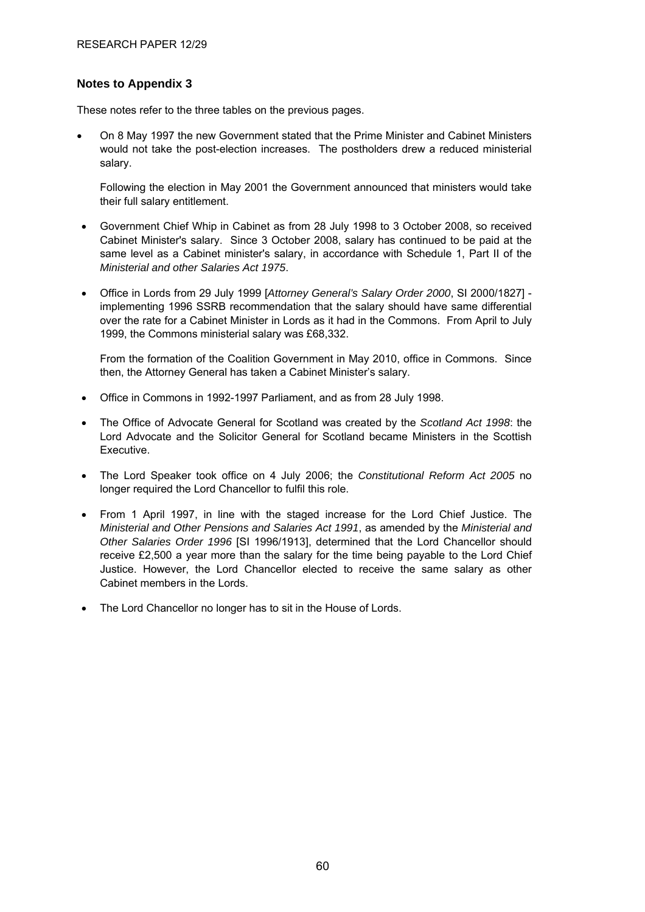## Notes to Appendix 3

These notes refer to the three tables on the previous pages.

- On 8 May 1997 the new Government stated that the Prime Minister and Cabinet Ministers would not take the post-election increases. The postholders drew a reduced ministerial salary.

  Following the election in May 2001 the Government announced that ministers would take their full salary entitlement.

- Government Chief Whip in Cabinet as from 28 July 1998 to 3 October 2008, so received Cabinet Minister's salary. Since 3 October 2008, salary has continued to be paid at the same level as a Cabinet minister's salary, in accordance with Schedule 1, Part II of the *Ministerial and other Salaries Act 1975*.

- Office in Lords from 29 July 1999 [*Attorney General's Salary Order 2000*, SI 2000/1827] - implementing 1996 SSRB recommendation that the salary should have same differential over the rate for a Cabinet Minister in Lords as it had in the Commons. From April to July 1999, the Commons ministerial salary was £68,332.

  From the formation of the Coalition Government in May 2010, office in Commons. Since then, the Attorney General has taken a Cabinet Minister's salary.

- Office in Commons in 1992-1997 Parliament, and as from 28 July 1998.

- The Office of Advocate General for Scotland was created by the *Scotland Act 1998*: the Lord Advocate and the Solicitor General for Scotland became Ministers in the Scottish Executive.

- The Lord Speaker took office on 4 July 2006; the *Constitutional Reform Act 2005* no longer required the Lord Chancellor to fulfil this role.

- From 1 April 1997, in line with the staged increase for the Lord Chief Justice. The *Ministerial and Other Pensions and Salaries Act 1991*, as amended by the *Ministerial and Other Salaries Order 1996* [SI 1996/1913], determined that the Lord Chancellor should receive £2,500 a year more than the salary for the time being payable to the Lord Chief Justice. However, the Lord Chancellor elected to receive the same salary as other Cabinet members in the Lords.

- The Lord Chancellor no longer has to sit in the House of Lords.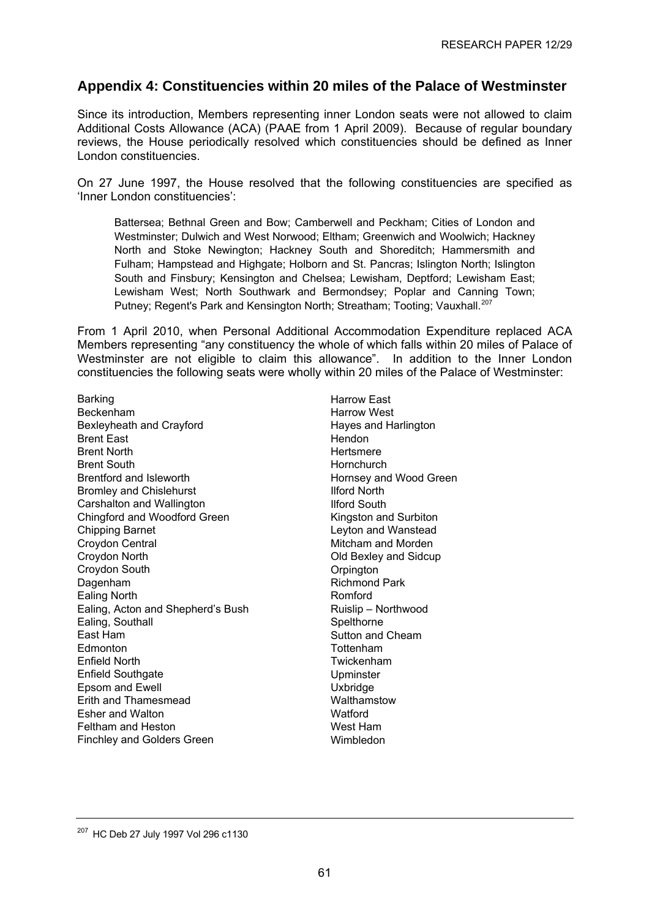## Appendix 4: Constituencies within 20 miles of the Palace of Westminster

Since its introduction, Members representing inner London seats were not allowed to claim Additional Costs Allowance (ACA) (PAAE from 1 April 2009). Because of regular boundary reviews, the House periodically resolved which constituencies should be defined as Inner London constituencies.

On 27 June 1997, the House resolved that the following constituencies are specified as 'Inner London constituencies':

> Battersea; Bethnal Green and Bow; Camberwell and Peckham; Cities of London and Westminster; Dulwich and West Norwood; Eltham; Greenwich and Woolwich; Hackney North and Stoke Newington; Hackney South and Shoreditch; Hammersmith and Fulham; Hampstead and Highgate; Holborn and St. Pancras; Islington North; Islington South and Finsbury; Kensington and Chelsea; Lewisham, Deptford; Lewisham East; Lewisham West; North Southwark and Bermondsey; Poplar and Canning Town; Putney; Regent's Park and Kensington North; Streatham; Tooting; Vauxhall.[207]

From 1 April 2010, when Personal Additional Accommodation Expenditure replaced ACA Members representing "any constituency the whole of which falls within 20 miles of Palace of Westminster are not eligible to claim this allowance". In addition to the Inner London constituencies the following seats were wholly within 20 miles of the Palace of Westminster:

Barking
Beckenham
Bexleyheath and Crayford
Brent East
Brent North
Brent South
Brentford and Isleworth
Bromley and Chislehurst
Carshalton and Wallington
Chingford and Woodford Green
Chipping Barnet
Croydon Central
Croydon North
Croydon South
Dagenham
Ealing North
Ealing, Acton and Shepherd's Bush
Ealing, Southall
East Ham
Edmonton
Enfield North
Enfield Southgate
Epsom and Ewell
Erith and Thamesmead
Esher and Walton
Feltham and Heston
Finchley and Golders Green
Harrow East
Harrow West
Hayes and Harlington
Hendon
Hertsmere
Hornchurch
Hornsey and Wood Green
Ilford North
Ilford South
Kingston and Surbiton
Leyton and Wanstead
Mitcham and Morden
Old Bexley and Sidcup
Orpington
Richmond Park
Romford
Ruislip – Northwood
Spelthorne
Sutton and Cheam
Tottenham
Twickenham
Upminster
Uxbridge
Walthamstow
Watford
West Ham
Wimbledon

---

[207] HC Deb 27 July 1997 Vol 296 c1130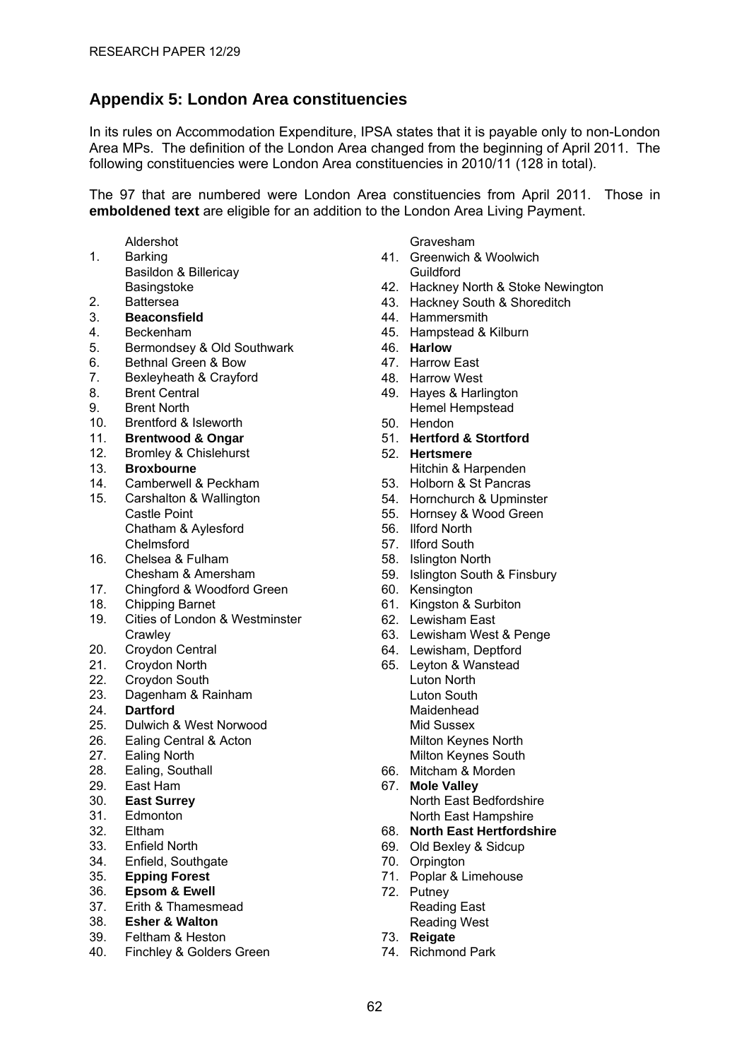## Appendix 5: London Area constituencies

In its rules on Accommodation Expenditure, IPSA states that it is payable only to non-London Area MPs. The definition of the London Area changed from the beginning of April 2011. The following constituencies were London Area constituencies in 2010/11 (128 in total).

The 97 that are numbered were London Area constituencies from April 2011. Those in **emboldened text** are eligible for an addition to the London Area Living Payment.

- Aldershot
1. Barking
- Basildon & Billericay
- Basingstoke
2. Battersea
3. **Beaconsfield**
4. Beckenham
5. Bermondsey & Old Southwark
6. Bethnal Green & Bow
7. Bexleyheath & Crayford
8. Brent Central
9. Brent North
10. Brentford & Isleworth
11. **Brentwood & Ongar**
12. Bromley & Chislehurst
13. **Broxbourne**
14. Camberwell & Peckham
15. Carshalton & Wallington
- Castle Point
- Chatham & Aylesford
- Chelmsford
16. Chelsea & Fulham
- Chesham & Amersham
17. Chingford & Woodford Green
18. Chipping Barnet
19. Cities of London & Westminster
- Crawley
20. Croydon Central
21. Croydon North
22. Croydon South
23. Dagenham & Rainham
24. **Dartford**
25. Dulwich & West Norwood
26. Ealing Central & Acton
27. Ealing North
28. Ealing, Southall
29. East Ham
30. **East Surrey**
31. Edmonton
32. Eltham
33. Enfield North
34. Enfield, Southgate
35. **Epping Forest**
36. **Epsom & Ewell**
37. Erith & Thamesmead
38. **Esher & Walton**
39. Feltham & Heston
40. Finchley & Golders Green
- Gravesham
41. Greenwich & Woolwich
- Guildford
42. Hackney North & Stoke Newington
43. Hackney South & Shoreditch
44. Hammersmith
45. Hampstead & Kilburn
46. **Harlow**
47. Harrow East
48. Harrow West
49. Hayes & Harlington
- Hemel Hempstead
50. Hendon
51. **Hertford & Stortford**
52. **Hertsmere**
- Hitchin & Harpenden
53. Holborn & St Pancras
54. Hornchurch & Upminster
55. Hornsey & Wood Green
56. Ilford North
57. Ilford South
58. Islington North
59. Islington South & Finsbury
60. Kensington
61. Kingston & Surbiton
62. Lewisham East
63. Lewisham West & Penge
64. Lewisham, Deptford
65. Leyton & Wanstead
- Luton North
- Luton South
- Maidenhead
- Mid Sussex
- Milton Keynes North
- Milton Keynes South
66. Mitcham & Morden
67. **Mole Valley**
- North East Bedfordshire
- North East Hampshire
68. **North East Hertfordshire**
69. Old Bexley & Sidcup
70. Orpington
71. Poplar & Limehouse
72. Putney
- Reading East
- Reading West
73. **Reigate**
74. Richmond Park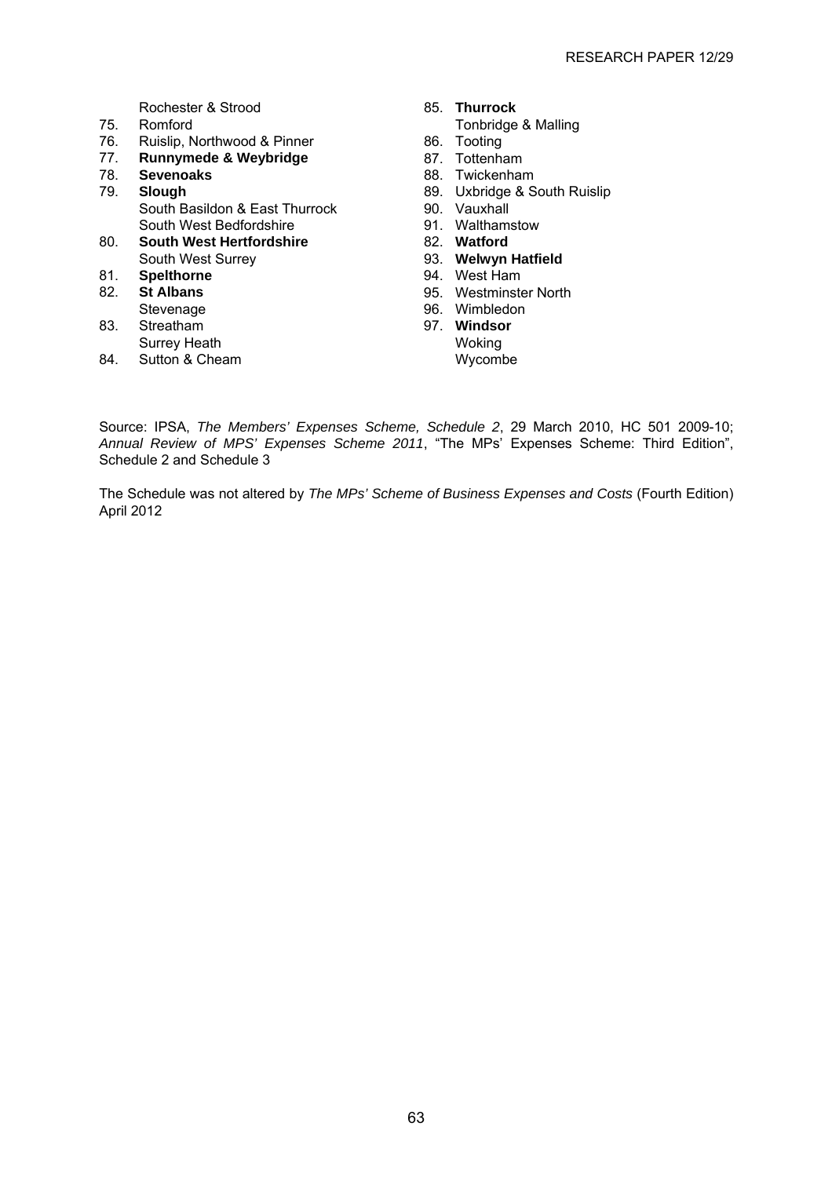Rochester & Strood
75. Romford
76. Ruislip, Northwood & Pinner
77. **Runnymede & Weybridge**
78. **Sevenoaks**
79. **Slough**
South Basildon & East Thurrock
South West Bedfordshire
80. **South West Hertfordshire**
South West Surrey
81. **Spelthorne**
82. **St Albans**
Stevenage
83. Streatham
Surrey Heath
84. Sutton & Cheam
85. **Thurrock**
Tonbridge & Malling
86. Tooting
87. Tottenham
88. Twickenham
89. Uxbridge & South Ruislip
90. Vauxhall
91. Walthamstow
82. **Watford**
93. **Welwyn Hatfield**
94. West Ham
95. Westminster North
96. Wimbledon
97. **Windsor**
Woking
Wycombe

Source: IPSA, *The Members' Expenses Scheme, Schedule 2*, 29 March 2010, HC 501 2009-10; *Annual Review of MPS' Expenses Scheme 2011*, "The MPs' Expenses Scheme: Third Edition", Schedule 2 and Schedule 3

The Schedule was not altered by *The MPs' Scheme of Business Expenses and Costs* (Fourth Edition) April 2012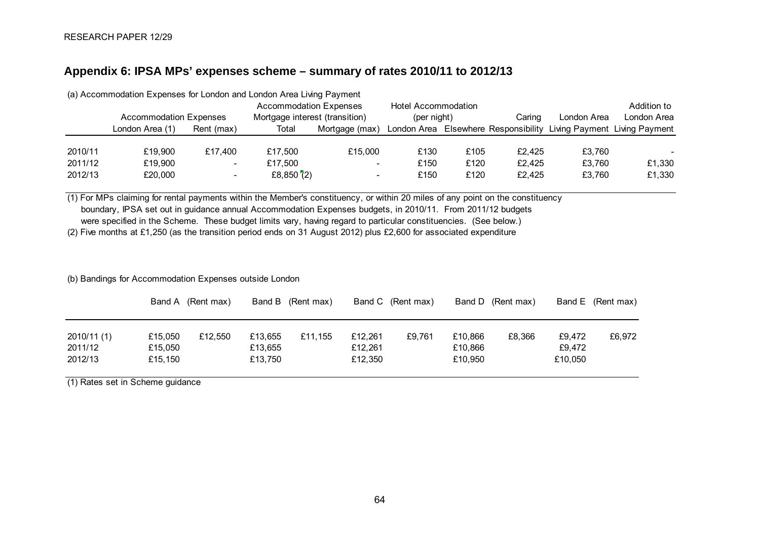## Appendix 6: IPSA MPs' expenses scheme – summary of rates 2010/11 to 2012/13

(a) Accommodation Expenses for London and London Area Living Payment

| | Accommodation Expenses | | Accommodation Expenses Mortgage interest (transition) | | Hotel Accommodation (per night) | | | | Addition to |
|---|---|---|---|---|---|---|---|---|---|
| | London Area (1) | Rent (max) | Total | Mortgage (max) | London Area | Elsewhere | Caring Responsibility | London Area Living Payment | London Area Living Payment |
| 2010/11 | £19,900 | £17,400 | £17,500 | £15,000 | £130 | £105 | £2,425 | £3,760 | - |
| 2011/12 | £19,900 | - | £17,500 | - | £150 | £120 | £2,425 | £3,760 | £1,330 |
| 2012/13 | £20,000 | - | £8,850 (2) | - | £150 | £120 | £2,425 | £3,760 | £1,330 |

(1) For MPs claiming for rental payments within the Member's constituency, or within 20 miles of any point on the constituency boundary, IPSA set out in guidance annual Accommodation Expenses budgets, in 2010/11. From 2011/12 budgets were specified in the Scheme. These budget limits vary, having regard to particular constituencies. (See below.)

(2) Five months at £1,250 (as the transition period ends on 31 August 2012) plus £2,600 for associated expenditure

(b) Bandings for Accommodation Expenses outside London

| | Band A | (Rent max) | Band B | (Rent max) | Band C | (Rent max) | Band D | (Rent max) | Band E | (Rent max) |
|---|---|---|---|---|---|---|---|---|---|---|
| 2010/11 (1) | £15,050 | £12,550 | £13,655 | £11,155 | £12,261 | £9,761 | £10,866 | £8,366 | £9,472 | £6,972 |
| 2011/12 | £15,050 | | £13,655 | | £12,261 | | £10,866 | | £9,472 | |
| 2012/13 | £15,150 | | £13,750 | | £12,350 | | £10,950 | | £10,050 | |

(1) Rates set in Scheme guidance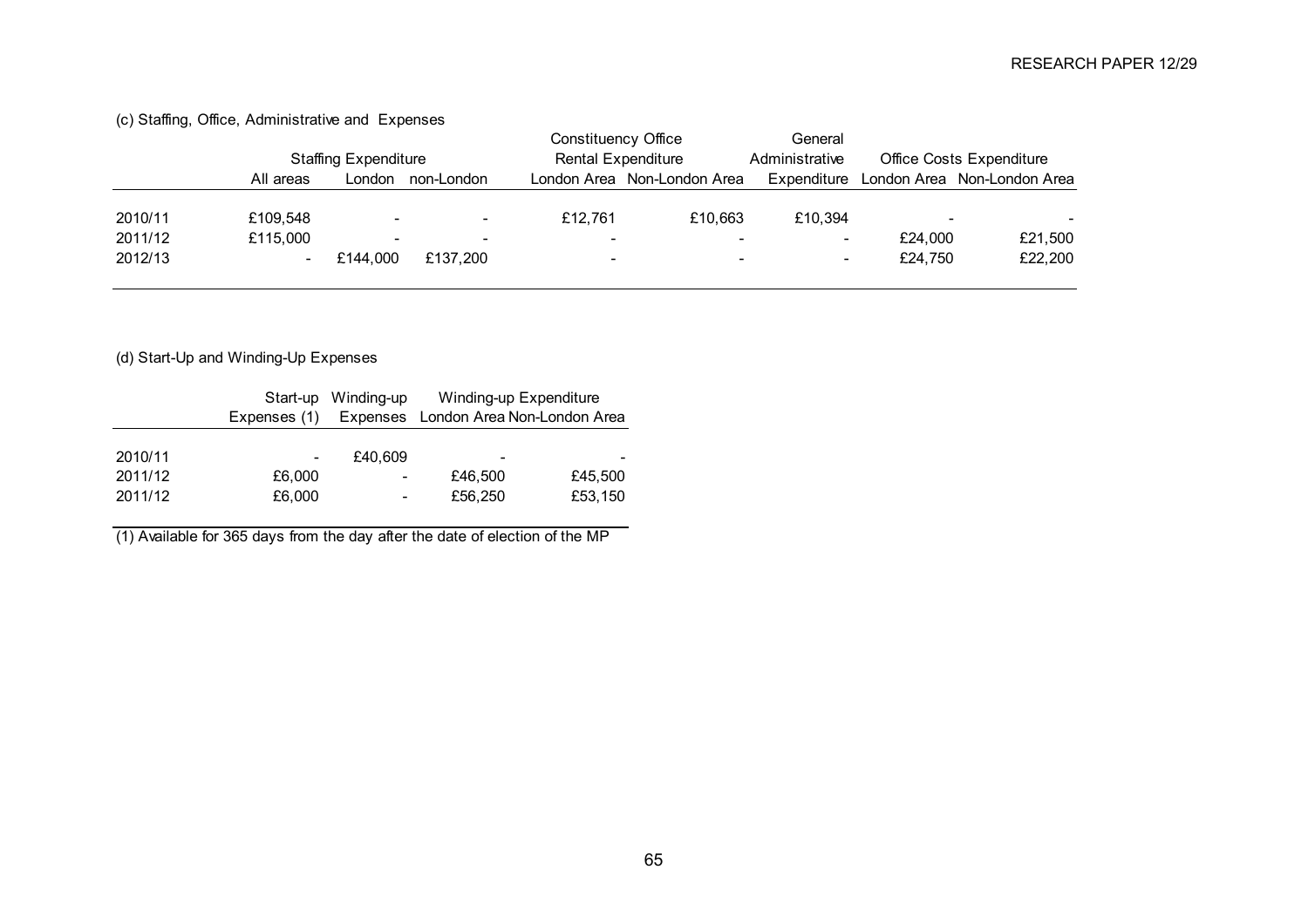(c) Staffing, Office, Administrative and Expenses

| | Staffing Expenditure | | | Constituency Office Rental Expenditure | | General Administrative | Office Costs Expenditure | |
|---|---|---|---|---|---|---|---|---|
| | All areas | London | non-London | London Area | Non-London Area | Expenditure | London Area | Non-London Area |
| 2010/11 | £109,548 | - | - | £12,761 | £10,663 | £10,394 | - | - |
| 2011/12 | £115,000 | - | - | - | - | - | £24,000 | £21,500 |
| 2012/13 | - | £144,000 | £137,200 | - | - | - | £24,750 | £22,200 |

(d) Start-Up and Winding-Up Expenses

| | Start-up Expenses (1) | Winding-up Expenses | Winding-up Expenditure London Area | Non-London Area |
|---|---|---|---|---|
| 2010/11 | - | £40,609 | - | - |
| 2011/12 | £6,000 | - | £46,500 | £45,500 |
| 2011/12 | £6,000 | - | £56,250 | £53,150 |

(1) Available for 365 days from the day after the date of election of the MP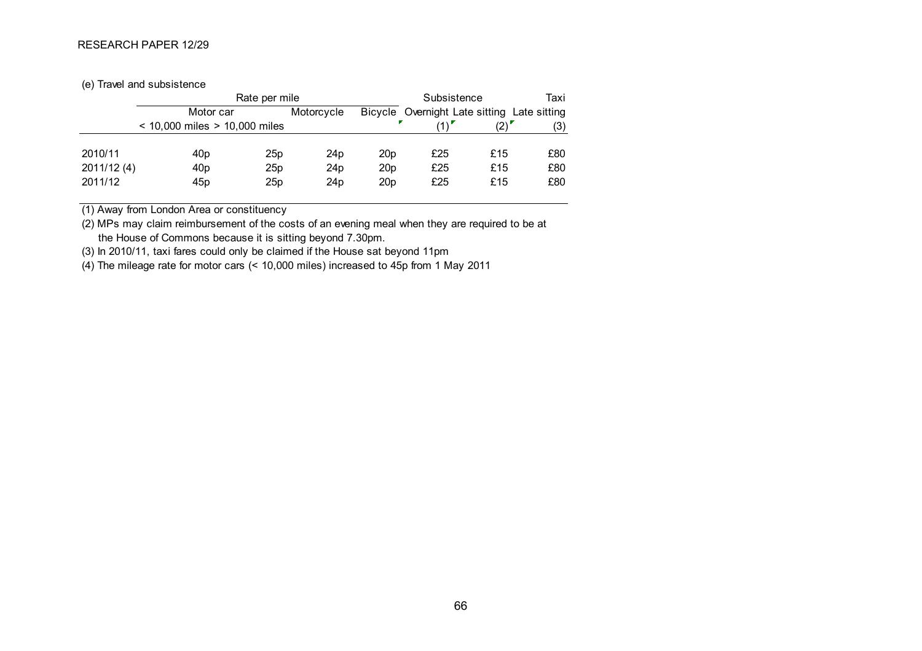(e) Travel and subsistence

| | Rate per mile | | | | Subsistence | | Taxi |
|---|---|---|---|---|---|---|---|
| | Motor car | | Motorcycle | Bicycle | Overnight | Late sitting | Late sitting |
| | < 10,000 miles | > 10,000 miles | | | (1) | (2) | (3) |
| 2010/11 | 40p | 25p | 24p | 20p | £25 | £15 | £80 |
| 2011/12 (4) | 40p | 25p | 24p | 20p | £25 | £15 | £80 |
| 2011/12 | 45p | 25p | 24p | 20p | £25 | £15 | £80 |

(1) Away from London Area or constituency

(2) MPs may claim reimbursement of the costs of an evening meal when they are required to be at the House of Commons because it is sitting beyond 7.30pm.

(3) In 2010/11, taxi fares could only be claimed if the House sat beyond 11pm

(4) The mileage rate for motor cars (< 10,000 miles) increased to 45p from 1 May 2011